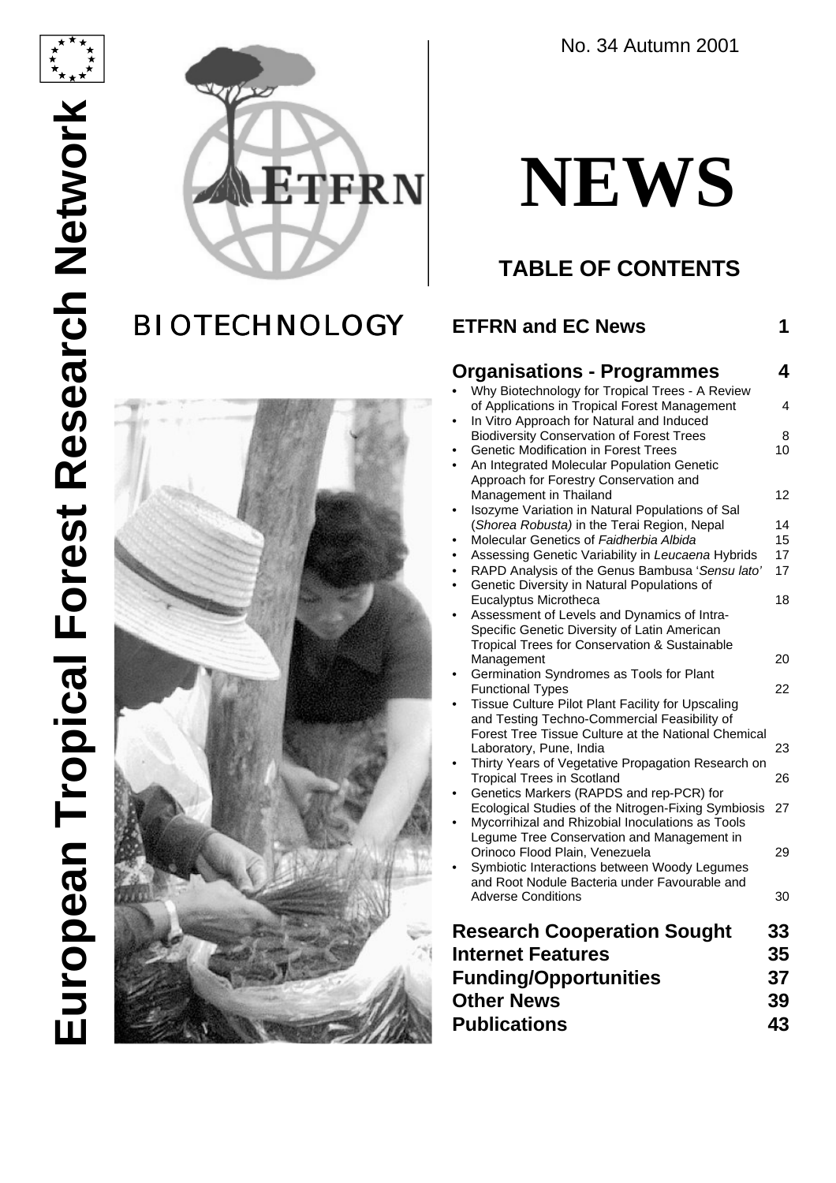# European Tropical Forest Research Network

ETFRN

No. 34 Autumn 2001

# NEWS

## BIOTECHNOLOGY

## TABLE OF CONTENTS

**ETFRN and EC News** 1

**Organisations - Programmes** 4

- Why Biotechnology for Tropical Trees - A Review of Applications in Tropical Forest Management 4
- In Vitro Approach for Natural and Induced Biodiversity Conservation of Forest Trees 8
- Genetic Modification in Forest Trees 10
- An Integrated Molecular Population Genetic Approach for Forestry Conservation and Management in Thailand 12
- Isozyme Variation in Natural Populations of Sal (*Shorea Robusta)* in the Terai Region, Nepal 14
- Molecular Genetics of *Faidherbia Albida* 15
- Assessing Genetic Variability in *Leucaena* Hybrids 17
- RAPD Analysis of the Genus Bambusa '*Sensu lato'* 17
- Genetic Diversity in Natural Populations of Eucalyptus Microtheca 18
- Assessment of Levels and Dynamics of Intra-Specific Genetic Diversity of Latin American Tropical Trees for Conservation & Sustainable Management 20
- Germination Syndromes as Tools for Plant Functional Types 22
- Tissue Culture Pilot Plant Facility for Upscaling and Testing Techno-Commercial Feasibility of Forest Tree Tissue Culture at the National Chemical Laboratory, Pune, India 23
- Thirty Years of Vegetative Propagation Research on Tropical Trees in Scotland 26
- Genetics Markers (RAPDS and rep-PCR) for Ecological Studies of the Nitrogen-Fixing Symbiosis 27
- Mycorrihizal and Rhizobial Inoculations as Tools Legume Tree Conservation and Management in Orinoco Flood Plain, Venezuela 29
- Symbiotic Interactions between Woody Legumes and Root Nodule Bacteria under Favourable and Adverse Conditions 30

**Research Cooperation Sought** 33

**Internet Features** 35

**Funding/Opportunities** 37

**Other News** 39

**Publications** 43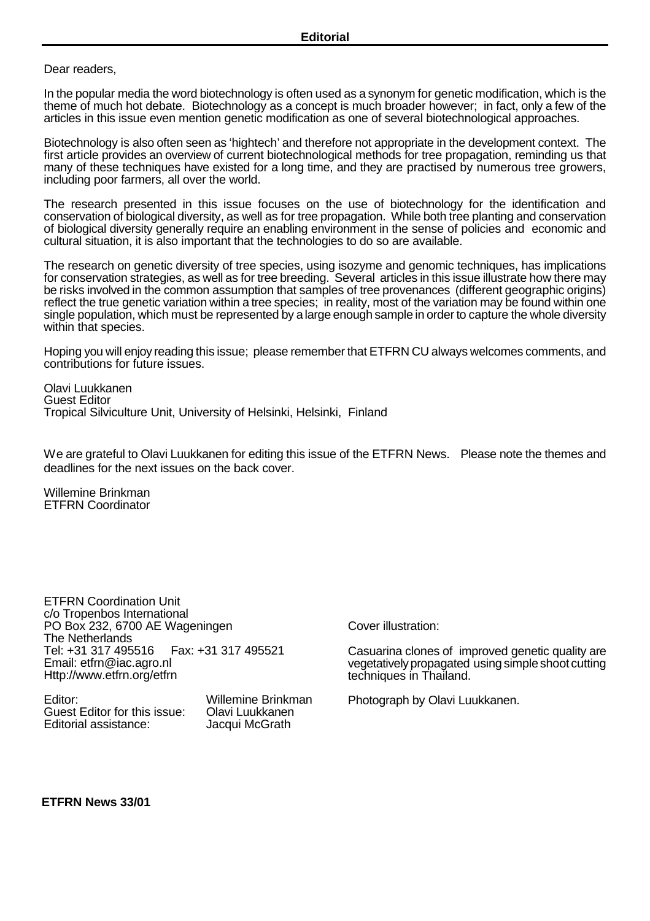## Editorial

Dear readers,

In the popular media the word biotechnology is often used as a synonym for genetic modification, which is the theme of much hot debate. Biotechnology as a concept is much broader however; in fact, only a few of the articles in this issue even mention genetic modification as one of several biotechnological approaches.

Biotechnology is also often seen as 'hightech' and therefore not appropriate in the development context. The first article provides an overview of current biotechnological methods for tree propagation, reminding us that many of these techniques have existed for a long time, and they are practised by numerous tree growers, including poor farmers, all over the world.

The research presented in this issue focuses on the use of biotechnology for the identification and conservation of biological diversity, as well as for tree propagation. While both tree planting and conservation of biological diversity generally require an enabling environment in the sense of policies and economic and cultural situation, it is also important that the technologies to do so are available.

The research on genetic diversity of tree species, using isozyme and genomic techniques, has implications for conservation strategies, as well as for tree breeding. Several articles in this issue illustrate how there may be risks involved in the common assumption that samples of tree provenances (different geographic origins) reflect the true genetic variation within a tree species; in reality, most of the variation may be found within one single population, which must be represented by a large enough sample in order to capture the whole diversity within that species.

Hoping you will enjoy reading this issue; please remember that ETFRN CU always welcomes comments, and contributions for future issues.

Olavi Luukkanen
Guest Editor
Tropical Silviculture Unit, University of Helsinki, Helsinki, Finland

We are grateful to Olavi Luukkanen for editing this issue of the ETFRN News. Please note the themes and deadlines for the next issues on the back cover.

Willemine Brinkman
ETFRN Coordinator

ETFRN Coordination Unit
c/o Tropenbos International
PO Box 232, 6700 AE Wageningen
The Netherlands
Tel: +31 317 495516 Fax: +31 317 495521
Email: etfrn@iac.agro.nl
Http://www.etfrn.org/etfrn

Editor: Willemine Brinkman
Guest Editor for this issue: Olavi Luukkanen
Editorial assistance: Jacqui McGrath

Cover illustration:

Casuarina clones of improved genetic quality are vegetatively propagated using simple shoot cutting techniques in Thailand.

Photograph by Olavi Luukkanen.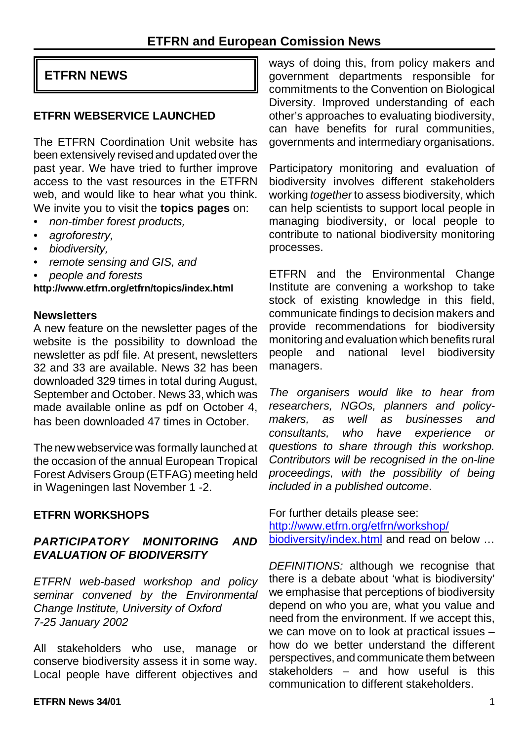# ETFRN and European Comission News

## ETFRN NEWS

### ETFRN WEBSERVICE LAUNCHED

The ETFRN Coordination Unit website has been extensively revised and updated over the past year. We have tried to further improve access to the vast resources in the ETFRN web, and would like to hear what you think. We invite you to visit the **topics pages** on:

- *non-timber forest products,*
- *agroforestry,*
- *biodiversity,*
- *remote sensing and GIS, and*
- *people and forests*

**http://www.etfrn.org/etfrn/topics/index.html**

#### Newsletters

A new feature on the newsletter pages of the website is the possibility to download the newsletter as pdf file. At present, newsletters 32 and 33 are available. News 32 has been downloaded 329 times in total during August, September and October. News 33, which was made available online as pdf on October 4, has been downloaded 47 times in October.

The new webservice was formally launched at the occasion of the annual European Tropical Forest Advisers Group (ETFAG) meeting held in Wageningen last November 1 -2.

### ETFRN WORKSHOPS

#### *PARTICIPATORY MONITORING AND EVALUATION OF BIODIVERSITY*

*ETFRN web-based workshop and policy seminar convened by the Environmental Change Institute, University of Oxford*
*7-25 January 2002*

All stakeholders who use, manage or conserve biodiversity assess it in some way. Local people have different objectives and ways of doing this, from policy makers and government departments responsible for commitments to the Convention on Biological Diversity. Improved understanding of each other's approaches to evaluating biodiversity, can have benefits for rural communities, governments and intermediary organisations.

Participatory monitoring and evaluation of biodiversity involves different stakeholders working *together* to assess biodiversity, which can help scientists to support local people in managing biodiversity, or local people to contribute to national biodiversity monitoring processes.

ETFRN and the Environmental Change Institute are convening a workshop to take stock of existing knowledge in this field, communicate findings to decision makers and provide recommendations for biodiversity monitoring and evaluation which benefits rural people and national level biodiversity managers.

*The organisers would like to hear from researchers, NGOs, planners and policy-makers, as well as businesses and consultants, who have experience or questions to share through this workshop. Contributors will be recognised in the on-line proceedings, with the possibility of being included in a published outcome*.

For further details please see:
http://www.etfrn.org/etfrn/workshop/biodiversity/index.html and read on below …

*DEFINITIONS:* although we recognise that there is a debate about 'what is biodiversity' we emphasise that perceptions of biodiversity depend on who you are, what you value and need from the environment. If we accept this, we can move on to look at practical issues – how do we better understand the different perspectives, and communicate them between stakeholders – and how useful is this communication to different stakeholders.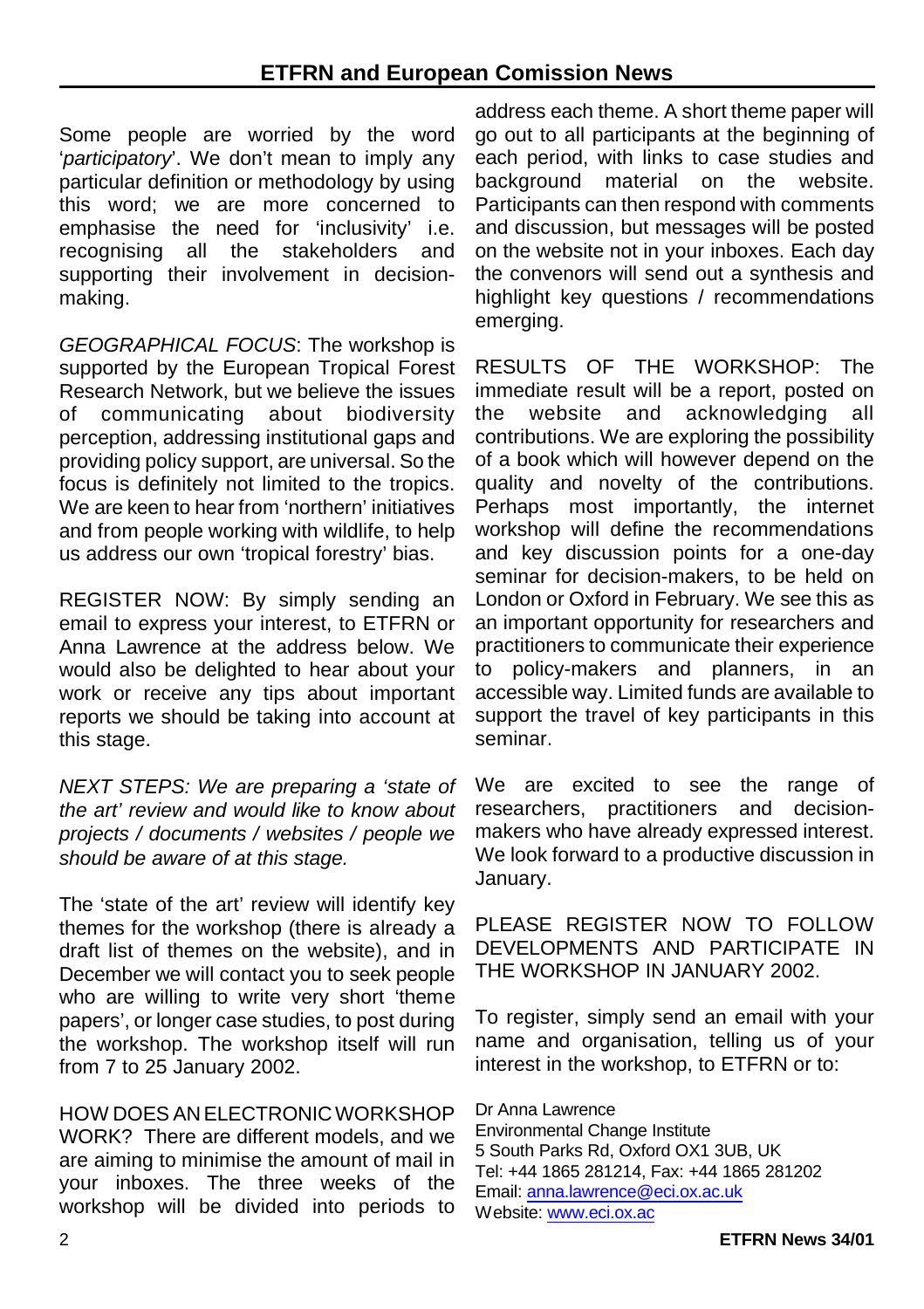Some people are worried by the word '*participatory*'. We don't mean to imply any particular definition or methodology by using this word; we are more concerned to emphasise the need for 'inclusivity' i.e. recognising all the stakeholders and supporting their involvement in decision-making.

*GEOGRAPHICAL FOCUS*: The workshop is supported by the European Tropical Forest Research Network, but we believe the issues of communicating about biodiversity perception, addressing institutional gaps and providing policy support, are universal. So the focus is definitely not limited to the tropics. We are keen to hear from 'northern' initiatives and from people working with wildlife, to help us address our own 'tropical forestry' bias.

REGISTER NOW: By simply sending an email to express your interest, to ETFRN or Anna Lawrence at the address below. We would also be delighted to hear about your work or receive any tips about important reports we should be taking into account at this stage.

*NEXT STEPS: We are preparing a 'state of the art' review and would like to know about projects / documents / websites / people we should be aware of at this stage.*

The 'state of the art' review will identify key themes for the workshop (there is already a draft list of themes on the website), and in December we will contact you to seek people who are willing to write very short 'theme papers', or longer case studies, to post during the workshop. The workshop itself will run from 7 to 25 January 2002.

HOW DOES AN ELECTRONIC WORKSHOP WORK? There are different models, and we are aiming to minimise the amount of mail in your inboxes. The three weeks of the workshop will be divided into periods to address each theme. A short theme paper will go out to all participants at the beginning of each period, with links to case studies and background material on the website. Participants can then respond with comments and discussion, but messages will be posted on the website not in your inboxes. Each day the convenors will send out a synthesis and highlight key questions / recommendations emerging.

RESULTS OF THE WORKSHOP: The immediate result will be a report, posted on the website and acknowledging all contributions. We are exploring the possibility of a book which will however depend on the quality and novelty of the contributions. Perhaps most importantly, the internet workshop will define the recommendations and key discussion points for a one-day seminar for decision-makers, to be held on London or Oxford in February. We see this as an important opportunity for researchers and practitioners to communicate their experience to policy-makers and planners, in an accessible way. Limited funds are available to support the travel of key participants in this seminar.

We are excited to see the range of researchers, practitioners and decision-makers who have already expressed interest. We look forward to a productive discussion in January.

PLEASE REGISTER NOW TO FOLLOW DEVELOPMENTS AND PARTICIPATE IN THE WORKSHOP IN JANUARY 2002.

To register, simply send an email with your name and organisation, telling us of your interest in the workshop, to ETFRN or to:

Dr Anna Lawrence
Environmental Change Institute
5 South Parks Rd, Oxford OX1 3UB, UK
Tel: +44 1865 281214, Fax: +44 1865 281202
Email: anna.lawrence@eci.ox.ac.uk
Website: www.eci.ox.ac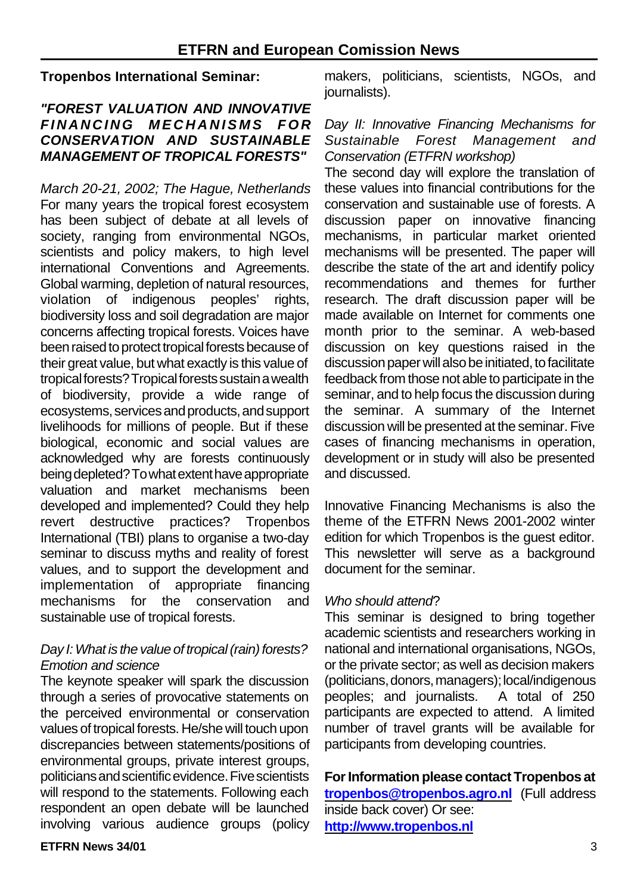# ETFRN and European Comission News

## Tropenbos International Seminar:

### *"FOREST VALUATION AND INNOVATIVE FINANCING MECHANISMS FOR CONSERVATION AND SUSTAINABLE MANAGEMENT OF TROPICAL FORESTS"*

*March 20-21, 2002; The Hague, Netherlands*

For many years the tropical forest ecosystem has been subject of debate at all levels of society, ranging from environmental NGOs, scientists and policy makers, to high level international Conventions and Agreements. Global warming, depletion of natural resources, violation of indigenous peoples' rights, biodiversity loss and soil degradation are major concerns affecting tropical forests. Voices have been raised to protect tropical forests because of their great value, but what exactly is this value of tropical forests? Tropical forests sustain a wealth of biodiversity, provide a wide range of ecosystems, services and products, and support livelihoods for millions of people. But if these biological, economic and social values are acknowledged why are forests continuously being depleted? To what extent have appropriate valuation and market mechanisms been developed and implemented? Could they help revert destructive practices? Tropenbos International (TBI) plans to organise a two-day seminar to discuss myths and reality of forest values, and to support the development and implementation of appropriate financing mechanisms for the conservation and sustainable use of tropical forests.

*Day I: What is the value of tropical (rain) forests? Emotion and science*

The keynote speaker will spark the discussion through a series of provocative statements on the perceived environmental or conservation values of tropical forests. He/she will touch upon discrepancies between statements/positions of environmental groups, private interest groups, politicians and scientific evidence. Five scientists will respond to the statements. Following each respondent an open debate will be launched involving various audience groups (policy makers, politicians, scientists, NGOs, and journalists).

*Day II: Innovative Financing Mechanisms for Sustainable Forest Management and Conservation (ETFRN workshop)*

The second day will explore the translation of these values into financial contributions for the conservation and sustainable use of forests. A discussion paper on innovative financing mechanisms, in particular market oriented mechanisms will be presented. The paper will describe the state of the art and identify policy recommendations and themes for further research. The draft discussion paper will be made available on Internet for comments one month prior to the seminar. A web-based discussion on key questions raised in the discussion paper will also be initiated, to facilitate feedback from those not able to participate in the seminar, and to help focus the discussion during the seminar. A summary of the Internet discussion will be presented at the seminar. Five cases of financing mechanisms in operation, development or in study will also be presented and discussed.

Innovative Financing Mechanisms is also the theme of the ETFRN News 2001-2002 winter edition for which Tropenbos is the guest editor. This newsletter will serve as a background document for the seminar.

*Who should attend?*

This seminar is designed to bring together academic scientists and researchers working in national and international organisations, NGOs, or the private sector; as well as decision makers (politicians, donors, managers); local/indigenous peoples; and journalists. A total of 250 participants are expected to attend. A limited number of travel grants will be available for participants from developing countries.

**For Information please contact Tropenbos at** **tropenbos@tropenbos.agro.nl** (Full address inside back cover) Or see: **http://www.tropenbos.nl**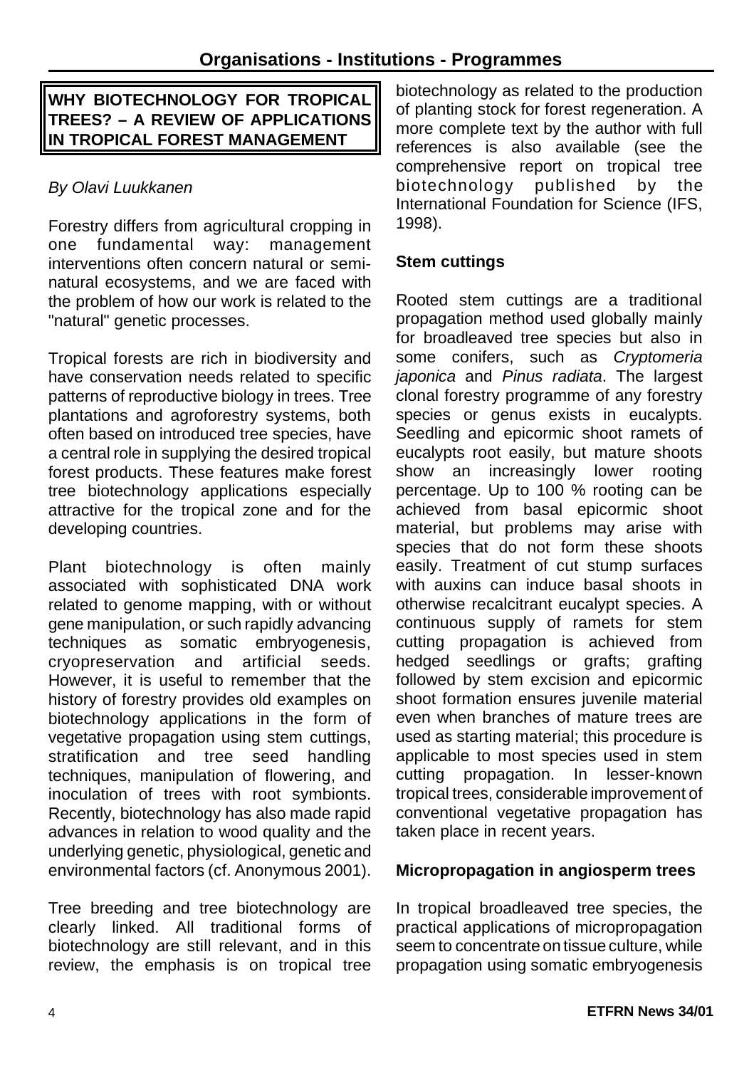# Organisations - Institutions - Programmes

## WHY BIOTECHNOLOGY FOR TROPICAL TREES? – A REVIEW OF APPLICATIONS IN TROPICAL FOREST MANAGEMENT

*By Olavi Luukkanen*

Forestry differs from agricultural cropping in one fundamental way: management interventions often concern natural or semi-natural ecosystems, and we are faced with the problem of how our work is related to the "natural" genetic processes.

Tropical forests are rich in biodiversity and have conservation needs related to specific patterns of reproductive biology in trees. Tree plantations and agroforestry systems, both often based on introduced tree species, have a central role in supplying the desired tropical forest products. These features make forest tree biotechnology applications especially attractive for the tropical zone and for the developing countries.

Plant biotechnology is often mainly associated with sophisticated DNA work related to genome mapping, with or without gene manipulation, or such rapidly advancing techniques as somatic embryogenesis, cryopreservation and artificial seeds. However, it is useful to remember that the history of forestry provides old examples on biotechnology applications in the form of vegetative propagation using stem cuttings, stratification and tree seed handling techniques, manipulation of flowering, and inoculation of trees with root symbionts. Recently, biotechnology has also made rapid advances in relation to wood quality and the underlying genetic, physiological, genetic and environmental factors (cf. Anonymous 2001).

Tree breeding and tree biotechnology are clearly linked. All traditional forms of biotechnology are still relevant, and in this review, the emphasis is on tropical tree biotechnology as related to the production of planting stock for forest regeneration. A more complete text by the author with full references is also available (see the comprehensive report on tropical tree biotechnology published by the International Foundation for Science (IFS, 1998).

### Stem cuttings

Rooted stem cuttings are a traditional propagation method used globally mainly for broadleaved tree species but also in some conifers, such as *Cryptomeria japonica* and *Pinus radiata*. The largest clonal forestry programme of any forestry species or genus exists in eucalypts. Seedling and epicormic shoot ramets of eucalypts root easily, but mature shoots show an increasingly lower rooting percentage. Up to 100 % rooting can be achieved from basal epicormic shoot material, but problems may arise with species that do not form these shoots easily. Treatment of cut stump surfaces with auxins can induce basal shoots in otherwise recalcitrant eucalypt species. A continuous supply of ramets for stem cutting propagation is achieved from hedged seedlings or grafts; grafting followed by stem excision and epicormic shoot formation ensures juvenile material even when branches of mature trees are used as starting material; this procedure is applicable to most species used in stem cutting propagation. In lesser-known tropical trees, considerable improvement of conventional vegetative propagation has taken place in recent years.

### Micropropagation in angiosperm trees

In tropical broadleaved tree species, the practical applications of micropropagation seem to concentrate on tissue culture, while propagation using somatic embryogenesis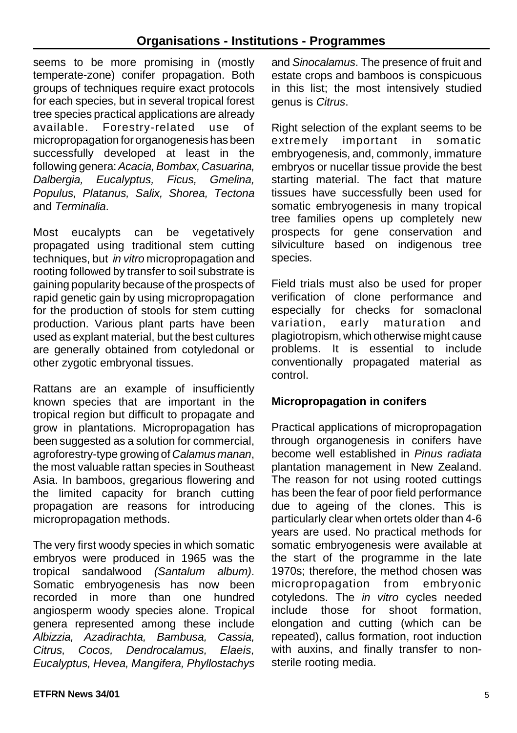seems to be more promising in (mostly temperate-zone) conifer propagation. Both groups of techniques require exact protocols for each species, but in several tropical forest tree species practical applications are already available. Forestry-related use of micropropagation for organogenesis has been successfully developed at least in the following genera: *Acacia, Bombax, Casuarina, Dalbergia, Eucalyptus, Ficus, Gmelina, Populus, Platanus, Salix, Shorea, Tectona* and *Terminalia*.

Most eucalypts can be vegetatively propagated using traditional stem cutting techniques, but *in vitro* micropropagation and rooting followed by transfer to soil substrate is gaining popularity because of the prospects of rapid genetic gain by using micropropagation for the production of stools for stem cutting production. Various plant parts have been used as explant material, but the best cultures are generally obtained from cotyledonal or other zygotic embryonal tissues.

Rattans are an example of insufficiently known species that are important in the tropical region but difficult to propagate and grow in plantations. Micropropagation has been suggested as a solution for commercial, agroforestry-type growing of *Calamus manan*, the most valuable rattan species in Southeast Asia. In bamboos, gregarious flowering and the limited capacity for branch cutting propagation are reasons for introducing micropropagation methods.

The very first woody species in which somatic embryos were produced in 1965 was the tropical sandalwood *(Santalum album)*. Somatic embryogenesis has now been recorded in more than one hundred angiosperm woody species alone. Tropical genera represented among these include *Albizzia, Azadirachta, Bambusa, Cassia, Citrus, Cocos, Dendrocalamus, Elaeis, Eucalyptus, Hevea, Mangifera, Phyllostachys* and *Sinocalamus*. The presence of fruit and estate crops and bamboos is conspicuous in this list; the most intensively studied genus is *Citrus*.

Right selection of the explant seems to be extremely important in somatic embryogenesis, and, commonly, immature embryos or nucellar tissue provide the best starting material. The fact that mature tissues have successfully been used for somatic embryogenesis in many tropical tree families opens up completely new prospects for gene conservation and silviculture based on indigenous tree species.

Field trials must also be used for proper verification of clone performance and especially for checks for somaclonal variation, early maturation and plagiotropism, which otherwise might cause problems. It is essential to include conventionally propagated material as control.

**Micropropagation in conifers**

Practical applications of micropropagation through organogenesis in conifers have become well established in *Pinus radiata* plantation management in New Zealand. The reason for not using rooted cuttings has been the fear of poor field performance due to ageing of the clones. This is particularly clear when ortets older than 4-6 years are used. No practical methods for somatic embryogenesis were available at the start of the programme in the late 1970s; therefore, the method chosen was micropropagation from embryonic cotyledons. The *in vitro* cycles needed include those for shoot formation, elongation and cutting (which can be repeated), callus formation, root induction with auxins, and finally transfer to non-sterile rooting media.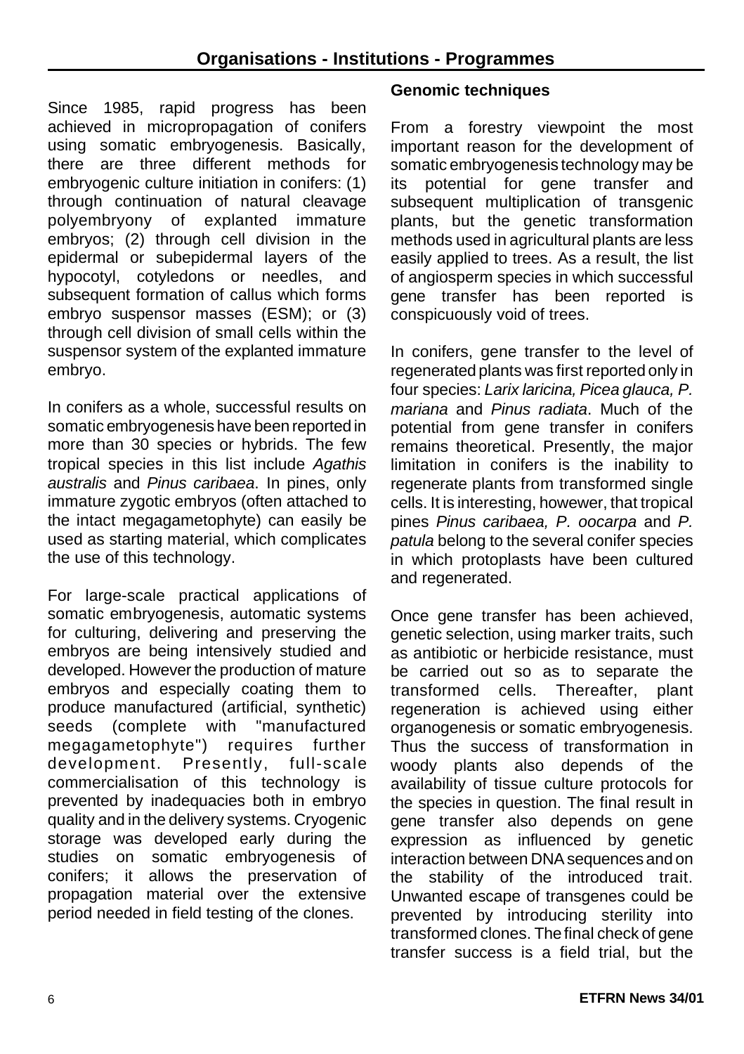Since 1985, rapid progress has been achieved in micropropagation of conifers using somatic embryogenesis. Basically, there are three different methods for embryogenic culture initiation in conifers: (1) through continuation of natural cleavage polyembryony of explanted immature embryos; (2) through cell division in the epidermal or subepidermal layers of the hypocotyl, cotyledons or needles, and subsequent formation of callus which forms embryo suspensor masses (ESM); or (3) through cell division of small cells within the suspensor system of the explanted immature embryo.

In conifers as a whole, successful results on somatic embryogenesis have been reported in more than 30 species or hybrids. The few tropical species in this list include *Agathis australis* and *Pinus caribaea*. In pines, only immature zygotic embryos (often attached to the intact megagametophyte) can easily be used as starting material, which complicates the use of this technology.

For large-scale practical applications of somatic embryogenesis, automatic systems for culturing, delivering and preserving the embryos are being intensively studied and developed. However the production of mature embryos and especially coating them to produce manufactured (artificial, synthetic) seeds (complete with "manufactured megagametophyte") requires further development. Presently, full-scale commercialisation of this technology is prevented by inadequacies both in embryo quality and in the delivery systems. Cryogenic storage was developed early during the studies on somatic embryogenesis of conifers; it allows the preservation of propagation material over the extensive period needed in field testing of the clones.

### Genomic techniques

From a forestry viewpoint the most important reason for the development of somatic embryogenesis technology may be its potential for gene transfer and subsequent multiplication of transgenic plants, but the genetic transformation methods used in agricultural plants are less easily applied to trees. As a result, the list of angiosperm species in which successful gene transfer has been reported is conspicuously void of trees.

In conifers, gene transfer to the level of regenerated plants was first reported only in four species: *Larix laricina, Picea glauca, P. mariana* and *Pinus radiata*. Much of the potential from gene transfer in conifers remains theoretical. Presently, the major limitation in conifers is the inability to regenerate plants from transformed single cells. It is interesting, however, that tropical pines *Pinus caribaea, P. oocarpa* and *P. patula* belong to the several conifer species in which protoplasts have been cultured and regenerated.

Once gene transfer has been achieved, genetic selection, using marker traits, such as antibiotic or herbicide resistance, must be carried out so as to separate the transformed cells. Thereafter, plant regeneration is achieved using either organogenesis or somatic embryogenesis. Thus the success of transformation in woody plants also depends of the availability of tissue culture protocols for the species in question. The final result in gene transfer also depends on gene expression as influenced by genetic interaction between DNA sequences and on the stability of the introduced trait. Unwanted escape of transgenes could be prevented by introducing sterility into transformed clones. The final check of gene transfer success is a field trial, but the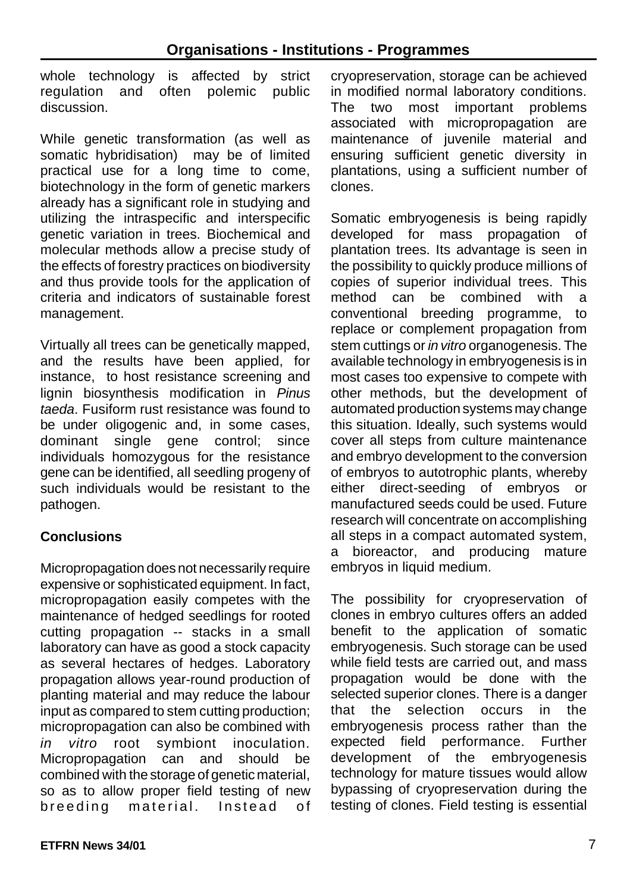whole technology is affected by strict regulation and often polemic public discussion.

While genetic transformation (as well as somatic hybridisation) may be of limited practical use for a long time to come, biotechnology in the form of genetic markers already has a significant role in studying and utilizing the intraspecific and interspecific genetic variation in trees. Biochemical and molecular methods allow a precise study of the effects of forestry practices on biodiversity and thus provide tools for the application of criteria and indicators of sustainable forest management.

Virtually all trees can be genetically mapped, and the results have been applied, for instance, to host resistance screening and lignin biosynthesis modification in *Pinus taeda*. Fusiform rust resistance was found to be under oligogenic and, in some cases, dominant single gene control; since individuals homozygous for the resistance gene can be identified, all seedling progeny of such individuals would be resistant to the pathogen.

### Conclusions

Micropropagation does not necessarily require expensive or sophisticated equipment. In fact, micropropagation easily competes with the maintenance of hedged seedlings for rooted cutting propagation -- stacks in a small laboratory can have as good a stock capacity as several hectares of hedges. Laboratory propagation allows year-round production of planting material and may reduce the labour input as compared to stem cutting production; micropropagation can also be combined with *in vitro* root symbiont inoculation. Micropropagation can and should be combined with the storage of genetic material, so as to allow proper field testing of new breeding material. Instead of cryopreservation, storage can be achieved in modified normal laboratory conditions. The two most important problems associated with micropropagation are maintenance of juvenile material and ensuring sufficient genetic diversity in plantations, using a sufficient number of clones.

Somatic embryogenesis is being rapidly developed for mass propagation of plantation trees. Its advantage is seen in the possibility to quickly produce millions of copies of superior individual trees. This method can be combined with a conventional breeding programme, to replace or complement propagation from stem cuttings or *in vitro* organogenesis. The available technology in embryogenesis is in most cases too expensive to compete with other methods, but the development of automated production systems may change this situation. Ideally, such systems would cover all steps from culture maintenance and embryo development to the conversion of embryos to autotrophic plants, whereby either direct-seeding of embryos or manufactured seeds could be used. Future research will concentrate on accomplishing all steps in a compact automated system, a bioreactor, and producing mature embryos in liquid medium.

The possibility for cryopreservation of clones in embryo cultures offers an added benefit to the application of somatic embryogenesis. Such storage can be used while field tests are carried out, and mass propagation would be done with the selected superior clones. There is a danger that the selection occurs in the embryogenesis process rather than the expected field performance. Further development of the embryogenesis technology for mature tissues would allow bypassing of cryopreservation during the testing of clones. Field testing is essential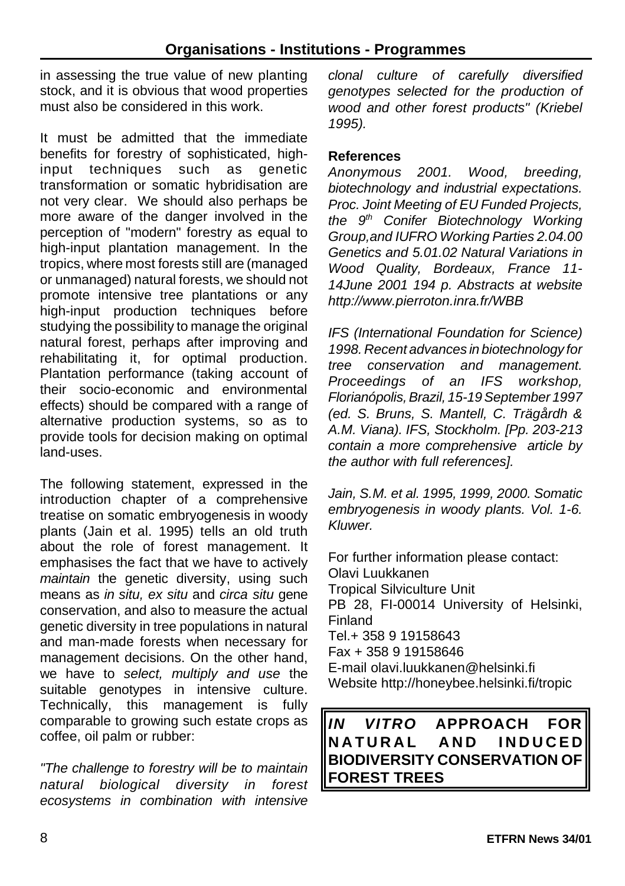in assessing the true value of new planting stock, and it is obvious that wood properties must also be considered in this work.

It must be admitted that the immediate benefits for forestry of sophisticated, high-input techniques such as genetic transformation or somatic hybridisation are not very clear. We should also perhaps be more aware of the danger involved in the perception of "modern" forestry as equal to high-input plantation management. In the tropics, where most forests still are (managed or unmanaged) natural forests, we should not promote intensive tree plantations or any high-input production techniques before studying the possibility to manage the original natural forest, perhaps after improving and rehabilitating it, for optimal production. Plantation performance (taking account of their socio-economic and environmental effects) should be compared with a range of alternative production systems, so as to provide tools for decision making on optimal land-uses.

The following statement, expressed in the introduction chapter of a comprehensive treatise on somatic embryogenesis in woody plants (Jain et al. 1995) tells an old truth about the role of forest management. It emphasises the fact that we have to actively *maintain* the genetic diversity, using such means as *in situ, ex situ* and *circa situ* gene conservation, and also to measure the actual genetic diversity in tree populations in natural and man-made forests when necessary for management decisions. On the other hand, we have to *select, multiply and use* the suitable genotypes in intensive culture. Technically, this management is fully comparable to growing such estate crops as coffee, oil palm or rubber:

*"The challenge to forestry will be to maintain natural biological diversity in forest ecosystems in combination with intensive clonal culture of carefully diversified genotypes selected for the production of wood and other forest products" (Kriebel 1995).*

**References**

*Anonymous 2001. Wood, breeding, biotechnology and industrial expectations. Proc. Joint Meeting of EU Funded Projects, the 9th Conifer Biotechnology Working Group,and IUFRO Working Parties 2.04.00 Genetics and 5.01.02 Natural Variations in Wood Quality, Bordeaux, France 11-14June 2001 194 p. Abstracts at website http://www.pierroton.inra.fr/WBB*

*IFS (International Foundation for Science) 1998. Recent advances in biotechnology for tree conservation and management. Proceedings of an IFS workshop, Florianópolis, Brazil, 15-19 September 1997 (ed. S. Bruns, S. Mantell, C. Trägårdh & A.M. Viana). IFS, Stockholm. [Pp. 203-213 contain a more comprehensive article by the author with full references].*

*Jain, S.M. et al. 1995, 1999, 2000. Somatic embryogenesis in woody plants. Vol. 1-6. Kluwer.*

For further information please contact:
Olavi Luukkanen
Tropical Silviculture Unit
PB 28, FI-00014 University of Helsinki, Finland
Tel.+ 358 9 19158643
Fax + 358 9 19158646
E-mail olavi.luukkanen@helsinki.fi
Website http://honeybee.helsinki.fi/tropic

## *IN VITRO* APPROACH FOR NATURAL AND INDUCED BIODIVERSITY CONSERVATION OF FOREST TREES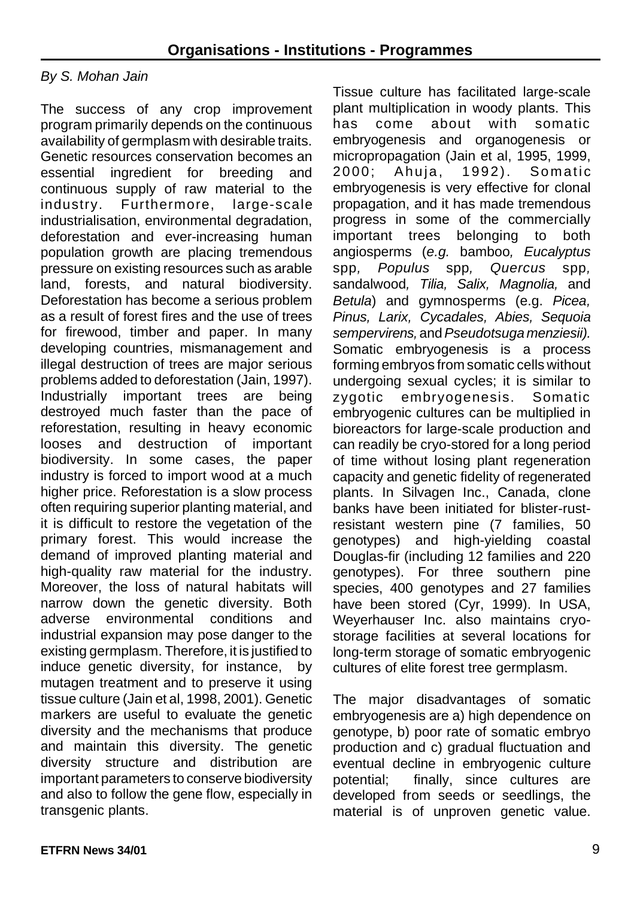*By S. Mohan Jain*

The success of any crop improvement program primarily depends on the continuous availability of germplasm with desirable traits. Genetic resources conservation becomes an essential ingredient for breeding and continuous supply of raw material to the industry. Furthermore, large-scale industrialisation, environmental degradation, deforestation and ever-increasing human population growth are placing tremendous pressure on existing resources such as arable land, forests, and natural biodiversity. Deforestation has become a serious problem as a result of forest fires and the use of trees for firewood, timber and paper. In many developing countries, mismanagement and illegal destruction of trees are major serious problems added to deforestation (Jain, 1997). Industrially important trees are being destroyed much faster than the pace of reforestation, resulting in heavy economic looses and destruction of important biodiversity. In some cases, the paper industry is forced to import wood at a much higher price. Reforestation is a slow process often requiring superior planting material, and it is difficult to restore the vegetation of the primary forest. This would increase the demand of improved planting material and high-quality raw material for the industry. Moreover, the loss of natural habitats will narrow down the genetic diversity. Both adverse environmental conditions and industrial expansion may pose danger to the existing germplasm. Therefore, it is justified to induce genetic diversity, for instance, by mutagen treatment and to preserve it using tissue culture (Jain et al, 1998, 2001). Genetic markers are useful to evaluate the genetic diversity and the mechanisms that produce and maintain this diversity. The genetic diversity structure and distribution are important parameters to conserve biodiversity and also to follow the gene flow, especially in transgenic plants.

Tissue culture has facilitated large-scale plant multiplication in woody plants. This has come about with somatic embryogenesis and organogenesis or micropropagation (Jain et al, 1995, 1999, 2000; Ahuja, 1992). Somatic embryogenesis is very effective for clonal propagation, and it has made tremendous progress in some of the commercially important trees belonging to both angiosperms (*e.g.* bamboo*, Eucalyptus* spp*, Populus* spp*, Quercus* spp*,* sandalwood*, Tilia, Salix, Magnolia,* and *Betula*) and gymnosperms (e.g. *Picea, Pinus, Larix, Cycadales, Abies, Sequoia sempervirens,* and *Pseudotsuga menziesii).* Somatic embryogenesis is a process forming embryos from somatic cells without undergoing sexual cycles; it is similar to zygotic embryogenesis. Somatic embryogenic cultures can be multiplied in bioreactors for large-scale production and can readily be cryo-stored for a long period of time without losing plant regeneration capacity and genetic fidelity of regenerated plants. In Silvagen Inc., Canada, clone banks have been initiated for blister-rust-resistant western pine (7 families, 50 genotypes) and high-yielding coastal Douglas-fir (including 12 families and 220 genotypes). For three southern pine species, 400 genotypes and 27 families have been stored (Cyr, 1999). In USA, Weyerhauser Inc. also maintains cryo-storage facilities at several locations for long-term storage of somatic embryogenic cultures of elite forest tree germplasm.

The major disadvantages of somatic embryogenesis are a) high dependence on genotype, b) poor rate of somatic embryo production and c) gradual fluctuation and eventual decline in embryogenic culture potential; finally, since cultures are developed from seeds or seedlings, the material is of unproven genetic value.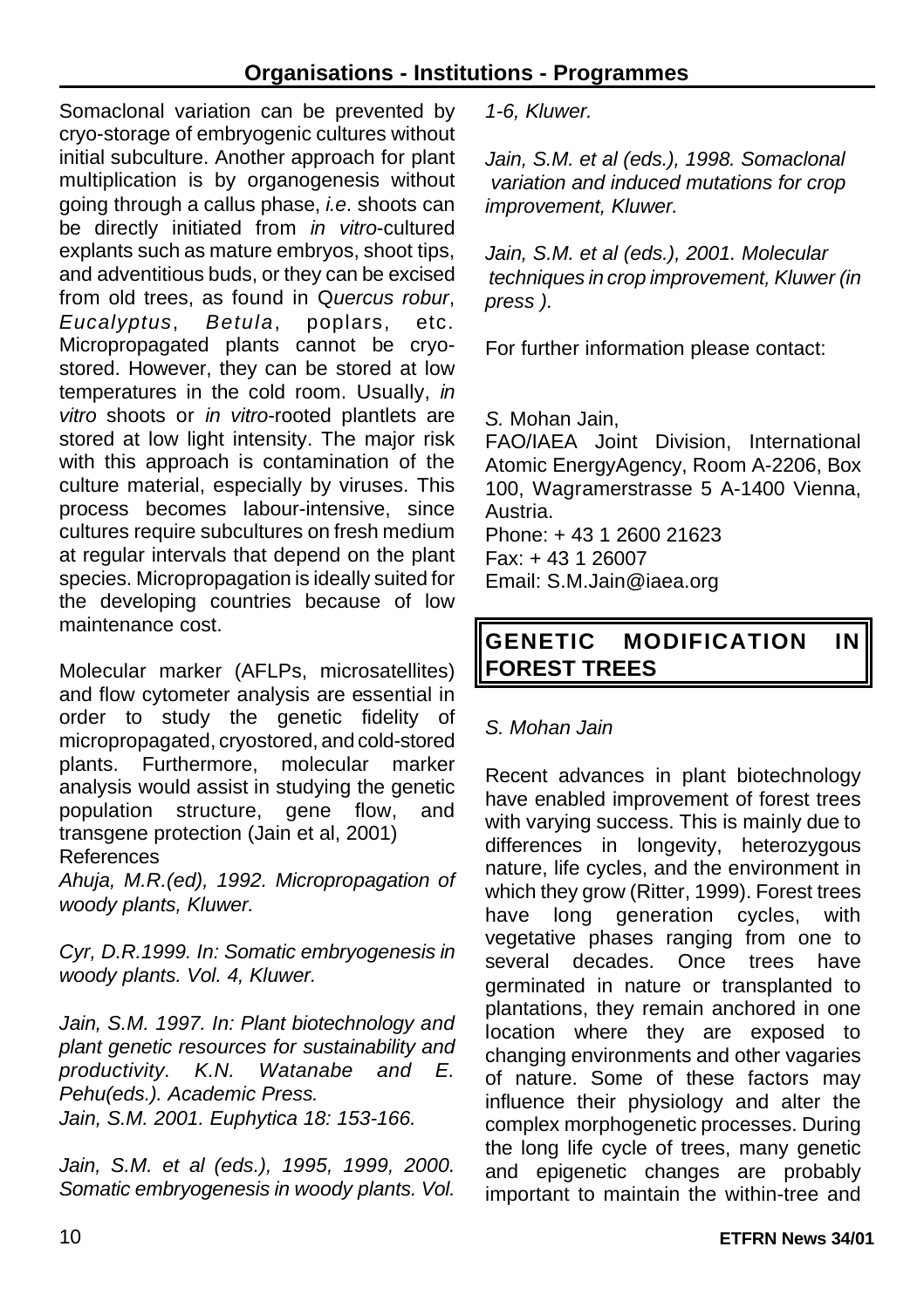Somaclonal variation can be prevented by cryo-storage of embryogenic cultures without initial subculture. Another approach for plant multiplication is by organogenesis without going through a callus phase, *i.e*. shoots can be directly initiated from *in vitro*-cultured explants such as mature embryos, shoot tips, and adventitious buds, or they can be excised from old trees, as found in Q*uercus robur*, *Eucalyptus*, *Betula*, poplars, etc. Micropropagated plants cannot be cryo-stored. However, they can be stored at low temperatures in the cold room. Usually, *in vitro* shoots or *in vitro*-rooted plantlets are stored at low light intensity. The major risk with this approach is contamination of the culture material, especially by viruses. This process becomes labour-intensive, since cultures require subcultures on fresh medium at regular intervals that depend on the plant species. Micropropagation is ideally suited for the developing countries because of low maintenance cost.

Molecular marker (AFLPs, microsatellites) and flow cytometer analysis are essential in order to study the genetic fidelity of micropropagated, cryostored, and cold-stored plants. Furthermore, molecular marker analysis would assist in studying the genetic population structure, gene flow, and transgene protection (Jain et al, 2001)

References

*Ahuja, M.R.(ed), 1992. Micropropagation of woody plants, Kluwer.*

*Cyr, D.R.1999. In: Somatic embryogenesis in woody plants. Vol. 4, Kluwer.*

*Jain, S.M. 1997. In: Plant biotechnology and plant genetic resources for sustainability and productivity. K.N. Watanabe and E. Pehu(eds.). Academic Press.*

*Jain, S.M. 2001. Euphytica 18: 153-166.*

*Jain, S.M. et al (eds.), 1995, 1999, 2000. Somatic embryogenesis in woody plants. Vol. 1-6, Kluwer.*

*Jain, S.M. et al (eds.), 1998. Somaclonal variation and induced mutations for crop improvement, Kluwer.*

*Jain, S.M. et al (eds.), 2001. Molecular techniques in crop improvement, Kluwer (in press ).*

For further information please contact:

*S.* Mohan Jain,
FAO/IAEA Joint Division, International Atomic EnergyAgency, Room A-2206, Box 100, Wagramerstrasse 5 A-1400 Vienna, Austria.
Phone: + 43 1 2600 21623
Fax: + 43 1 26007
Email: S.M.Jain@iaea.org

## GENETIC MODIFICATION IN FOREST TREES

*S. Mohan Jain*

Recent advances in plant biotechnology have enabled improvement of forest trees with varying success. This is mainly due to differences in longevity, heterozygous nature, life cycles, and the environment in which they grow (Ritter, 1999). Forest trees have long generation cycles, with vegetative phases ranging from one to several decades. Once trees have germinated in nature or transplanted to plantations, they remain anchored in one location where they are exposed to changing environments and other vagaries of nature. Some of these factors may influence their physiology and alter the complex morphogenetic processes. During the long life cycle of trees, many genetic and epigenetic changes are probably important to maintain the within-tree and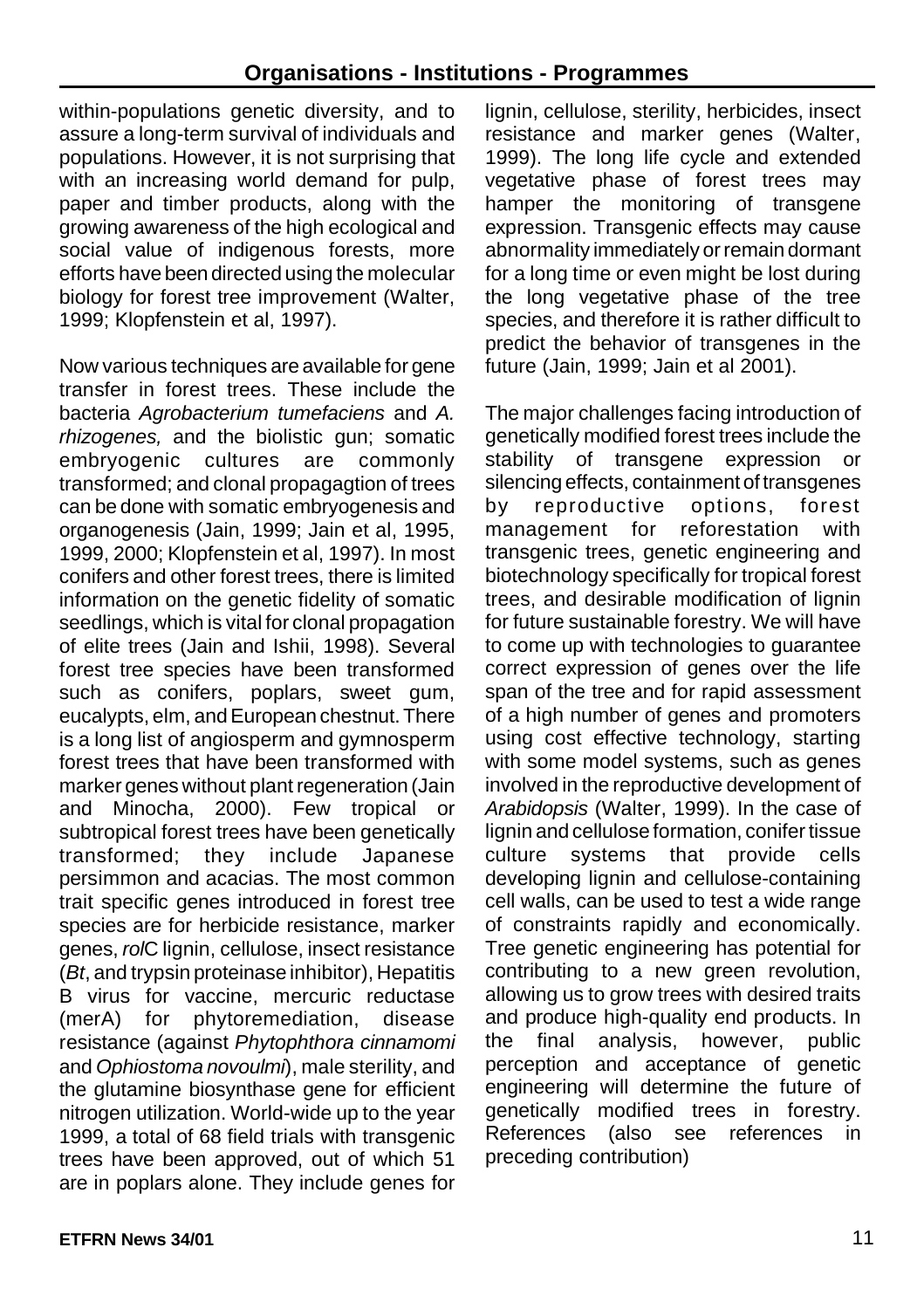within-populations genetic diversity, and to assure a long-term survival of individuals and populations. However, it is not surprising that with an increasing world demand for pulp, paper and timber products, along with the growing awareness of the high ecological and social value of indigenous forests, more efforts have been directed using the molecular biology for forest tree improvement (Walter, 1999; Klopfenstein et al, 1997).

Now various techniques are available for gene transfer in forest trees. These include the bacteria *Agrobacterium tumefaciens* and *A. rhizogenes,* and the biolistic gun; somatic embryogenic cultures are commonly transformed; and clonal propagagtion of trees can be done with somatic embryogenesis and organogenesis (Jain, 1999; Jain et al, 1995, 1999, 2000; Klopfenstein et al, 1997). In most conifers and other forest trees, there is limited information on the genetic fidelity of somatic seedlings, which is vital for clonal propagation of elite trees (Jain and Ishii, 1998). Several forest tree species have been transformed such as conifers, poplars, sweet gum, eucalypts, elm, and European chestnut. There is a long list of angiosperm and gymnosperm forest trees that have been transformed with marker genes without plant regeneration (Jain and Minocha, 2000). Few tropical or subtropical forest trees have been genetically transformed; they include Japanese persimmon and acacias. The most common trait specific genes introduced in forest tree species are for herbicide resistance, marker genes, *rol*C lignin, cellulose, insect resistance (*Bt*, and trypsin proteinase inhibitor), Hepatitis B virus for vaccine, mercuric reductase (merA) for phytoremediation, disease resistance (against *Phytophthora cinnamomi* and *Ophiostoma novoulmi*), male sterility, and the glutamine biosynthase gene for efficient nitrogen utilization. World-wide up to the year 1999, a total of 68 field trials with transgenic trees have been approved, out of which 51 are in poplars alone. They include genes for lignin, cellulose, sterility, herbicides, insect resistance and marker genes (Walter, 1999). The long life cycle and extended vegetative phase of forest trees may hamper the monitoring of transgene expression. Transgenic effects may cause abnormality immediately or remain dormant for a long time or even might be lost during the long vegetative phase of the tree species, and therefore it is rather difficult to predict the behavior of transgenes in the future (Jain, 1999; Jain et al 2001).

The major challenges facing introduction of genetically modified forest trees include the stability of transgene expression or silencing effects, containment of transgenes by reproductive options, forest management for reforestation with transgenic trees, genetic engineering and biotechnology specifically for tropical forest trees, and desirable modification of lignin for future sustainable forestry. We will have to come up with technologies to guarantee correct expression of genes over the life span of the tree and for rapid assessment of a high number of genes and promoters using cost effective technology, starting with some model systems, such as genes involved in the reproductive development of *Arabidopsis* (Walter, 1999). In the case of lignin and cellulose formation, conifer tissue culture systems that provide cells developing lignin and cellulose-containing cell walls, can be used to test a wide range of constraints rapidly and economically. Tree genetic engineering has potential for contributing to a new green revolution, allowing us to grow trees with desired traits and produce high-quality end products. In the final analysis, however, public perception and acceptance of genetic engineering will determine the future of genetically modified trees in forestry. References (also see references in preceding contribution)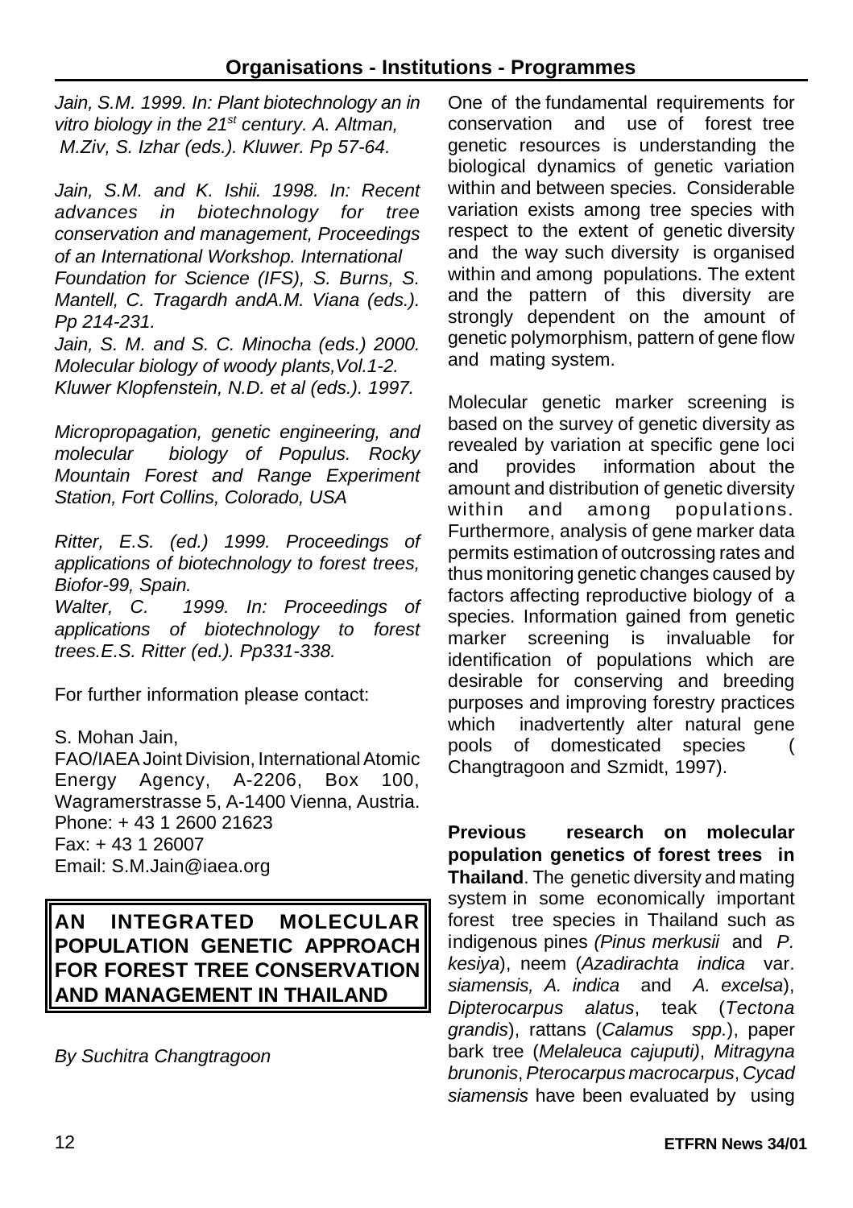*Jain, S.M. 1999. In: Plant biotechnology an in vitro biology in the 21st century. A. Altman, M.Ziv, S. Izhar (eds.). Kluwer. Pp 57-64.*

*Jain, S.M. and K. Ishii. 1998. In: Recent advances in biotechnology for tree conservation and management, Proceedings of an International Workshop. International Foundation for Science (IFS), S. Burns, S. Mantell, C. Tragardh andA.M. Viana (eds.). Pp 214-231.*

*Jain, S. M. and S. C. Minocha (eds.) 2000. Molecular biology of woody plants,Vol.1-2. Kluwer Klopfenstein, N.D. et al (eds.). 1997.*

*Micropropagation, genetic engineering, and molecular biology of Populus. Rocky Mountain Forest and Range Experiment Station, Fort Collins, Colorado, USA*

*Ritter, E.S. (ed.) 1999. Proceedings of applications of biotechnology to forest trees, Biofor-99, Spain.*

*Walter, C. 1999. In: Proceedings of applications of biotechnology to forest trees.E.S. Ritter (ed.). Pp331-338.*

For further information please contact:

S. Mohan Jain,
FAO/IAEA Joint Division, International Atomic Energy Agency, A-2206, Box 100, Wagramerstrasse 5, A-1400 Vienna, Austria.
Phone: + 43 1 2600 21623
Fax: + 43 1 26007
Email: S.M.Jain@iaea.org

## AN INTEGRATED MOLECULAR POPULATION GENETIC APPROACH FOR FOREST TREE CONSERVATION AND MANAGEMENT IN THAILAND

*By Suchitra Changtragoon*

One of the fundamental requirements for conservation and use of forest tree genetic resources is understanding the biological dynamics of genetic variation within and between species. Considerable variation exists among tree species with respect to the extent of genetic diversity and the way such diversity is organised within and among populations. The extent and the pattern of this diversity are strongly dependent on the amount of genetic polymorphism, pattern of gene flow and mating system.

Molecular genetic marker screening is based on the survey of genetic diversity as revealed by variation at specific gene loci and provides information about the amount and distribution of genetic diversity within and among populations. Furthermore, analysis of gene marker data permits estimation of outcrossing rates and thus monitoring genetic changes caused by factors affecting reproductive biology of a species. Information gained from genetic marker screening is invaluable for identification of populations which are desirable for conserving and breeding purposes and improving forestry practices which inadvertently alter natural gene pools of domesticated species ( Changtragoon and Szmidt, 1997).

**Previous research on molecular population genetics of forest trees in Thailand**. The genetic diversity and mating system in some economically important forest tree species in Thailand such as indigenous pines *(Pinus merkusii* and *P. kesiya*), neem (*Azadirachta indica* var. *siamensis, A. indica* and *A. excelsa*), *Dipterocarpus alatus*, teak (*Tectona grandis*), rattans (*Calamus spp.*), paper bark tree (*Melaleuca cajuputi)*, *Mitragyna brunonis*, *Pterocarpus macrocarpus*, *Cycad siamensis* have been evaluated by using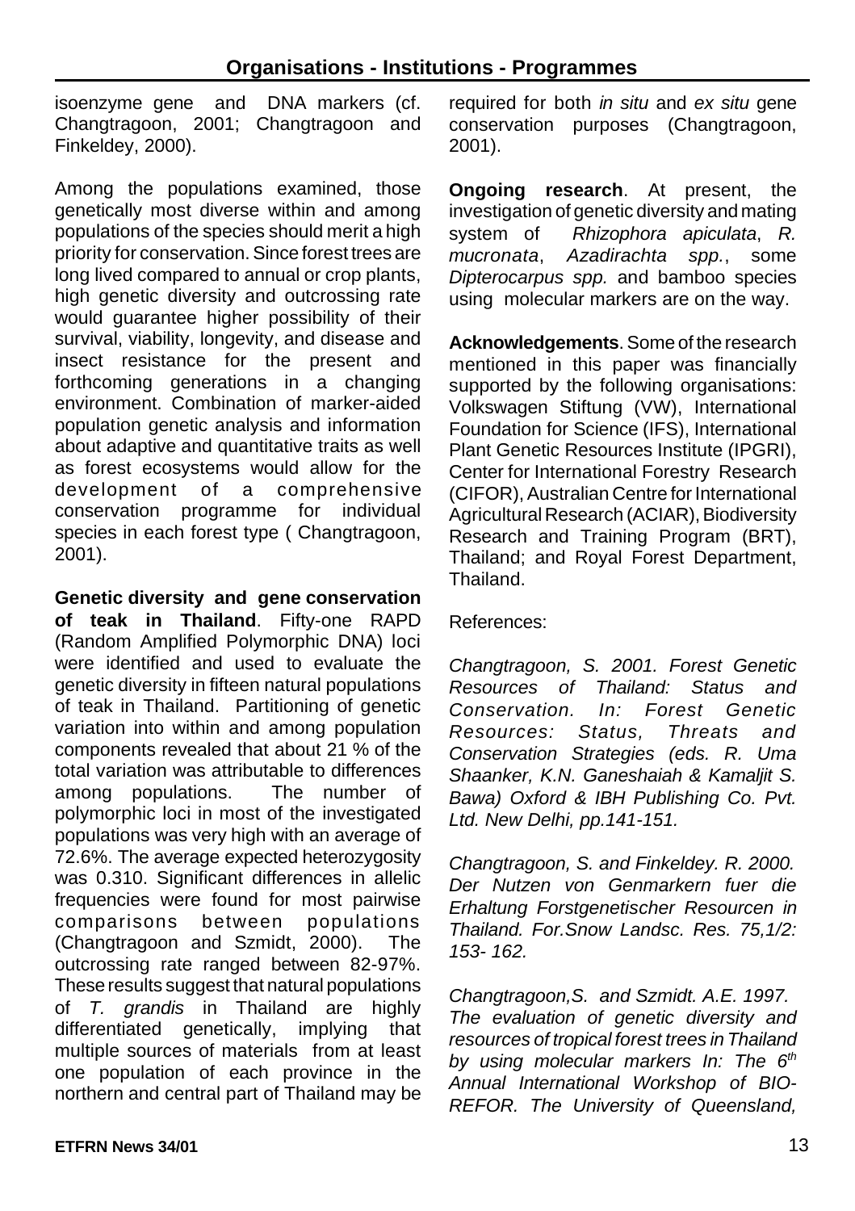isoenzyme gene and DNA markers (cf. Changtragoon, 2001; Changtragoon and Finkeldey, 2000).

Among the populations examined, those genetically most diverse within and among populations of the species should merit a high priority for conservation. Since forest trees are long lived compared to annual or crop plants, high genetic diversity and outcrossing rate would guarantee higher possibility of their survival, viability, longevity, and disease and insect resistance for the present and forthcoming generations in a changing environment. Combination of marker-aided population genetic analysis and information about adaptive and quantitative traits as well as forest ecosystems would allow for the development of a comprehensive conservation programme for individual species in each forest type ( Changtragoon, 2001).

**Genetic diversity and gene conservation of teak in Thailand**. Fifty-one RAPD (Random Amplified Polymorphic DNA) loci were identified and used to evaluate the genetic diversity in fifteen natural populations of teak in Thailand. Partitioning of genetic variation into within and among population components revealed that about 21 % of the total variation was attributable to differences among populations. The number of polymorphic loci in most of the investigated populations was very high with an average of 72.6%. The average expected heterozygosity was 0.310. Significant differences in allelic frequencies were found for most pairwise comparisons between populations (Changtragoon and Szmidt, 2000). The outcrossing rate ranged between 82-97%. These results suggest that natural populations of *T. grandis* in Thailand are highly differentiated genetically, implying that multiple sources of materials from at least one population of each province in the northern and central part of Thailand may be required for both *in situ* and *ex situ* gene conservation purposes (Changtragoon, 2001).

**Ongoing research**. At present, the investigation of genetic diversity and mating system of *Rhizophora apiculata*, *R. mucronata*, *Azadirachta spp.*, some *Dipterocarpus spp.* and bamboo species using molecular markers are on the way.

**Acknowledgements**. Some of the research mentioned in this paper was financially supported by the following organisations: Volkswagen Stiftung (VW), International Foundation for Science (IFS), International Plant Genetic Resources Institute (IPGRI), Center for International Forestry Research (CIFOR), Australian Centre for International Agricultural Research (ACIAR), Biodiversity Research and Training Program (BRT), Thailand; and Royal Forest Department, Thailand.

References:

*Changtragoon, S. 2001. Forest Genetic Resources of Thailand: Status and Conservation. In: Forest Genetic Resources: Status, Threats and Conservation Strategies (eds. R. Uma Shaanker, K.N. Ganeshaiah & Kamaljit S. Bawa) Oxford & IBH Publishing Co. Pvt. Ltd. New Delhi, pp.141-151.*

*Changtragoon, S. and Finkeldey. R. 2000. Der Nutzen von Genmarkern fuer die Erhaltung Forstgenetischer Resourcen in Thailand. For.Snow Landsc. Res. 75,1/2: 153- 162.*

*Changtragoon,S. and Szmidt. A.E. 1997. The evaluation of genetic diversity and resources of tropical forest trees in Thailand by using molecular markers In: The 6th Annual International Workshop of BIO-REFOR. The University of Queensland,*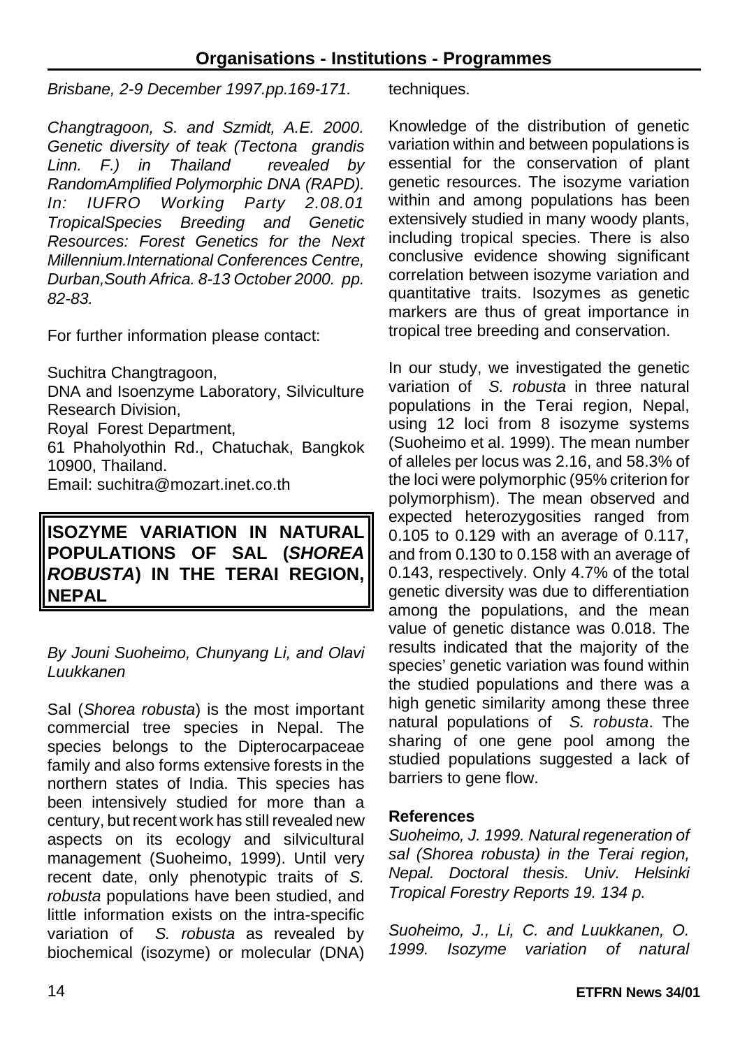*Brisbane, 2-9 December 1997.pp.169-171.*

*Changtragoon, S. and Szmidt, A.E. 2000. Genetic diversity of teak (Tectona grandis Linn. F.) in Thailand revealed by RandomAmplified Polymorphic DNA (RAPD). In: IUFRO Working Party 2.08.01 TropicalSpecies Breeding and Genetic Resources: Forest Genetics for the Next Millennium.International Conferences Centre, Durban,South Africa. 8-13 October 2000. pp. 82-83.*

For further information please contact:

Suchitra Changtragoon,
DNA and Isoenzyme Laboratory, Silviculture Research Division,
Royal Forest Department,
61 Phaholyothin Rd., Chatuchak, Bangkok 10900, Thailand.
Email: suchitra@mozart.inet.co.th

## ISOZYME VARIATION IN NATURAL POPULATIONS OF SAL (*SHOREA ROBUSTA*) IN THE TERAI REGION, NEPAL

*By Jouni Suoheimo, Chunyang Li, and Olavi Luukkanen*

Sal (*Shorea robusta*) is the most important commercial tree species in Nepal. The species belongs to the Dipterocarpaceae family and also forms extensive forests in the northern states of India. This species has been intensively studied for more than a century, but recent work has still revealed new aspects on its ecology and silvicultural management (Suoheimo, 1999). Until very recent date, only phenotypic traits of *S. robusta* populations have been studied, and little information exists on the intra-specific variation of *S. robusta* as revealed by biochemical (isozyme) or molecular (DNA) techniques.

Knowledge of the distribution of genetic variation within and between populations is essential for the conservation of plant genetic resources. The isozyme variation within and among populations has been extensively studied in many woody plants, including tropical species. There is also conclusive evidence showing significant correlation between isozyme variation and quantitative traits. Isozymes as genetic markers are thus of great importance in tropical tree breeding and conservation.

In our study, we investigated the genetic variation of *S. robusta* in three natural populations in the Terai region, Nepal, using 12 loci from 8 isozyme systems (Suoheimo et al. 1999). The mean number of alleles per locus was 2.16, and 58.3% of the loci were polymorphic (95% criterion for polymorphism). The mean observed and expected heterozygosities ranged from 0.105 to 0.129 with an average of 0.117, and from 0.130 to 0.158 with an average of 0.143, respectively. Only 4.7% of the total genetic diversity was due to differentiation among the populations, and the mean value of genetic distance was 0.018. The results indicated that the majority of the species' genetic variation was found within the studied populations and there was a high genetic similarity among these three natural populations of *S. robusta*. The sharing of one gene pool among the studied populations suggested a lack of barriers to gene flow.

### References

*Suoheimo, J. 1999. Natural regeneration of sal (Shorea robusta) in the Terai region, Nepal. Doctoral thesis. Univ. Helsinki Tropical Forestry Reports 19. 134 p.*

*Suoheimo, J., Li, C. and Luukkanen, O. 1999. Isozyme variation of natural*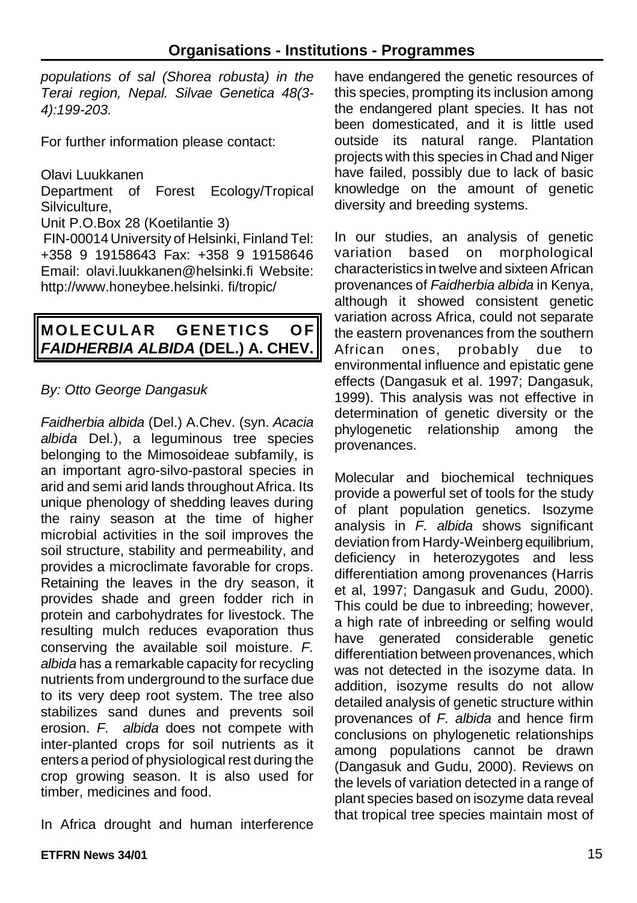*populations of sal (Shorea robusta) in the Terai region, Nepal. Silvae Genetica 48(3-4):199-203.*

For further information please contact:

Olavi Luukkanen
Department of Forest Ecology/Tropical Silviculture,
Unit P.O.Box 28 (Koetilantie 3)
FIN-00014 University of Helsinki, Finland Tel: +358 9 19158643 Fax: +358 9 19158646 Email: olavi.luukkanen@helsinki.fi Website: http://www.honeybee.helsinki. fi/tropic/

## MOLECULAR GENETICS OF *FAIDHERBIA ALBIDA* (DEL.) A. CHEV.

*By: Otto George Dangasuk*

*Faidherbia albida* (Del.) A.Chev. (syn. *Acacia albida* Del.), a leguminous tree species belonging to the Mimosoideae subfamily, is an important agro-silvo-pastoral species in arid and semi arid lands throughout Africa. Its unique phenology of shedding leaves during the rainy season at the time of higher microbial activities in the soil improves the soil structure, stability and permeability, and provides a microclimate favorable for crops. Retaining the leaves in the dry season, it provides shade and green fodder rich in protein and carbohydrates for livestock. The resulting mulch reduces evaporation thus conserving the available soil moisture. *F. albida* has a remarkable capacity for recycling nutrients from underground to the surface due to its very deep root system. The tree also stabilizes sand dunes and prevents soil erosion. *F. albida* does not compete with inter-planted crops for soil nutrients as it enters a period of physiological rest during the crop growing season. It is also used for timber, medicines and food.

In Africa drought and human interference have endangered the genetic resources of this species, prompting its inclusion among the endangered plant species. It has not been domesticated, and it is little used outside its natural range. Plantation projects with this species in Chad and Niger have failed, possibly due to lack of basic knowledge on the amount of genetic diversity and breeding systems.

In our studies, an analysis of genetic variation based on morphological characteristics in twelve and sixteen African provenances of *Faidherbia albida* in Kenya, although it showed consistent genetic variation across Africa, could not separate the eastern provenances from the southern African ones, probably due to environmental influence and epistatic gene effects (Dangasuk et al. 1997; Dangasuk, 1999). This analysis was not effective in determination of genetic diversity or the phylogenetic relationship among the provenances.

Molecular and biochemical techniques provide a powerful set of tools for the study of plant population genetics. Isozyme analysis in *F. albida* shows significant deviation from Hardy-Weinberg equilibrium, deficiency in heterozygotes and less differentiation among provenances (Harris et al, 1997; Dangasuk and Gudu, 2000). This could be due to inbreeding; however, a high rate of inbreeding or selfing would have generated considerable genetic differentiation between provenances, which was not detected in the isozyme data. In addition, isozyme results do not allow detailed analysis of genetic structure within provenances of *F. albida* and hence firm conclusions on phylogenetic relationships among populations cannot be drawn (Dangasuk and Gudu, 2000). Reviews on the levels of variation detected in a range of plant species based on isozyme data reveal that tropical tree species maintain most of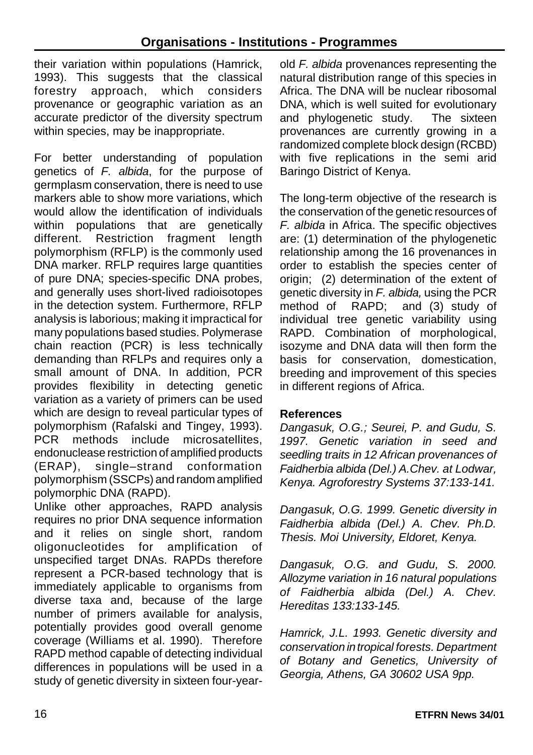their variation within populations (Hamrick, 1993). This suggests that the classical forestry approach, which considers provenance or geographic variation as an accurate predictor of the diversity spectrum within species, may be inappropriate.

For better understanding of population genetics of *F. albida*, for the purpose of germplasm conservation, there is need to use markers able to show more variations, which would allow the identification of individuals within populations that are genetically different. Restriction fragment length polymorphism (RFLP) is the commonly used DNA marker. RFLP requires large quantities of pure DNA; species-specific DNA probes, and generally uses short-lived radioisotopes in the detection system. Furthermore, RFLP analysis is laborious; making it impractical for many populations based studies. Polymerase chain reaction (PCR) is less technically demanding than RFLPs and requires only a small amount of DNA. In addition, PCR provides flexibility in detecting genetic variation as a variety of primers can be used which are design to reveal particular types of polymorphism (Rafalski and Tingey, 1993). PCR methods include microsatellites, endonuclease restriction of amplified products (ERAP), single–strand conformation polymorphism (SSCPs) and random amplified polymorphic DNA (RAPD).

Unlike other approaches, RAPD analysis requires no prior DNA sequence information and it relies on single short, random oligonucleotides for amplification of unspecified target DNAs. RAPDs therefore represent a PCR-based technology that is immediately applicable to organisms from diverse taxa and, because of the large number of primers available for analysis, potentially provides good overall genome coverage (Williams et al. 1990). Therefore RAPD method capable of detecting individual differences in populations will be used in a study of genetic diversity in sixteen four-year-old *F. albida* provenances representing the natural distribution range of this species in Africa. The DNA will be nuclear ribosomal DNA, which is well suited for evolutionary and phylogenetic study. The sixteen provenances are currently growing in a randomized complete block design (RCBD) with five replications in the semi arid Baringo District of Kenya.

The long-term objective of the research is the conservation of the genetic resources of *F. albida* in Africa. The specific objectives are: (1) determination of the phylogenetic relationship among the 16 provenances in order to establish the species center of origin; (2) determination of the extent of genetic diversity in *F. albida,* using the PCR method of RAPD; and (3) study of individual tree genetic variability using RAPD. Combination of morphological, isozyme and DNA data will then form the basis for conservation, domestication, breeding and improvement of this species in different regions of Africa.

**References**

*Dangasuk, O.G.; Seurei, P. and Gudu, S. 1997. Genetic variation in seed and seedling traits in 12 African provenances of Faidherbia albida (Del.) A.Chev. at Lodwar, Kenya. Agroforestry Systems 37:133-141.*

*Dangasuk, O.G. 1999. Genetic diversity in Faidherbia albida (Del.) A. Chev. Ph.D. Thesis. Moi University, Eldoret, Kenya.*

*Dangasuk, O.G. and Gudu, S. 2000. Allozyme variation in 16 natural populations of Faidherbia albida (Del.) A. Chev. Hereditas 133:133-145.*

*Hamrick, J.L. 1993. Genetic diversity and conservation in tropical forests. Department of Botany and Genetics, University of Georgia, Athens, GA 30602 USA 9pp.*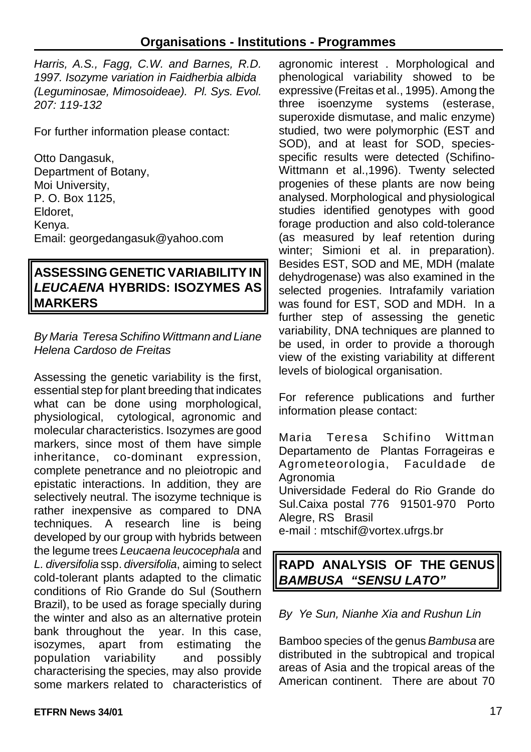*Harris, A.S., Fagg, C.W. and Barnes, R.D. 1997. Isozyme variation in Faidherbia albida (Leguminosae, Mimosoideae). Pl. Sys. Evol. 207: 119-132*

For further information please contact:

Otto Dangasuk,
Department of Botany,
Moi University,
P. O. Box 1125,
Eldoret,
Kenya.
Email: georgedangasuk@yahoo.com

## ASSESSING GENETIC VARIABILITY IN *LEUCAENA* HYBRIDS: ISOZYMES AS MARKERS

*By Maria Teresa Schifino Wittmann and Liane Helena Cardoso de Freitas*

Assessing the genetic variability is the first, essential step for plant breeding that indicates what can be done using morphological, physiological, cytological, agronomic and molecular characteristics. Isozymes are good markers, since most of them have simple inheritance, co-dominant expression, complete penetrance and no pleiotropic and epistatic interactions. In addition, they are selectively neutral. The isozyme technique is rather inexpensive as compared to DNA techniques. A research line is being developed by our group with hybrids between the legume trees *Leucaena leucocephala* and *L. diversifolia* ssp. *diversifolia*, aiming to select cold-tolerant plants adapted to the climatic conditions of Rio Grande do Sul (Southern Brazil), to be used as forage specially during the winter and also as an alternative protein bank throughout the year. In this case, isozymes, apart from estimating the population variability and possibly characterising the species, may also provide some markers related to characteristics of agronomic interest . Morphological and phenological variability showed to be expressive (Freitas et al., 1995). Among the three isoenzyme systems (esterase, superoxide dismutase, and malic enzyme) studied, two were polymorphic (EST and SOD), and at least for SOD, species-specific results were detected (Schifino-Wittmann et al.,1996). Twenty selected progenies of these plants are now being analysed. Morphological and physiological studies identified genotypes with good forage production and also cold-tolerance (as measured by leaf retention during winter; Simioni et al. in preparation). Besides EST, SOD and ME, MDH (malate dehydrogenase) was also examined in the selected progenies. Intrafamily variation was found for EST, SOD and MDH. In a further step of assessing the genetic variability, DNA techniques are planned to be used, in order to provide a thorough view of the existing variability at different levels of biological organisation.

For reference publications and further information please contact:

Maria Teresa Schifino Wittman
Departamento de Plantas Forrageiras e Agrometeorologia, Faculdade de Agronomia
Universidade Federal do Rio Grande do Sul.Caixa postal 776 91501-970 Porto Alegre, RS Brasil
e-mail : mtschif@vortex.ufrgs.br

## RAPD ANALYSIS OF THE GENUS *BAMBUSA "SENSU LATO"*

*By Ye Sun, Nianhe Xia and Rushun Lin*

Bamboo species of the genus *Bambusa* are distributed in the subtropical and tropical areas of Asia and the tropical areas of the American continent. There are about 70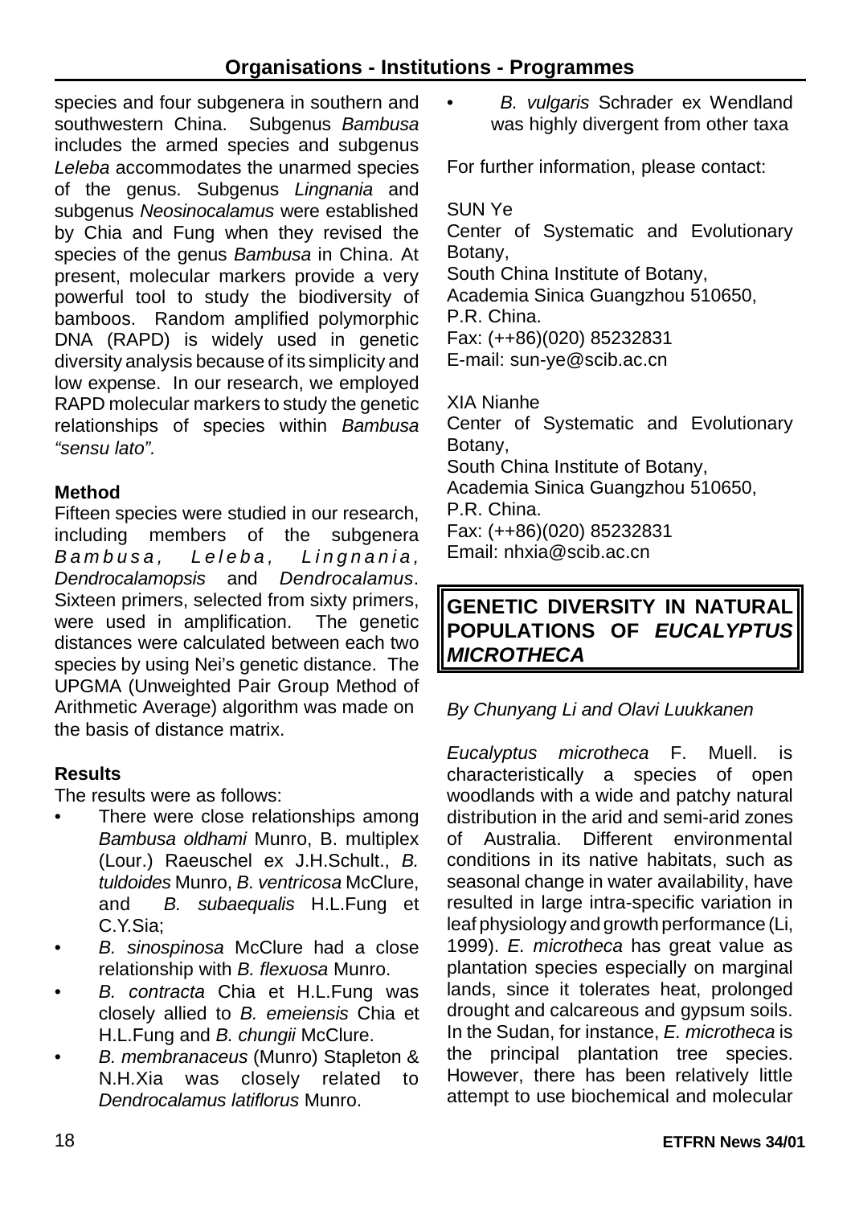species and four subgenera in southern and southwestern China. Subgenus *Bambusa* includes the armed species and subgenus *Leleba* accommodates the unarmed species of the genus. Subgenus *Lingnania* and subgenus *Neosinocalamus* were established by Chia and Fung when they revised the species of the genus *Bambusa* in China. At present, molecular markers provide a very powerful tool to study the biodiversity of bamboos. Random amplified polymorphic DNA (RAPD) is widely used in genetic diversity analysis because of its simplicity and low expense. In our research, we employed RAPD molecular markers to study the genetic relationships of species within *Bambusa "sensu lato".*

**Method**

Fifteen species were studied in our research, including members of the subgenera *Bambusa, Leleba, Lingnania, Dendrocalamopsis* and *Dendrocalamus*. Sixteen primers, selected from sixty primers, were used in amplification. The genetic distances were calculated between each two species by using Nei's genetic distance. The UPGMA (Unweighted Pair Group Method of Arithmetic Average) algorithm was made on the basis of distance matrix.

**Results**

The results were as follows:

- There were close relationships among *Bambusa oldhami* Munro, B. multiplex (Lour.) Raeuschel ex J.H.Schult., *B. tuldoides* Munro, *B. ventricosa* McClure, and *B. subaequalis* H.L.Fung et C.Y.Sia;
- *B. sinospinosa* McClure had a close relationship with *B. flexuosa* Munro.
- *B. contracta* Chia et H.L.Fung was closely allied to *B. emeiensis* Chia et H.L.Fung and *B. chungii* McClure.
- *B. membranaceus* (Munro) Stapleton & N.H.Xia was closely related to *Dendrocalamus latiflorus* Munro.
- *B. vulgaris* Schrader ex Wendland was highly divergent from other taxa

For further information, please contact:

SUN Ye
Center of Systematic and Evolutionary Botany,
South China Institute of Botany,
Academia Sinica Guangzhou 510650,
P.R. China.
Fax: (++86)(020) 85232831
E-mail: sun-ye@scib.ac.cn

XIA Nianhe
Center of Systematic and Evolutionary Botany,
South China Institute of Botany,
Academia Sinica Guangzhou 510650,
P.R. China.
Fax: (++86)(020) 85232831
Email: nhxia@scib.ac.cn

## GENETIC DIVERSITY IN NATURAL POPULATIONS OF *EUCALYPTUS MICROTHECA*

*By Chunyang Li and Olavi Luukkanen*

*Eucalyptus microtheca* F. Muell. is characteristically a species of open woodlands with a wide and patchy natural distribution in the arid and semi-arid zones of Australia. Different environmental conditions in its native habitats, such as seasonal change in water availability, have resulted in large intra-specific variation in leaf physiology and growth performance (Li, 1999). *E. microtheca* has great value as plantation species especially on marginal lands, since it tolerates heat, prolonged drought and calcareous and gypsum soils. In the Sudan, for instance, *E. microtheca* is the principal plantation tree species. However, there has been relatively little attempt to use biochemical and molecular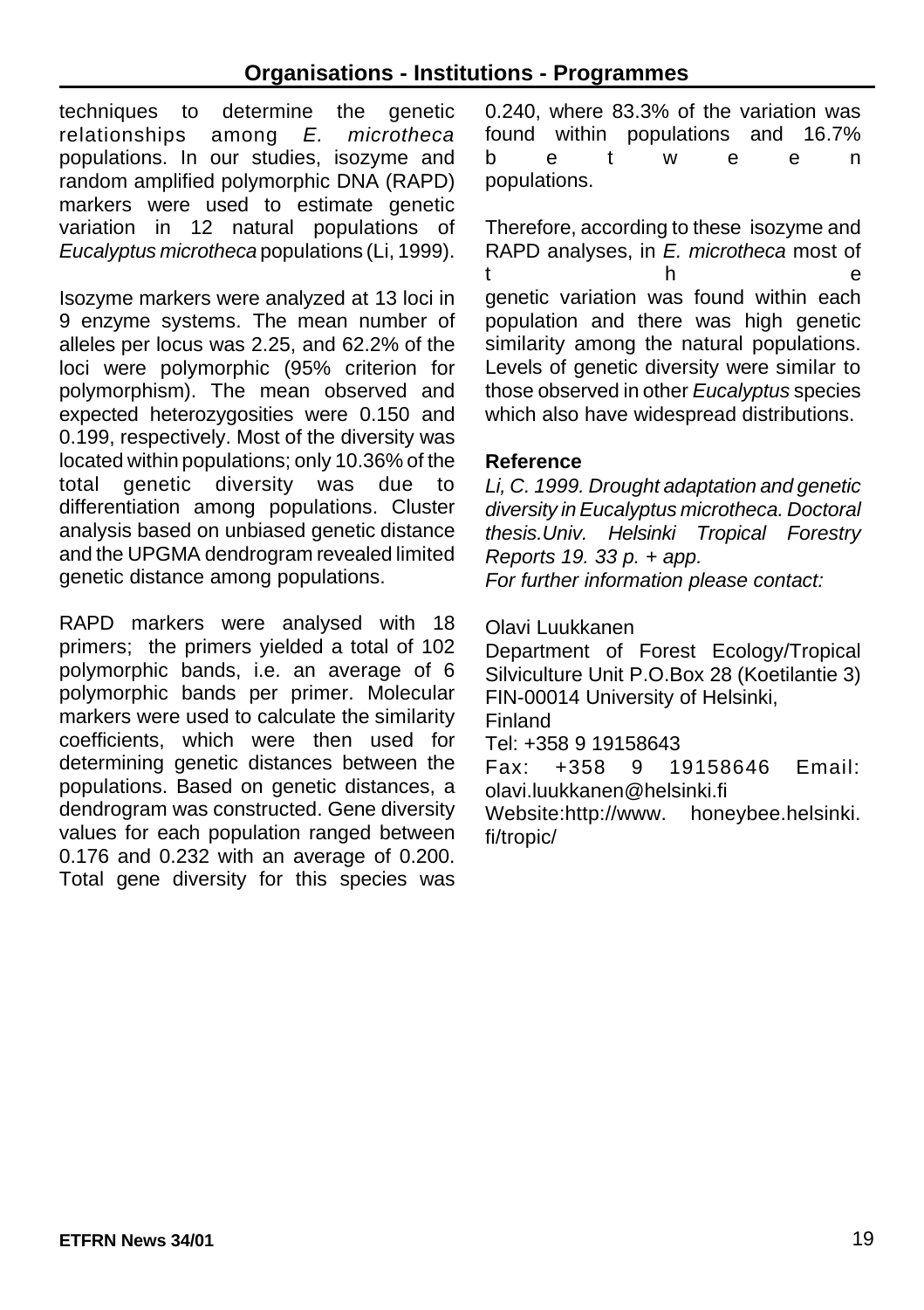techniques to determine the genetic relationships among *E. microtheca* populations. In our studies, isozyme and random amplified polymorphic DNA (RAPD) markers were used to estimate genetic variation in 12 natural populations of *Eucalyptus microtheca* populations (Li, 1999).

Isozyme markers were analyzed at 13 loci in 9 enzyme systems. The mean number of alleles per locus was 2.25, and 62.2% of the loci were polymorphic (95% criterion for polymorphism). The mean observed and expected heterozygosities were 0.150 and 0.199, respectively. Most of the diversity was located within populations; only 10.36% of the total genetic diversity was due to differentiation among populations. Cluster analysis based on unbiased genetic distance and the UPGMA dendrogram revealed limited genetic distance among populations.

RAPD markers were analysed with 18 primers; the primers yielded a total of 102 polymorphic bands, i.e. an average of 6 polymorphic bands per primer. Molecular markers were used to calculate the similarity coefficients, which were then used for determining genetic distances between the populations. Based on genetic distances, a dendrogram was constructed. Gene diversity values for each population ranged between 0.176 and 0.232 with an average of 0.200. Total gene diversity for this species was 0.240, where 83.3% of the variation was found within populations and 16.7% between populations.

Therefore, according to these isozyme and RAPD analyses, in *E. microtheca* most of the genetic variation was found within each population and there was high genetic similarity among the natural populations. Levels of genetic diversity were similar to those observed in other *Eucalyptus* species which also have widespread distributions.

### Reference

*Li, C. 1999. Drought adaptation and genetic diversity in Eucalyptus microtheca. Doctoral thesis.Univ. Helsinki Tropical Forestry Reports 19. 33 p. + app.*

*For further information please contact:*

Olavi Luukkanen
Department of Forest Ecology/Tropical Silviculture Unit P.O.Box 28 (Koetilantie 3)
FIN-00014 University of Helsinki,
Finland
Tel: +358 9 19158643
Fax: +358 9 19158646 Email: olavi.luukkanen@helsinki.fi
Website:http://www. honeybee.helsinki.fi/tropic/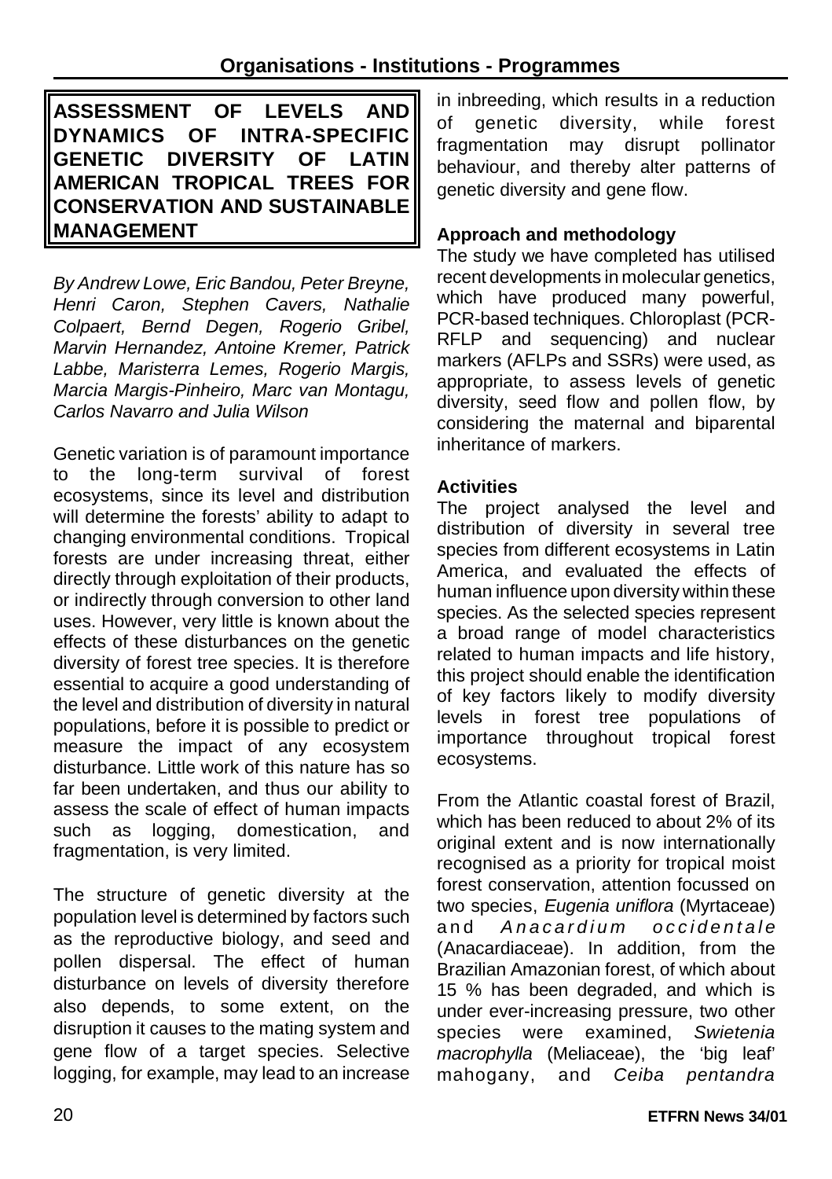## ASSESSMENT OF LEVELS AND DYNAMICS OF INTRA-SPECIFIC GENETIC DIVERSITY OF LATIN AMERICAN TROPICAL TREES FOR CONSERVATION AND SUSTAINABLE MANAGEMENT

*By Andrew Lowe, Eric Bandou, Peter Breyne, Henri Caron, Stephen Cavers, Nathalie Colpaert, Bernd Degen, Rogerio Gribel, Marvin Hernandez, Antoine Kremer, Patrick Labbe, Maristerra Lemes, Rogerio Margis, Marcia Margis-Pinheiro, Marc van Montagu, Carlos Navarro and Julia Wilson*

Genetic variation is of paramount importance to the long-term survival of forest ecosystems, since its level and distribution will determine the forests' ability to adapt to changing environmental conditions. Tropical forests are under increasing threat, either directly through exploitation of their products, or indirectly through conversion to other land uses. However, very little is known about the effects of these disturbances on the genetic diversity of forest tree species. It is therefore essential to acquire a good understanding of the level and distribution of diversity in natural populations, before it is possible to predict or measure the impact of any ecosystem disturbance. Little work of this nature has so far been undertaken, and thus our ability to assess the scale of effect of human impacts such as logging, domestication, and fragmentation, is very limited.

The structure of genetic diversity at the population level is determined by factors such as the reproductive biology, and seed and pollen dispersal. The effect of human disturbance on levels of diversity therefore also depends, to some extent, on the disruption it causes to the mating system and gene flow of a target species. Selective logging, for example, may lead to an increase in inbreeding, which results in a reduction of genetic diversity, while forest fragmentation may disrupt pollinator behaviour, and thereby alter patterns of genetic diversity and gene flow.

### Approach and methodology

The study we have completed has utilised recent developments in molecular genetics, which have produced many powerful, PCR-based techniques. Chloroplast (PCR-RFLP and sequencing) and nuclear markers (AFLPs and SSRs) were used, as appropriate, to assess levels of genetic diversity, seed flow and pollen flow, by considering the maternal and biparental inheritance of markers.

### Activities

The project analysed the level and distribution of diversity in several tree species from different ecosystems in Latin America, and evaluated the effects of human influence upon diversity within these species. As the selected species represent a broad range of model characteristics related to human impacts and life history, this project should enable the identification of key factors likely to modify diversity levels in forest tree populations of importance throughout tropical forest ecosystems.

From the Atlantic coastal forest of Brazil, which has been reduced to about 2% of its original extent and is now internationally recognised as a priority for tropical moist forest conservation, attention focussed on two species, *Eugenia uniflora* (Myrtaceae) and *Anacardium occidentale* (Anacardiaceae). In addition, from the Brazilian Amazonian forest, of which about 15 % has been degraded, and which is under ever-increasing pressure, two other species were examined, *Swietenia macrophylla* (Meliaceae), the 'big leaf' mahogany, and *Ceiba pentandra*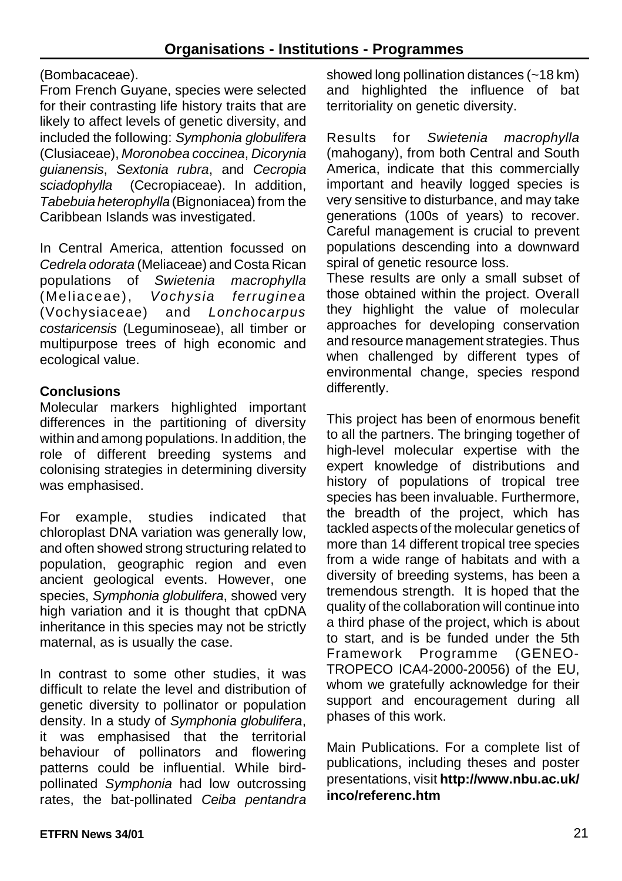(Bombacaceae).

From French Guyane, species were selected for their contrasting life history traits that are likely to affect levels of genetic diversity, and included the following: *Symphonia globulifera* (Clusiaceae), *Moronobea coccinea*, *Dicorynia guianensis*, *Sextonia rubra*, and *Cecropia sciadophylla* (Cecropiaceae). In addition, *Tabebuia heterophylla* (Bignoniacea) from the Caribbean Islands was investigated.

In Central America, attention focussed on *Cedrela odorata* (Meliaceae) and Costa Rican populations of *Swietenia macrophylla* (Meliaceae), *Vochysia ferruginea* (Vochysiaceae) and *Lonchocarpus costaricensis* (Leguminoseae), all timber or multipurpose trees of high economic and ecological value.

**Conclusions**

Molecular markers highlighted important differences in the partitioning of diversity within and among populations. In addition, the role of different breeding systems and colonising strategies in determining diversity was emphasised.

For example, studies indicated that chloroplast DNA variation was generally low, and often showed strong structuring related to population, geographic region and even ancient geological events. However, one species, *Symphonia globulifera*, showed very high variation and it is thought that cpDNA inheritance in this species may not be strictly maternal, as is usually the case.

In contrast to some other studies, it was difficult to relate the level and distribution of genetic diversity to pollinator or population density. In a study of *Symphonia globulifera*, it was emphasised that the territorial behaviour of pollinators and flowering patterns could be influential. While bird-pollinated *Symphonia* had low outcrossing rates, the bat-pollinated *Ceiba pentandra* showed long pollination distances (~18 km) and highlighted the influence of bat territoriality on genetic diversity.

Results for *Swietenia macrophylla* (mahogany), from both Central and South America, indicate that this commercially important and heavily logged species is very sensitive to disturbance, and may take generations (100s of years) to recover. Careful management is crucial to prevent populations descending into a downward spiral of genetic resource loss.

These results are only a small subset of those obtained within the project. Overall they highlight the value of molecular approaches for developing conservation and resource management strategies. Thus when challenged by different types of environmental change, species respond differently.

This project has been of enormous benefit to all the partners. The bringing together of high-level molecular expertise with the expert knowledge of distributions and history of populations of tropical tree species has been invaluable. Furthermore, the breadth of the project, which has tackled aspects of the molecular genetics of more than 14 different tropical tree species from a wide range of habitats and with a diversity of breeding systems, has been a tremendous strength. It is hoped that the quality of the collaboration will continue into a third phase of the project, which is about to start, and is be funded under the 5th Framework Programme (GENEO-TROPECO ICA4-2000-20056) of the EU, whom we gratefully acknowledge for their support and encouragement during all phases of this work.

Main Publications. For a complete list of publications, including theses and poster presentations, visit **http://www.nbu.ac.uk/inco/referenc.htm**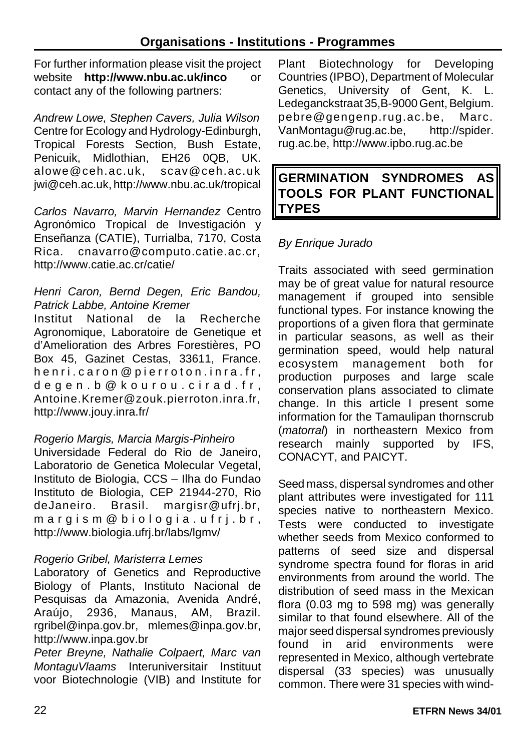For further information please visit the project website **http://www.nbu.ac.uk/inco** or contact any of the following partners:

*Andrew Lowe, Stephen Cavers, Julia Wilson* Centre for Ecology and Hydrology-Edinburgh, Tropical Forests Section, Bush Estate, Penicuik, Midlothian, EH26 0QB, UK. alowe@ceh.ac.uk, scav@ceh.ac.uk jwi@ceh.ac.uk, http://www.nbu.ac.uk/tropical

*Carlos Navarro, Marvin Hernandez* Centro Agronómico Tropical de Investigación y Enseñanza (CATIE), Turrialba, 7170, Costa Rica. cnavarro@computo.catie.ac.cr, http://www.catie.ac.cr/catie/

*Henri Caron, Bernd Degen, Eric Bandou, Patrick Labbe, Antoine Kremer*
Institut National de la Recherche Agronomique, Laboratoire de Genetique et d'Amelioration des Arbres Forestières, PO Box 45, Gazinet Cestas, 33611, France. henri.caron@pierroton.inra.fr, degen.b@kourou.cirad.fr, Antoine.Kremer@zouk.pierroton.inra.fr, http://www.jouy.inra.fr/

*Rogerio Margis, Marcia Margis-Pinheiro*
Universidade Federal do Rio de Janeiro, Laboratorio de Genetica Molecular Vegetal, Instituto de Biologia, CCS – Ilha do Fundao Instituto de Biologia, CEP 21944-270, Rio deJaneiro. Brasil. margisr@ufrj.br, margism@biologia.ufrj.br, http://www.biologia.ufrj.br/labs/lgmv/

*Rogerio Gribel, Maristerra Lemes*
Laboratory of Genetics and Reproductive Biology of Plants, Instituto Nacional de Pesquisas da Amazonia, Avenida André, Araújo, 2936, Manaus, AM, Brazil. rgribel@inpa.gov.br, mlemes@inpa.gov.br, http://www.inpa.gov.br

*Peter Breyne, Nathalie Colpaert, Marc van MontaguVlaams* Interuniversitair Instituut voor Biotechnologie (VIB) and Institute for Plant Biotechnology for Developing Countries (IPBO), Department of Molecular Genetics, University of Gent, K. L. Ledeganckstraat 35,B-9000 Gent, Belgium. pebre@gengenp.rug.ac.be, Marc. VanMontagu@rug.ac.be, http://spider. rug.ac.be, http://www.ipbo.rug.ac.be

## GERMINATION SYNDROMES AS TOOLS FOR PLANT FUNCTIONAL TYPES

*By Enrique Jurado*

Traits associated with seed germination may be of great value for natural resource management if grouped into sensible functional types. For instance knowing the proportions of a given flora that germinate in particular seasons, as well as their germination speed, would help natural ecosystem management both for production purposes and large scale conservation plans associated to climate change. In this article I present some information for the Tamaulipan thornscrub (*matorral*) in northeastern Mexico from research mainly supported by IFS, CONACYT, and PAICYT.

Seed mass, dispersal syndromes and other plant attributes were investigated for 111 species native to northeastern Mexico. Tests were conducted to investigate whether seeds from Mexico conformed to patterns of seed size and dispersal syndrome spectra found for floras in arid environments from around the world. The distribution of seed mass in the Mexican flora (0.03 mg to 598 mg) was generally similar to that found elsewhere. All of the major seed dispersal syndromes previously found in arid environments were represented in Mexico, although vertebrate dispersal (33 species) was unusually common. There were 31 species with wind-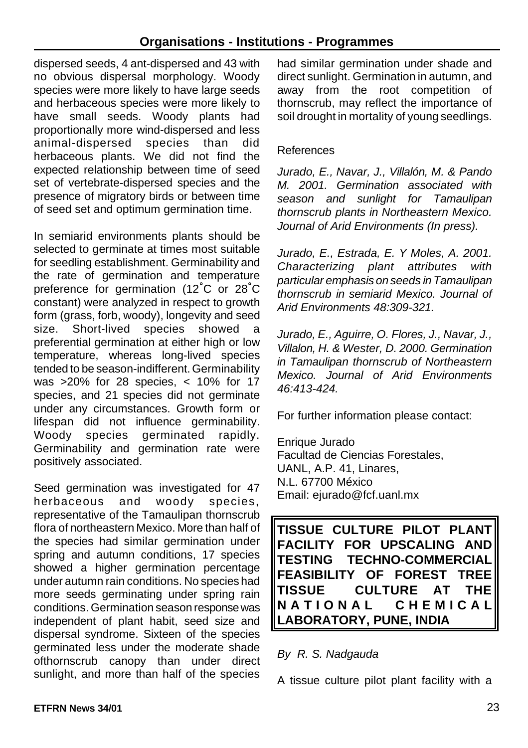dispersed seeds, 4 ant-dispersed and 43 with no obvious dispersal morphology. Woody species were more likely to have large seeds and herbaceous species were more likely to have small seeds. Woody plants had proportionally more wind-dispersed and less animal-dispersed species than did herbaceous plants. We did not find the expected relationship between time of seed set of vertebrate-dispersed species and the presence of migratory birds or between time of seed set and optimum germination time.

In semiarid environments plants should be selected to germinate at times most suitable for seedling establishment. Germinability and the rate of germination and temperature preference for germination (12˚C or 28˚C constant) were analyzed in respect to growth form (grass, forb, woody), longevity and seed size. Short-lived species showed a preferential germination at either high or low temperature, whereas long-lived species tended to be season-indifferent. Germinability was >20% for 28 species, < 10% for 17 species, and 21 species did not germinate under any circumstances. Growth form or lifespan did not influence germinability. Woody species germinated rapidly. Germinability and germination rate were positively associated.

Seed germination was investigated for 47 herbaceous and woody species, representative of the Tamaulipan thornscrub flora of northeastern Mexico. More than half of the species had similar germination under spring and autumn conditions, 17 species showed a higher germination percentage under autumn rain conditions. No species had more seeds germinating under spring rain conditions. Germination season response was independent of plant habit, seed size and dispersal syndrome. Sixteen of the species germinated less under the moderate shade ofthornscrub canopy than under direct sunlight, and more than half of the species had similar germination under shade and direct sunlight. Germination in autumn, and away from the root competition of thornscrub, may reflect the importance of soil drought in mortality of young seedlings.

References

*Jurado, E., Navar, J., Villalón, M. & Pando M. 2001. Germination associated with season and sunlight for Tamaulipan thornscrub plants in Northeastern Mexico. Journal of Arid Environments (In press).*

*Jurado, E., Estrada, E. Y Moles, A. 2001. Characterizing plant attributes with particular emphasis on seeds in Tamaulipan thornscrub in semiarid Mexico. Journal of Arid Environments 48:309-321.*

*Jurado, E., Aguirre, O. Flores, J., Navar, J., Villalon, H. & Wester, D. 2000. Germination in Tamaulipan thornscrub of Northeastern Mexico. Journal of Arid Environments 46:413-424.*

For further information please contact:

Enrique Jurado
Facultad de Ciencias Forestales,
UANL, A.P. 41, Linares,
N.L. 67700 México
Email: ejurado@fcf.uanl.mx

## TISSUE CULTURE PILOT PLANT FACILITY FOR UPSCALING AND TESTING TECHNO-COMMERCIAL FEASIBILITY OF FOREST TREE TISSUE CULTURE AT THE NATIONAL CHEMICAL LABORATORY, PUNE, INDIA

*By R. S. Nadgauda*

A tissue culture pilot plant facility with a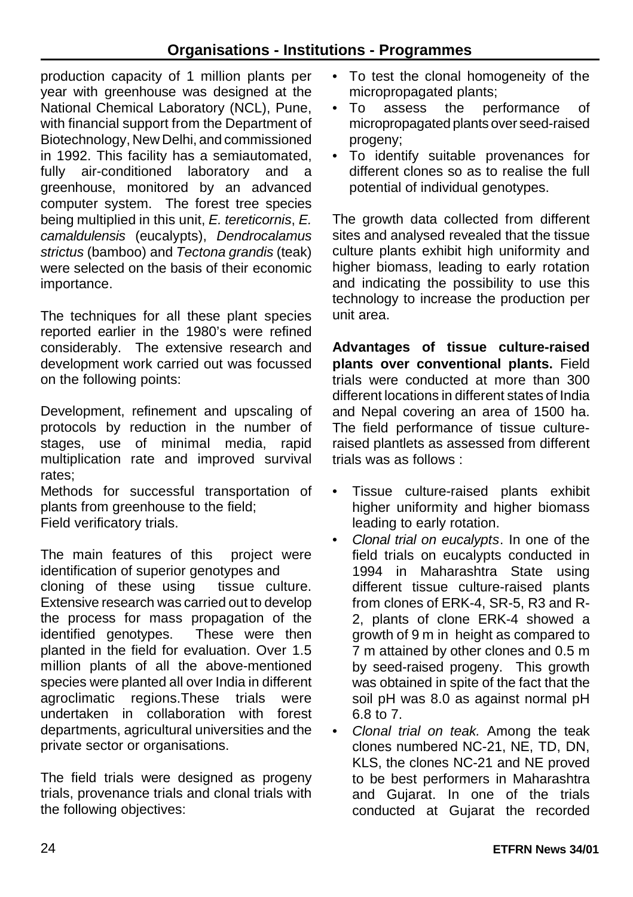production capacity of 1 million plants per year with greenhouse was designed at the National Chemical Laboratory (NCL), Pune, with financial support from the Department of Biotechnology, New Delhi, and commissioned in 1992. This facility has a semiautomated, fully air-conditioned laboratory and a greenhouse, monitored by an advanced computer system. The forest tree species being multiplied in this unit, *E. tereticornis*, *E. camaldulensis* (eucalypts), *Dendrocalamus strictus* (bamboo) and *Tectona grandis* (teak) were selected on the basis of their economic importance.

The techniques for all these plant species reported earlier in the 1980's were refined considerably. The extensive research and development work carried out was focussed on the following points:

Development, refinement and upscaling of protocols by reduction in the number of stages, use of minimal media, rapid multiplication rate and improved survival rates;
Methods for successful transportation of plants from greenhouse to the field;
Field verificatory trials.

The main features of this project were identification of superior genotypes and cloning of these using tissue culture. Extensive research was carried out to develop the process for mass propagation of the identified genotypes. These were then planted in the field for evaluation. Over 1.5 million plants of all the above-mentioned species were planted all over India in different agroclimatic regions.These trials were undertaken in collaboration with forest departments, agricultural universities and the private sector or organisations.

The field trials were designed as progeny trials, provenance trials and clonal trials with the following objectives:

- To test the clonal homogeneity of the micropropagated plants;
- To assess the performance of micropropagated plants over seed-raised progeny;
- To identify suitable provenances for different clones so as to realise the full potential of individual genotypes.

The growth data collected from different sites and analysed revealed that the tissue culture plants exhibit high uniformity and higher biomass, leading to early rotation and indicating the possibility to use this technology to increase the production per unit area.

**Advantages of tissue culture-raised plants over conventional plants.** Field trials were conducted at more than 300 different locations in different states of India and Nepal covering an area of 1500 ha. The field performance of tissue culture-raised plantlets as assessed from different trials was as follows :

- Tissue culture-raised plants exhibit higher uniformity and higher biomass leading to early rotation.
- *Clonal trial on eucalypts*. In one of the field trials on eucalypts conducted in 1994 in Maharashtra State using different tissue culture-raised plants from clones of ERK-4, SR-5, R3 and R-2, plants of clone ERK-4 showed a growth of 9 m in height as compared to 7 m attained by other clones and 0.5 m by seed-raised progeny. This growth was obtained in spite of the fact that the soil pH was 8.0 as against normal pH 6.8 to 7.
- *Clonal trial on teak.* Among the teak clones numbered NC-21, NE, TD, DN, KLS, the clones NC-21 and NE proved to be best performers in Maharashtra and Gujarat. In one of the trials conducted at Gujarat the recorded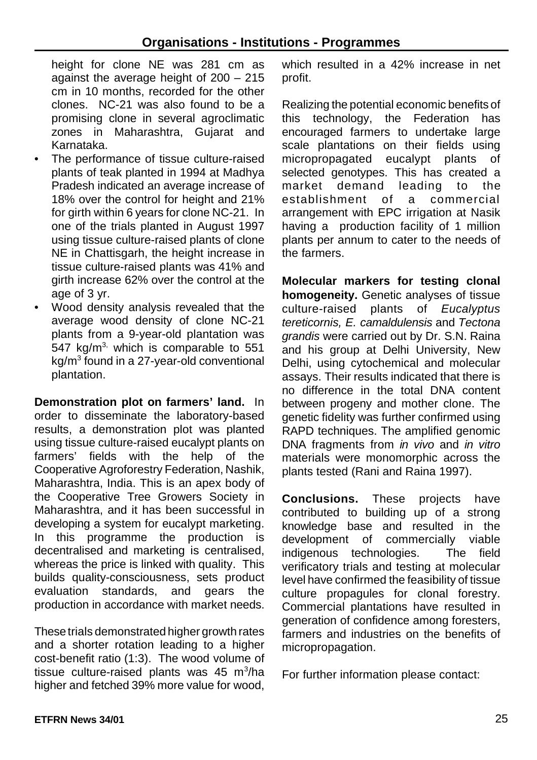height for clone NE was 281 cm as against the average height of 200 – 215 cm in 10 months, recorded for the other clones. NC-21 was also found to be a promising clone in several agroclimatic zones in Maharashtra, Gujarat and Karnataka.

- The performance of tissue culture-raised plants of teak planted in 1994 at Madhya Pradesh indicated an average increase of 18% over the control for height and 21% for girth within 6 years for clone NC-21. In one of the trials planted in August 1997 using tissue culture-raised plants of clone NE in Chattisgarh, the height increase in tissue culture-raised plants was 41% and girth increase 62% over the control at the age of 3 yr.
- Wood density analysis revealed that the average wood density of clone NC-21 plants from a 9-year-old plantation was 547 $kg/m^3$, which is comparable to 551 $kg/m^3$ found in a 27-year-old conventional plantation.

**Demonstration plot on farmers' land.** In order to disseminate the laboratory-based results, a demonstration plot was planted using tissue culture-raised eucalypt plants on farmers' fields with the help of the Cooperative Agroforestry Federation, Nashik, Maharashtra, India. This is an apex body of the Cooperative Tree Growers Society in Maharashtra, and it has been successful in developing a system for eucalypt marketing. In this programme the production is decentralised and marketing is centralised, whereas the price is linked with quality. This builds quality-consciousness, sets product evaluation standards, and gears the production in accordance with market needs.

These trials demonstrated higher growth rates and a shorter rotation leading to a higher cost-benefit ratio (1:3). The wood volume of tissue culture-raised plants was 45 $m^3$/ha higher and fetched 39% more value for wood, which resulted in a 42% increase in net profit.

Realizing the potential economic benefits of this technology, the Federation has encouraged farmers to undertake large scale plantations on their fields using micropropagated eucalypt plants of selected genotypes. This has created a market demand leading to the establishment of a commercial arrangement with EPC irrigation at Nasik having a production facility of 1 million plants per annum to cater to the needs of the farmers.

**Molecular markers for testing clonal homogeneity.** Genetic analyses of tissue culture-raised plants of *Eucalyptus tereticornis, E. camaldulensis* and *Tectona grandis* were carried out by Dr. S.N. Raina and his group at Delhi University, New Delhi, using cytochemical and molecular assays. Their results indicated that there is no difference in the total DNA content between progeny and mother clone. The genetic fidelity was further confirmed using RAPD techniques. The amplified genomic DNA fragments from *in vivo* and *in vitro* materials were monomorphic across the plants tested (Rani and Raina 1997).

**Conclusions.** These projects have contributed to building up of a strong knowledge base and resulted in the development of commercially viable indigenous technologies. The field verificatory trials and testing at molecular level have confirmed the feasibility of tissue culture propagules for clonal forestry. Commercial plantations have resulted in generation of confidence among foresters, farmers and industries on the benefits of micropropagation.

For further information please contact: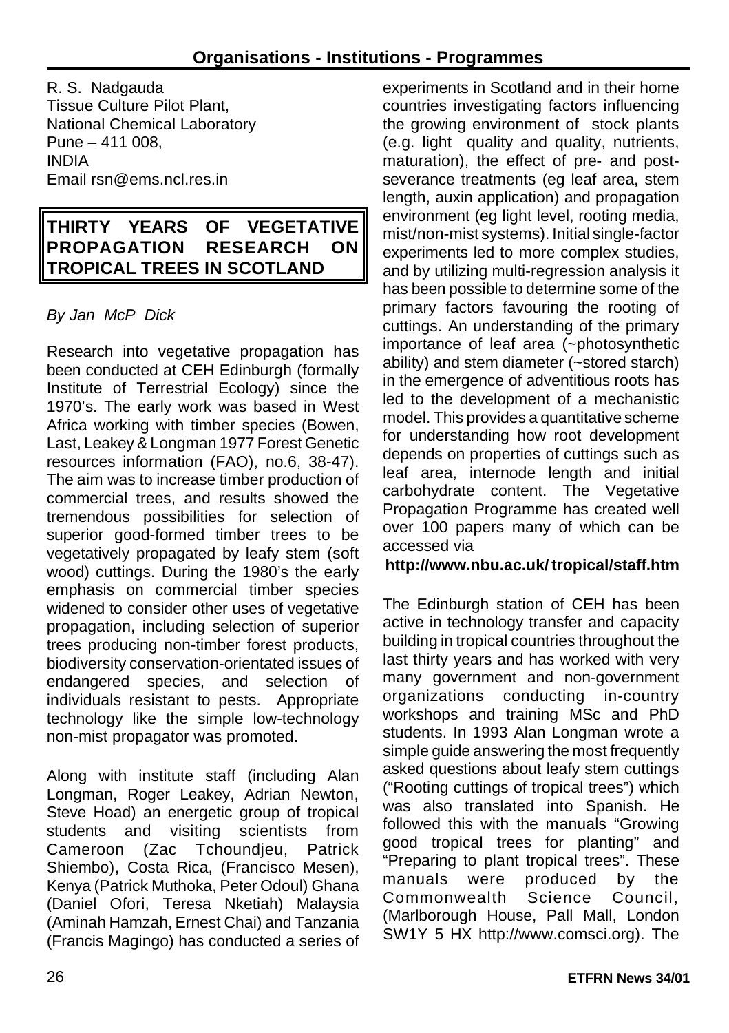R. S. Nadgauda
Tissue Culture Pilot Plant,
National Chemical Laboratory
Pune – 411 008,
INDIA
Email rsn@ems.ncl.res.in

## THIRTY YEARS OF VEGETATIVE PROPAGATION RESEARCH ON TROPICAL TREES IN SCOTLAND

*By Jan McP Dick*

Research into vegetative propagation has been conducted at CEH Edinburgh (formally Institute of Terrestrial Ecology) since the 1970's. The early work was based in West Africa working with timber species (Bowen, Last, Leakey & Longman 1977 Forest Genetic resources information (FAO), no.6, 38-47). The aim was to increase timber production of commercial trees, and results showed the tremendous possibilities for selection of superior good-formed timber trees to be vegetatively propagated by leafy stem (soft wood) cuttings. During the 1980's the early emphasis on commercial timber species widened to consider other uses of vegetative propagation, including selection of superior trees producing non-timber forest products, biodiversity conservation-orientated issues of endangered species, and selection of individuals resistant to pests. Appropriate technology like the simple low-technology non-mist propagator was promoted.

Along with institute staff (including Alan Longman, Roger Leakey, Adrian Newton, Steve Hoad) an energetic group of tropical students and visiting scientists from Cameroon (Zac Tchoundjeu, Patrick Shiembo), Costa Rica, (Francisco Mesen), Kenya (Patrick Muthoka, Peter Odoul) Ghana (Daniel Ofori, Teresa Nketiah) Malaysia (Aminah Hamzah, Ernest Chai) and Tanzania (Francis Magingo) has conducted a series of experiments in Scotland and in their home countries investigating factors influencing the growing environment of stock plants (e.g. light quality and quality, nutrients, maturation), the effect of pre- and post-severance treatments (eg leaf area, stem length, auxin application) and propagation environment (eg light level, rooting media, mist/non-mist systems). Initial single-factor experiments led to more complex studies, and by utilizing multi-regression analysis it has been possible to determine some of the primary factors favouring the rooting of cuttings. An understanding of the primary importance of leaf area (~photosynthetic ability) and stem diameter (~stored starch) in the emergence of adventitious roots has led to the development of a mechanistic model. This provides a quantitative scheme for understanding how root development depends on properties of cuttings such as leaf area, internode length and initial carbohydrate content. The Vegetative Propagation Programme has created well over 100 papers many of which can be accessed via

**http://www.nbu.ac.uk/ tropical/staff.htm**

The Edinburgh station of CEH has been active in technology transfer and capacity building in tropical countries throughout the last thirty years and has worked with very many government and non-government organizations conducting in-country workshops and training MSc and PhD students. In 1993 Alan Longman wrote a simple guide answering the most frequently asked questions about leafy stem cuttings ("Rooting cuttings of tropical trees") which was also translated into Spanish. He followed this with the manuals "Growing good tropical trees for planting" and "Preparing to plant tropical trees". These manuals were produced by the Commonwealth Science Council, (Marlborough House, Pall Mall, London SW1Y 5 HX http://www.comsci.org). The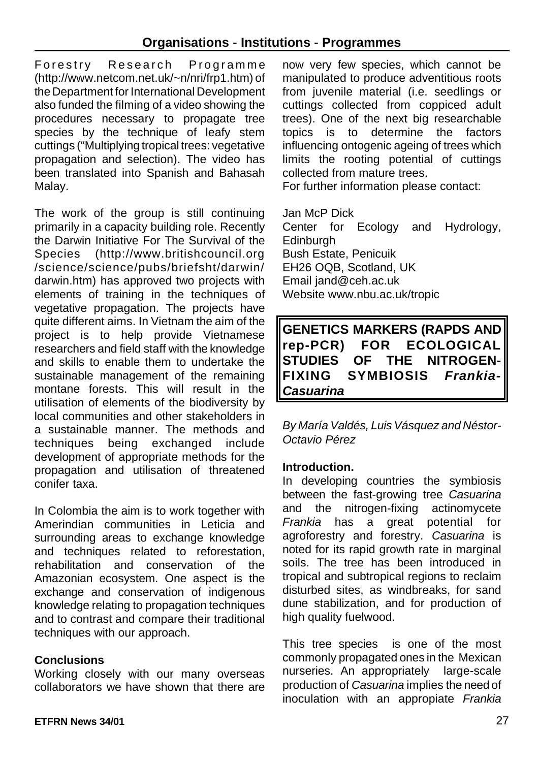Forestry Research Programme (http://www.netcom.net.uk/~n/nri/frp1.htm) of the Department for International Development also funded the filming of a video showing the procedures necessary to propagate tree species by the technique of leafy stem cuttings ("Multiplying tropical trees: vegetative propagation and selection). The video has been translated into Spanish and Bahasah Malay.

The work of the group is still continuing primarily in a capacity building role. Recently the Darwin Initiative For The Survival of the Species (http://www.britishcouncil.org /science/science/pubs/briefsht/darwin/ darwin.htm) has approved two projects with elements of training in the techniques of vegetative propagation. The projects have quite different aims. In Vietnam the aim of the project is to help provide Vietnamese researchers and field staff with the knowledge and skills to enable them to undertake the sustainable management of the remaining montane forests. This will result in the utilisation of elements of the biodiversity by local communities and other stakeholders in a sustainable manner. The methods and techniques being exchanged include development of appropriate methods for the propagation and utilisation of threatened conifer taxa.

In Colombia the aim is to work together with Amerindian communities in Leticia and surrounding areas to exchange knowledge and techniques related to reforestation, rehabilitation and conservation of the Amazonian ecosystem. One aspect is the exchange and conservation of indigenous knowledge relating to propagation techniques and to contrast and compare their traditional techniques with our approach.

**Conclusions**

Working closely with our many overseas collaborators we have shown that there are now very few species, which cannot be manipulated to produce adventitious roots from juvenile material (i.e. seedlings or cuttings collected from coppiced adult trees). One of the next big researchable topics is to determine the factors influencing ontogenic ageing of trees which limits the rooting potential of cuttings collected from mature trees.

For further information please contact:

Jan McP Dick
Center for Ecology and Hydrology, Edinburgh
Bush Estate, Penicuik
EH26 OQB, Scotland, UK
Email jand@ceh.ac.uk
Website www.nbu.ac.uk/tropic

## GENETICS MARKERS (RAPDS AND rep-PCR) FOR ECOLOGICAL STUDIES OF THE NITROGEN-FIXING SYMBIOSIS *Frankia-Casuarina*

*By María Valdés, Luis Vásquez and Néstor-Octavio Pérez*

**Introduction.**

In developing countries the symbiosis between the fast-growing tree *Casuarina* and the nitrogen-fixing actinomycete *Frankia* has a great potential for agroforestry and forestry. *Casuarina* is noted for its rapid growth rate in marginal soils. The tree has been introduced in tropical and subtropical regions to reclaim disturbed sites, as windbreaks, for sand dune stabilization, and for production of high quality fuelwood.

This tree species is one of the most commonly propagated ones in the Mexican nurseries. An appropriately large-scale production of *Casuarina* implies the need of inoculation with an appropiate *Frankia*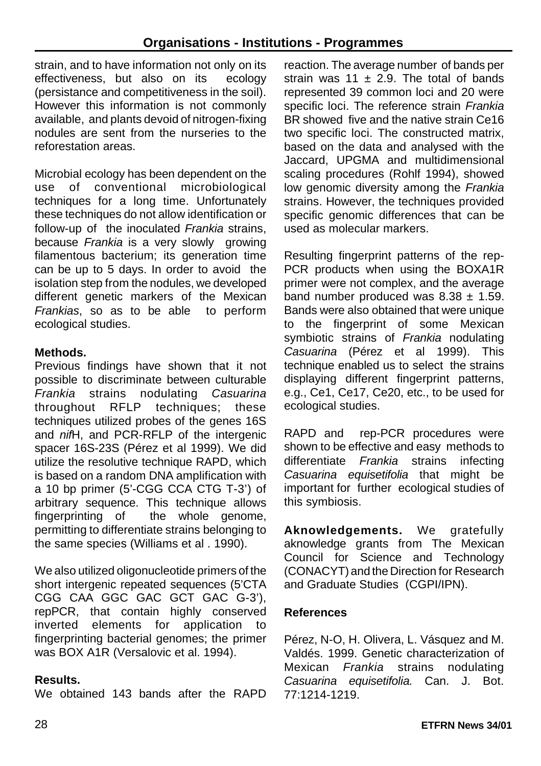strain, and to have information not only on its effectiveness, but also on its ecology (persistance and competitiveness in the soil). However this information is not commonly available, and plants devoid of nitrogen-fixing nodules are sent from the nurseries to the reforestation areas.

Microbial ecology has been dependent on the use of conventional microbiological techniques for a long time. Unfortunately these techniques do not allow identification or follow-up of the inoculated *Frankia* strains, because *Frankia* is a very slowly growing filamentous bacterium; its generation time can be up to 5 days. In order to avoid the isolation step from the nodules, we developed different genetic markers of the Mexican *Frankias*, so as to be able to perform ecological studies.

**Methods.**

Previous findings have shown that it not possible to discriminate between culturable *Frankia* strains nodulating *Casuarina* throughout RFLP techniques; these techniques utilized probes of the genes 16S and *nif*H, and PCR-RFLP of the intergenic spacer 16S-23S (Pérez et al 1999). We did utilize the resolutive technique RAPD, which is based on a random DNA amplification with a 10 bp primer (5'-CGG CCA CTG T-3') of arbitrary sequence. This technique allows fingerprinting of the whole genome, permitting to differentiate strains belonging to the same species (Williams et al . 1990).

We also utilized oligonucleotide primers of the short intergenic repeated sequences (5'CTA CGG CAA GGC GAC GCT GAC G-3'), repPCR, that contain highly conserved inverted elements for application to fingerprinting bacterial genomes; the primer was BOX A1R (Versalovic et al. 1994).

**Results.**

We obtained 143 bands after the RAPD reaction. The average number of bands per strain was $11 \pm 2.9$. The total of bands represented 39 common loci and 20 were specific loci. The reference strain *Frankia* BR showed five and the native strain Ce16 two specific loci. The constructed matrix, based on the data and analysed with the Jaccard, UPGMA and multidimensional scaling procedures (Rohlf 1994), showed low genomic diversity among the *Frankia* strains. However, the techniques provided specific genomic differences that can be used as molecular markers.

Resulting fingerprint patterns of the rep-PCR products when using the BOXA1R primer were not complex, and the average band number produced was $8.38 \pm 1.59$. Bands were also obtained that were unique to the fingerprint of some Mexican symbiotic strains of *Frankia* nodulating *Casuarina* (Pérez et al 1999). This technique enabled us to select the strains displaying different fingerprint patterns, e.g., Ce1, Ce17, Ce20, etc., to be used for ecological studies.

RAPD and rep-PCR procedures were shown to be effective and easy methods to differentiate *Frankia* strains infecting *Casuarina equisetifolia* that might be important for further ecological studies of this symbiosis.

**Aknowledgements.** We gratefully aknowledge grants from The Mexican Council for Science and Technology (CONACYT) and the Direction for Research and Graduate Studies (CGPI/IPN).

**References**

Pérez, N-O, H. Olivera, L. Vásquez and M. Valdés. 1999. Genetic characterization of Mexican *Frankia* strains nodulating *Casuarina equisetifolia.* Can. J. Bot. 77:1214-1219.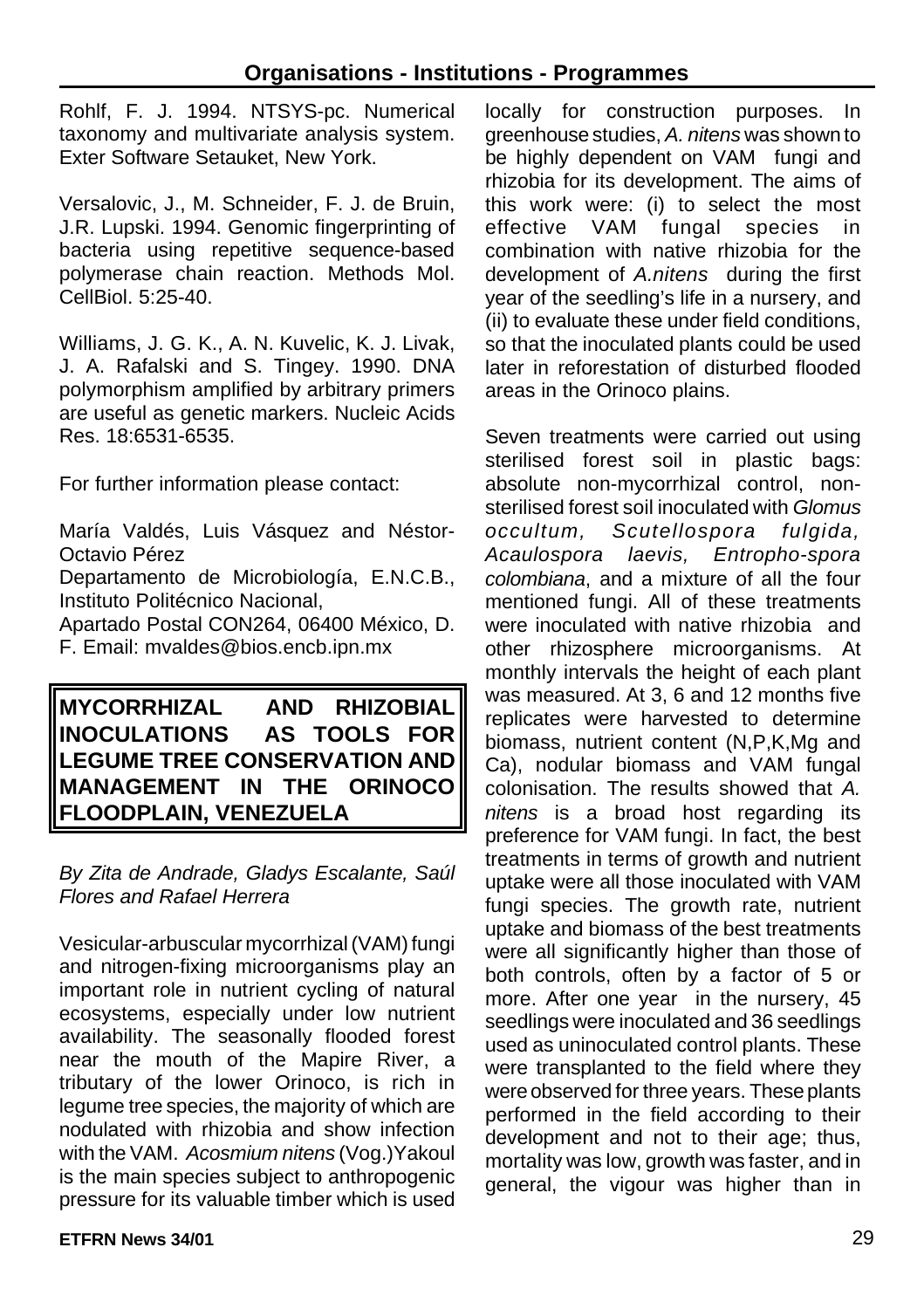Rohlf, F. J. 1994. NTSYS-pc. Numerical taxonomy and multivariate analysis system. Exter Software Setauket, New York.

Versalovic, J., M. Schneider, F. J. de Bruin, J.R. Lupski. 1994. Genomic fingerprinting of bacteria using repetitive sequence-based polymerase chain reaction. Methods Mol. CellBiol. 5:25-40.

Williams, J. G. K., A. N. Kuvelic, K. J. Livak, J. A. Rafalski and S. Tingey. 1990. DNA polymorphism amplified by arbitrary primers are useful as genetic markers. Nucleic Acids Res. 18:6531-6535.

For further information please contact:

María Valdés, Luis Vásquez and Néstor-Octavio Pérez
Departamento de Microbiología, E.N.C.B., Instituto Politécnico Nacional,
Apartado Postal CON264, 06400 México, D. F. Email: mvaldes@bios.encb.ipn.mx

## MYCORRHIZAL AND RHIZOBIAL INOCULATIONS AS TOOLS FOR LEGUME TREE CONSERVATION AND MANAGEMENT IN THE ORINOCO FLOODPLAIN, VENEZUELA

*By Zita de Andrade, Gladys Escalante, Saúl Flores and Rafael Herrera*

Vesicular-arbuscular mycorrhizal (VAM) fungi and nitrogen-fixing microorganisms play an important role in nutrient cycling of natural ecosystems, especially under low nutrient availability. The seasonally flooded forest near the mouth of the Mapire River, a tributary of the lower Orinoco, is rich in legume tree species, the majority of which are nodulated with rhizobia and show infection with the VAM. *Acosmium nitens* (Vog.)Yakoul is the main species subject to anthropogenic pressure for its valuable timber which is used locally for construction purposes. In greenhouse studies, *A. nitens* was shown to be highly dependent on VAM fungi and rhizobia for its development. The aims of this work were: (i) to select the most effective VAM fungal species in combination with native rhizobia for the development of *A.nitens* during the first year of the seedling's life in a nursery, and (ii) to evaluate these under field conditions, so that the inoculated plants could be used later in reforestation of disturbed flooded areas in the Orinoco plains.

Seven treatments were carried out using sterilised forest soil in plastic bags: absolute non-mycorrhizal control, non-sterilised forest soil inoculated with *Glomus occultum, Scutellospora fulgida, Acaulospora laevis, Entropho-spora colombiana*, and a mixture of all the four mentioned fungi. All of these treatments were inoculated with native rhizobia and other rhizosphere microorganisms. At monthly intervals the height of each plant was measured. At 3, 6 and 12 months five replicates were harvested to determine biomass, nutrient content (N,P,K,Mg and Ca), nodular biomass and VAM fungal colonisation. The results showed that *A. nitens* is a broad host regarding its preference for VAM fungi. In fact, the best treatments in terms of growth and nutrient uptake were all those inoculated with VAM fungi species. The growth rate, nutrient uptake and biomass of the best treatments were all significantly higher than those of both controls, often by a factor of 5 or more. After one year in the nursery, 45 seedlings were inoculated and 36 seedlings used as uninoculated control plants. These were transplanted to the field where they were observed for three years. These plants performed in the field according to their development and not to their age; thus, mortality was low, growth was faster, and in general, the vigour was higher than in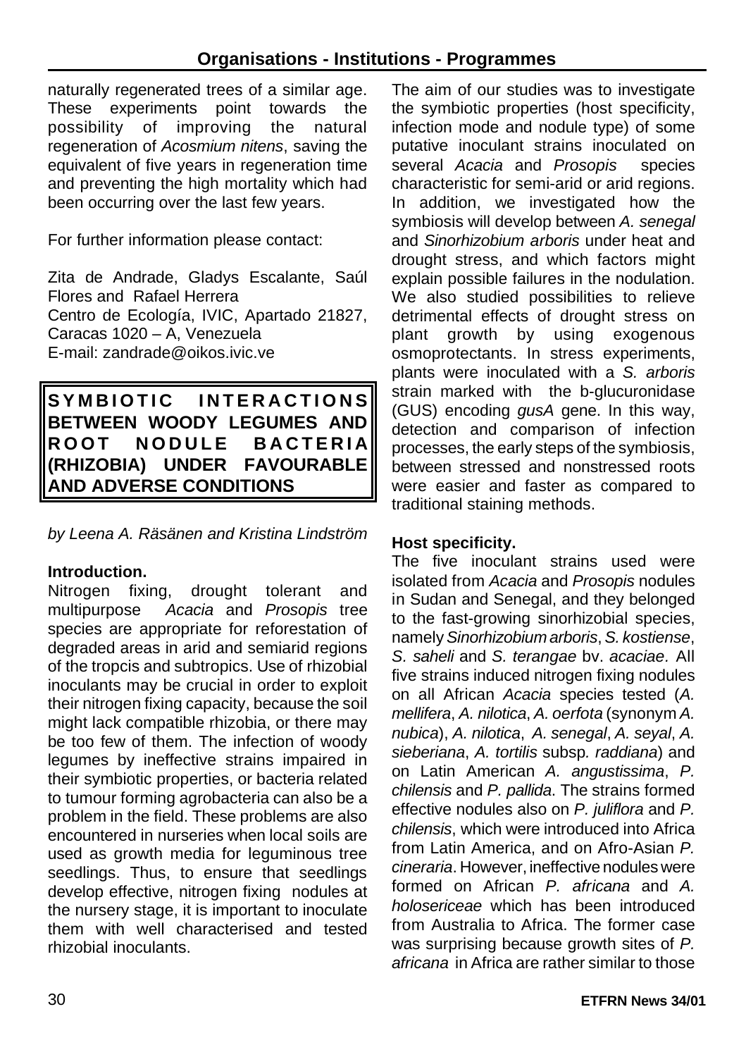naturally regenerated trees of a similar age. These experiments point towards the possibility of improving the natural regeneration of *Acosmium nitens*, saving the equivalent of five years in regeneration time and preventing the high mortality which had been occurring over the last few years.

For further information please contact:

Zita de Andrade, Gladys Escalante, Saúl Flores and Rafael Herrera
Centro de Ecología, IVIC, Apartado 21827, Caracas 1020 – A, Venezuela
E-mail: zandrade@oikos.ivic.ve

## SYMBIOTIC INTERACTIONS BETWEEN WOODY LEGUMES AND ROOT NODULE BACTERIA (RHIZOBIA) UNDER FAVOURABLE AND ADVERSE CONDITIONS

*by Leena A. Räsänen and Kristina Lindström*

**Introduction.**
Nitrogen fixing, drought tolerant and multipurpose *Acacia* and *Prosopis* tree species are appropriate for reforestation of degraded areas in arid and semiarid regions of the tropcis and subtropics. Use of rhizobial inoculants may be crucial in order to exploit their nitrogen fixing capacity, because the soil might lack compatible rhizobia, or there may be too few of them. The infection of woody legumes by ineffective strains impaired in their symbiotic properties, or bacteria related to tumour forming agrobacteria can also be a problem in the field. These problems are also encountered in nurseries when local soils are used as growth media for leguminous tree seedlings. Thus, to ensure that seedlings develop effective, nitrogen fixing nodules at the nursery stage, it is important to inoculate them with well characterised and tested rhizobial inoculants.

The aim of our studies was to investigate the symbiotic properties (host specificity, infection mode and nodule type) of some putative inoculant strains inoculated on several *Acacia* and *Prosopis* species characteristic for semi-arid or arid regions. In addition, we investigated how the symbiosis will develop between *A. senegal* and *Sinorhizobium arboris* under heat and drought stress, and which factors might explain possible failures in the nodulation. We also studied possibilities to relieve detrimental effects of drought stress on plant growth by using exogenous osmoprotectants. In stress experiments, plants were inoculated with a *S. arboris* strain marked with the b-glucuronidase (GUS) encoding *gusA* gene. In this way, detection and comparison of infection processes, the early steps of the symbiosis, between stressed and nonstressed roots were easier and faster as compared to traditional staining methods.

**Host specificity.**
The five inoculant strains used were isolated from *Acacia* and *Prosopis* nodules in Sudan and Senegal, and they belonged to the fast-growing sinorhizobial species, namely *Sinorhizobium arboris*, *S. kostiense*, *S. saheli* and *S. terangae* bv. *acaciae*. All five strains induced nitrogen fixing nodules on all African *Acacia* species tested (*A. mellifera*, *A. nilotica*, *A. oerfota* (synonym *A. nubica*), *A. nilotica*, *A. senegal*, *A. seyal*, *A. sieberiana*, *A. tortilis* subsp. *raddiana*) and on Latin American *A. angustissima*, *P. chilensis* and *P. pallida*. The strains formed effective nodules also on *P. juliflora* and *P. chilensis*, which were introduced into Africa from Latin America, and on Afro-Asian *P. cineraria*. However, ineffective nodules were formed on African *P. africana* and *A. holosericeae* which has been introduced from Australia to Africa. The former case was surprising because growth sites of *P. africana* in Africa are rather similar to those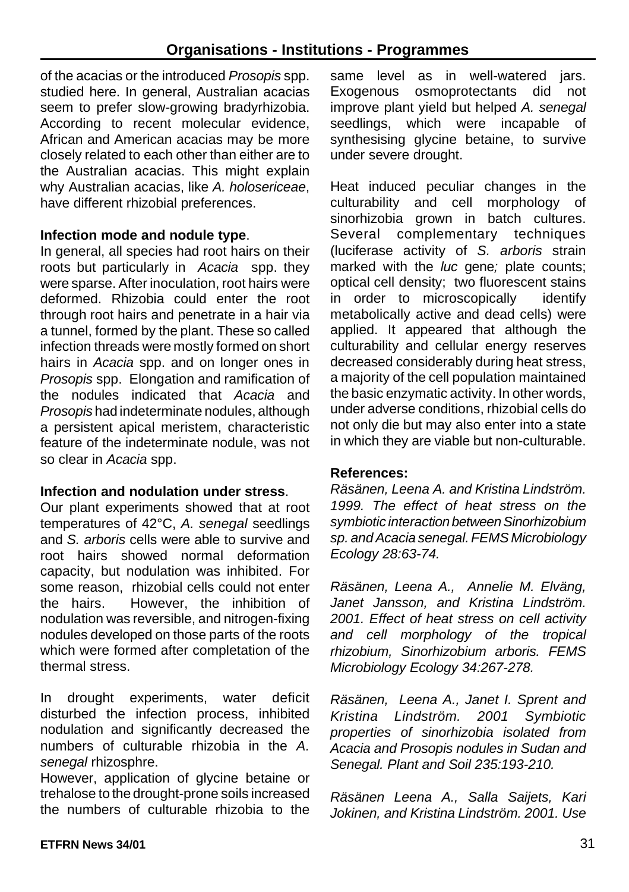of the acacias or the introduced *Prosopis* spp. studied here. In general, Australian acacias seem to prefer slow-growing bradyrhizobia. According to recent molecular evidence, African and American acacias may be more closely related to each other than either are to the Australian acacias. This might explain why Australian acacias, like *A. holosericeae*, have different rhizobial preferences.

**Infection mode and nodule type**.

In general, all species had root hairs on their roots but particularly in *Acacia* spp. they were sparse. After inoculation, root hairs were deformed. Rhizobia could enter the root through root hairs and penetrate in a hair via a tunnel, formed by the plant. These so called infection threads were mostly formed on short hairs in *Acacia* spp. and on longer ones in *Prosopis* spp. Elongation and ramification of the nodules indicated that *Acacia* and *Prosopis* had indeterminate nodules, although a persistent apical meristem, characteristic feature of the indeterminate nodule, was not so clear in *Acacia* spp.

**Infection and nodulation under stress**.

Our plant experiments showed that at root temperatures of 42°C, *A. senegal* seedlings and *S. arboris* cells were able to survive and root hairs showed normal deformation capacity, but nodulation was inhibited. For some reason, rhizobial cells could not enter the hairs. However, the inhibition of nodulation was reversible, and nitrogen-fixing nodules developed on those parts of the roots which were formed after completation of the thermal stress.

In drought experiments, water deficit disturbed the infection process, inhibited nodulation and significantly decreased the numbers of culturable rhizobia in the *A. senegal* rhizosphre.

However, application of glycine betaine or trehalose to the drought-prone soils increased the numbers of culturable rhizobia to the same level as in well-watered jars. Exogenous osmoprotectants did not improve plant yield but helped *A. senegal* seedlings, which were incapable of synthesising glycine betaine, to survive under severe drought.

Heat induced peculiar changes in the culturability and cell morphology of sinorhizobia grown in batch cultures. Several complementary techniques (luciferase activity of *S. arboris* strain marked with the *luc* gene*;* plate counts; optical cell density; two fluorescent stains in order to microscopically identify metabolically active and dead cells) were applied. It appeared that although the culturability and cellular energy reserves decreased considerably during heat stress, a majority of the cell population maintained the basic enzymatic activity. In other words, under adverse conditions, rhizobial cells do not only die but may also enter into a state in which they are viable but non-culturable.

**References:**

*Räsänen, Leena A. and Kristina Lindström. 1999. The effect of heat stress on the symbiotic interaction between Sinorhizobium sp. and Acacia senegal. FEMS Microbiology Ecology 28:63-74.*

*Räsänen, Leena A., Annelie M. Elväng, Janet Jansson, and Kristina Lindström. 2001. Effect of heat stress on cell activity and cell morphology of the tropical rhizobium, Sinorhizobium arboris. FEMS Microbiology Ecology 34:267-278.*

*Räsänen, Leena A., Janet I. Sprent and Kristina Lindström. 2001 Symbiotic properties of sinorhizobia isolated from Acacia and Prosopis nodules in Sudan and Senegal. Plant and Soil 235:193-210.*

*Räsänen Leena A., Salla Saijets, Kari Jokinen, and Kristina Lindström. 2001. Use*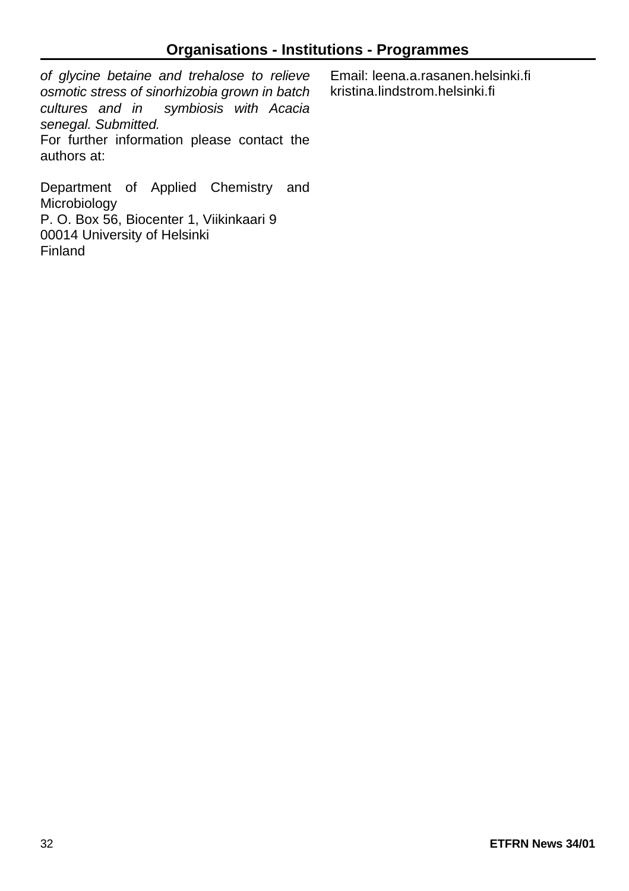*of glycine betaine and trehalose to relieve osmotic stress of sinorhizobia grown in batch cultures and in symbiosis with Acacia senegal. Submitted.*

For further information please contact the authors at:

Department of Applied Chemistry and Microbiology
P. O. Box 56, Biocenter 1, Viikinkaari 9
00014 University of Helsinki
Finland

Email: leena.a.rasanen.helsinki.fi
kristina.lindstrom.helsinki.fi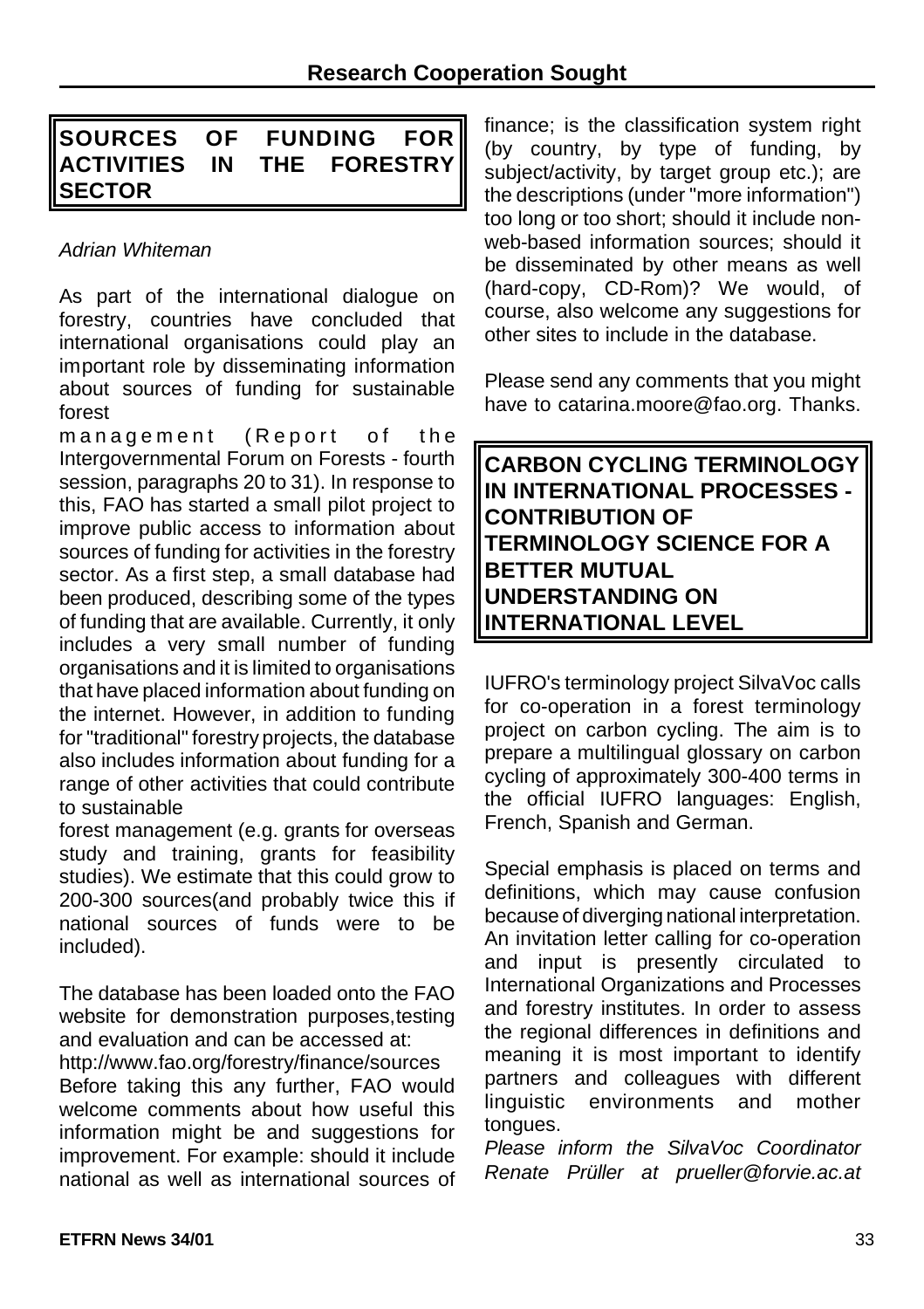# Research Cooperation Sought

## SOURCES OF FUNDING FOR ACTIVITIES IN THE FORESTRY SECTOR

*Adrian Whiteman*

As part of the international dialogue on forestry, countries have concluded that international organisations could play an important role by disseminating information about sources of funding for sustainable forest management (Report of the Intergovernmental Forum on Forests - fourth session, paragraphs 20 to 31). In response to this, FAO has started a small pilot project to improve public access to information about sources of funding for activities in the forestry sector. As a first step, a small database had been produced, describing some of the types of funding that are available. Currently, it only includes a very small number of funding organisations and it is limited to organisations that have placed information about funding on the internet. However, in addition to funding for "traditional" forestry projects, the database also includes information about funding for a range of other activities that could contribute to sustainable forest management (e.g. grants for overseas study and training, grants for feasibility studies). We estimate that this could grow to 200-300 sources(and probably twice this if national sources of funds were to be included).

The database has been loaded onto the FAO website for demonstration purposes,testing and evaluation and can be accessed at: http://www.fao.org/forestry/finance/sources
Before taking this any further, FAO would welcome comments about how useful this information might be and suggestions for improvement. For example: should it include national as well as international sources of finance; is the classification system right (by country, by type of funding, by subject/activity, by target group etc.); are the descriptions (under "more information") too long or too short; should it include non-web-based information sources; should it be disseminated by other means as well (hard-copy, CD-Rom)? We would, of course, also welcome any suggestions for other sites to include in the database.

Please send any comments that you might have to catarina.moore@fao.org. Thanks.

## CARBON CYCLING TERMINOLOGY IN INTERNATIONAL PROCESSES - CONTRIBUTION OF TERMINOLOGY SCIENCE FOR A BETTER MUTUAL UNDERSTANDING ON INTERNATIONAL LEVEL

IUFRO's terminology project SilvaVoc calls for co-operation in a forest terminology project on carbon cycling. The aim is to prepare a multilingual glossary on carbon cycling of approximately 300-400 terms in the official IUFRO languages: English, French, Spanish and German.

Special emphasis is placed on terms and definitions, which may cause confusion because of diverging national interpretation. An invitation letter calling for co-operation and input is presently circulated to International Organizations and Processes and forestry institutes. In order to assess the regional differences in definitions and meaning it is most important to identify partners and colleagues with different linguistic environments and mother tongues.
*Please inform the SilvaVoc Coordinator Renate Prüller at prueller@forvie.ac.at*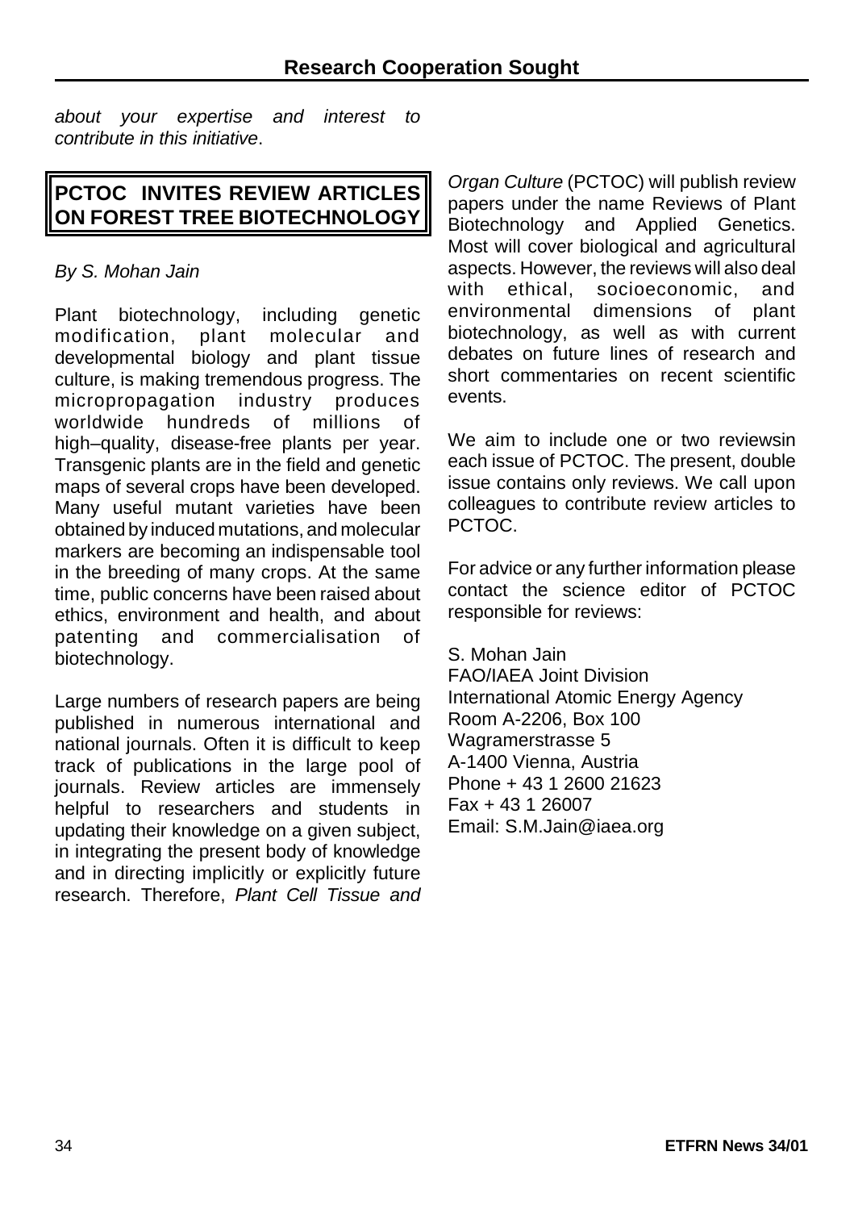*about your expertise and interest to contribute in this initiative*.

## PCTOC INVITES REVIEW ARTICLES ON FOREST TREE BIOTECHNOLOGY

*By S. Mohan Jain*

Plant biotechnology, including genetic modification, plant molecular and developmental biology and plant tissue culture, is making tremendous progress. The micropropagation industry produces worldwide hundreds of millions of high–quality, disease-free plants per year. Transgenic plants are in the field and genetic maps of several crops have been developed. Many useful mutant varieties have been obtained by induced mutations, and molecular markers are becoming an indispensable tool in the breeding of many crops. At the same time, public concerns have been raised about ethics, environment and health, and about patenting and commercialisation of biotechnology.

Large numbers of research papers are being published in numerous international and national journals. Often it is difficult to keep track of publications in the large pool of journals. Review articles are immensely helpful to researchers and students in updating their knowledge on a given subject, in integrating the present body of knowledge and in directing implicitly or explicitly future research. Therefore, *Plant Cell Tissue and Organ Culture* (PCTOC) will publish review papers under the name Reviews of Plant Biotechnology and Applied Genetics. Most will cover biological and agricultural aspects. However, the reviews will also deal with ethical, socioeconomic, and environmental dimensions of plant biotechnology, as well as with current debates on future lines of research and short commentaries on recent scientific events.

We aim to include one or two reviewsin each issue of PCTOC. The present, double issue contains only reviews. We call upon colleagues to contribute review articles to PCTOC.

For advice or any further information please contact the science editor of PCTOC responsible for reviews:

S. Mohan Jain
FAO/IAEA Joint Division
International Atomic Energy Agency
Room A-2206, Box 100
Wagramerstrasse 5
A-1400 Vienna, Austria
Phone + 43 1 2600 21623
Fax + 43 1 26007
Email: S.M.Jain@iaea.org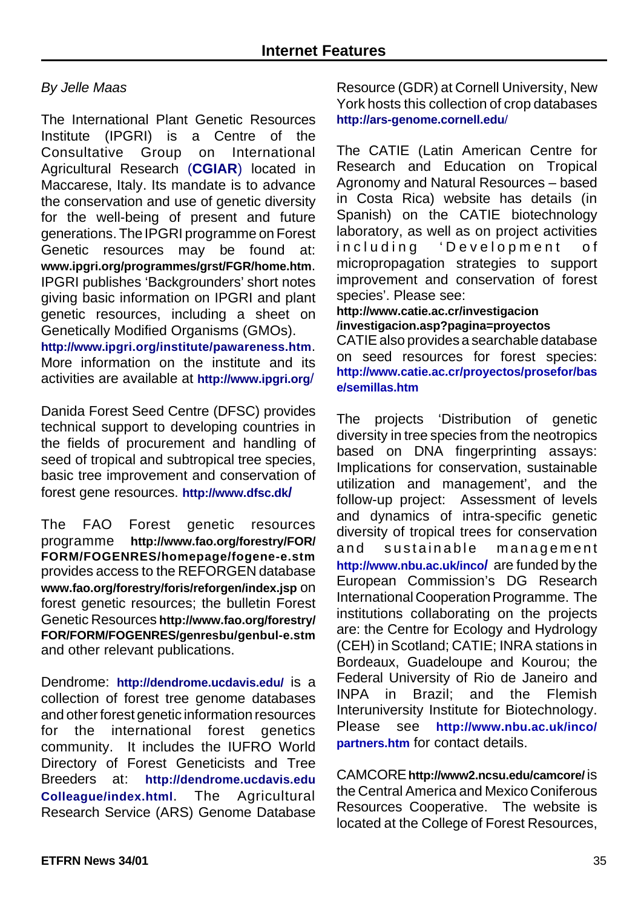## Internet Features

*By Jelle Maas*

The International Plant Genetic Resources Institute (IPGRI) is a Centre of the Consultative Group on International Agricultural Research (**CGIAR**) located in Maccarese, Italy. Its mandate is to advance the conservation and use of genetic diversity for the well-being of present and future generations. The IPGRI programme on Forest Genetic resources may be found at: **www.ipgri.org/programmes/grst/FGR/home.htm**. IPGRI publishes 'Backgrounders' short notes giving basic information on IPGRI and plant genetic resources, including a sheet on Genetically Modified Organisms (GMOs). **http://www.ipgri.org/institute/pawareness.htm**. More information on the institute and its activities are available at **http://www.ipgri.org/**

Danida Forest Seed Centre (DFSC) provides technical support to developing countries in the fields of procurement and handling of seed of tropical and subtropical tree species, basic tree improvement and conservation of forest gene resources. **http://www.dfsc.dk/**

The FAO Forest genetic resources programme **http://www.fao.org/forestry/FOR/FORM/FOGENRES/homepage/fogene-e.stm** provides access to the REFORGEN database **www.fao.org/forestry/foris/reforgen/index.jsp** on forest genetic resources; the bulletin Forest Genetic Resources **http://www.fao.org/forestry/FOR/FORM/FOGENRES/genresbu/genbul-e.stm** and other relevant publications.

Dendrome: **http://dendrome.ucdavis.edu/** is a collection of forest tree genome databases and other forest genetic information resources for the international forest genetics community. It includes the IUFRO World Directory of Forest Geneticists and Tree Breeders at: **http://dendrome.ucdavis.edu Colleague/index.html**. The Agricultural Research Service (ARS) Genome Database Resource (GDR) at Cornell University, New York hosts this collection of crop databases **http://ars-genome.cornell.edu/**

The CATIE (Latin American Centre for Research and Education on Tropical Agronomy and Natural Resources – based in Costa Rica) website has details (in Spanish) on the CATIE biotechnology laboratory, as well as on project activities including 'Development of micropropagation strategies to support improvement and conservation of forest species'. Please see: **http://www.catie.ac.cr/investigacion /investigacion.asp?pagina=proyectos**
CATIE also provides a searchable database on seed resources for forest species: **http://www.catie.ac.cr/proyectos/prosefor/base/semillas.htm**

The projects 'Distribution of genetic diversity in tree species from the neotropics based on DNA fingerprinting assays: Implications for conservation, sustainable utilization and management', and the follow-up project: Assessment of levels and dynamics of intra-specific genetic diversity of tropical trees for conservation and sustainable management **http://www.nbu.ac.uk/inco/** are funded by the European Commission's DG Research International Cooperation Programme. The institutions collaborating on the projects are: the Centre for Ecology and Hydrology (CEH) in Scotland; CATIE; INRA stations in Bordeaux, Guadeloupe and Kourou; the Federal University of Rio de Janeiro and INPA in Brazil; and the Flemish Interuniversity Institute for Biotechnology. Please see **http://www.nbu.ac.uk/inco/partners.htm** for contact details.

CAMCORE **http://www2.ncsu.edu/camcore/** is the Central America and Mexico Coniferous Resources Cooperative. The website is located at the College of Forest Resources,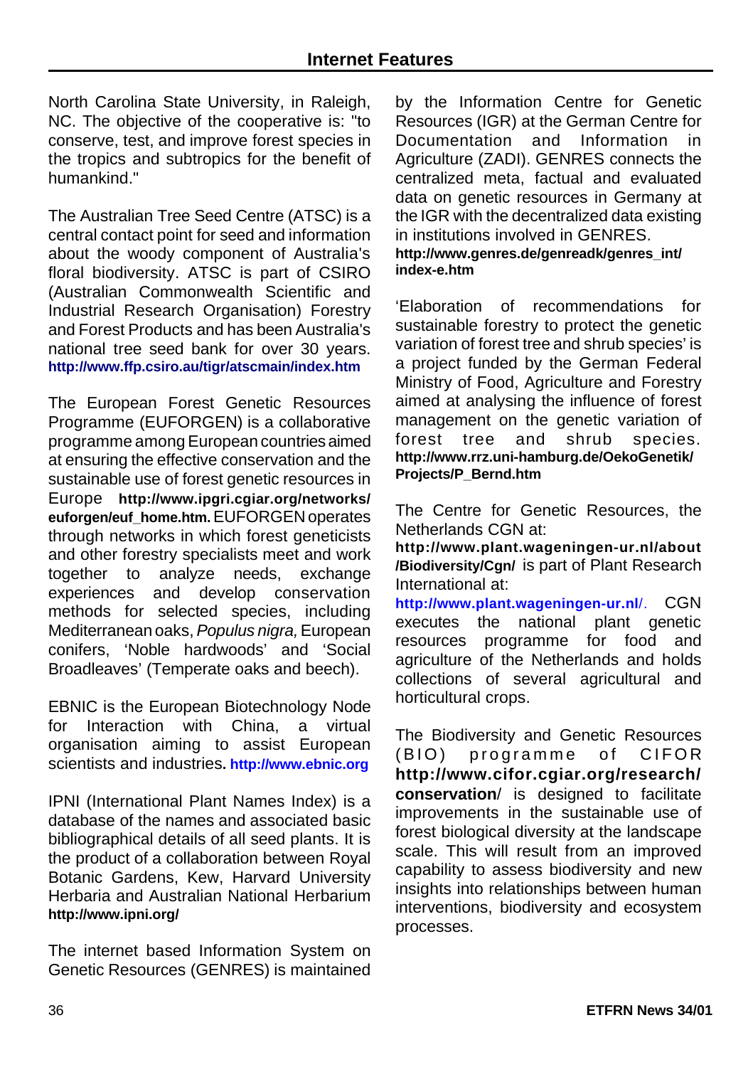North Carolina State University, in Raleigh, NC. The objective of the cooperative is: "to conserve, test, and improve forest species in the tropics and subtropics for the benefit of humankind."

The Australian Tree Seed Centre (ATSC) is a central contact point for seed and information about the woody component of Australia's floral biodiversity. ATSC is part of CSIRO (Australian Commonwealth Scientific and Industrial Research Organisation) Forestry and Forest Products and has been Australia's national tree seed bank for over 30 years. **http://www.ffp.csiro.au/tigr/atscmain/index.htm**

The European Forest Genetic Resources Programme (EUFORGEN) is a collaborative programme among European countries aimed at ensuring the effective conservation and the sustainable use of forest genetic resources in Europe **http://www.ipgri.cgiar.org/networks/euforgen/euf_home.htm.** EUFORGEN operates through networks in which forest geneticists and other forestry specialists meet and work together to analyze needs, exchange experiences and develop conservation methods for selected species, including Mediterranean oaks, *Populus nigra,* European conifers, 'Noble hardwoods' and 'Social Broadleaves' (Temperate oaks and beech).

EBNIC is the European Biotechnology Node for Interaction with China, a virtual organisation aiming to assist European scientists and industries. **http://www.ebnic.org**

IPNI (International Plant Names Index) is a database of the names and associated basic bibliographical details of all seed plants. It is the product of a collaboration between Royal Botanic Gardens, Kew, Harvard University Herbaria and Australian National Herbarium **http://www.ipni.org/**

The internet based Information System on Genetic Resources (GENRES) is maintained by the Information Centre for Genetic Resources (IGR) at the German Centre for Documentation and Information in Agriculture (ZADI). GENRES connects the centralized meta, factual and evaluated data on genetic resources in Germany at the IGR with the decentralized data existing in institutions involved in GENRES. **http://www.genres.de/genreadk/genres_int/index-e.htm**

'Elaboration of recommendations for sustainable forestry to protect the genetic variation of forest tree and shrub species' is a project funded by the German Federal Ministry of Food, Agriculture and Forestry aimed at analysing the influence of forest management on the genetic variation of forest tree and shrub species. **http://www.rrz.uni-hamburg.de/OekoGenetik/Projects/P_Bernd.htm**

The Centre for Genetic Resources, the Netherlands CGN at: **http://www.plant.wageningen-ur.nl/about/Biodiversity/Cgn/** is part of Plant Research International at: **http://www.plant.wageningen-ur.nl/**. CGN executes the national plant genetic resources programme for food and agriculture of the Netherlands and holds collections of several agricultural and horticultural crops.

The Biodiversity and Genetic Resources (BIO) programme of CIFOR **http://www.cifor.cgiar.org/research/conservation/** is designed to facilitate improvements in the sustainable use of forest biological diversity at the landscape scale. This will result from an improved capability to assess biodiversity and new insights into relationships between human interventions, biodiversity and ecosystem processes.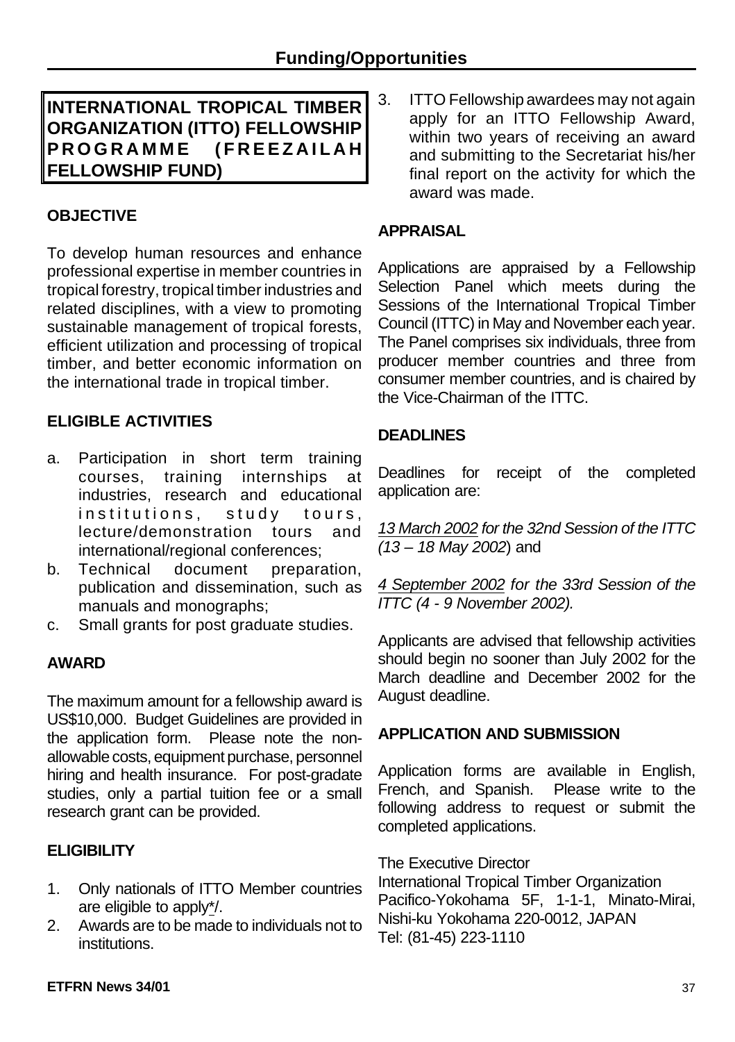## Funding/Opportunities

## INTERNATIONAL TROPICAL TIMBER ORGANIZATION (ITTO) FELLOWSHIP PROGRAMME (FREEZAILAH FELLOWSHIP FUND)

### OBJECTIVE

To develop human resources and enhance professional expertise in member countries in tropical forestry, tropical timber industries and related disciplines, with a view to promoting sustainable management of tropical forests, efficient utilization and processing of tropical timber, and better economic information on the international trade in tropical timber.

### ELIGIBLE ACTIVITIES

a. Participation in short term training courses, training internships at industries, research and educational institutions, study tours, lecture/demonstration tours and international/regional conferences;
b. Technical document preparation, publication and dissemination, such as manuals and monographs;
c. Small grants for post graduate studies.

### AWARD

The maximum amount for a fellowship award is US$10,000. Budget Guidelines are provided in the application form. Please note the non-allowable costs, equipment purchase, personnel hiring and health insurance. For post-gradate studies, only a partial tuition fee or a small research grant can be provided.

### ELIGIBILITY

1. Only nationals of ITTO Member countries are eligible to apply*/.
2. Awards are to be made to individuals not to institutions.
3. ITTO Fellowship awardees may not again apply for an ITTO Fellowship Award, within two years of receiving an award and submitting to the Secretariat his/her final report on the activity for which the award was made.

### APPRAISAL

Applications are appraised by a Fellowship Selection Panel which meets during the Sessions of the International Tropical Timber Council (ITTC) in May and November each year. The Panel comprises six individuals, three from producer member countries and three from consumer member countries, and is chaired by the Vice-Chairman of the ITTC.

### DEADLINES

Deadlines for receipt of the completed application are:

*13 March 2002 for the 32nd Session of the ITTC (13 – 18 May 2002*) and

*4 September 2002 for the 33rd Session of the ITTC (4 - 9 November 2002).*

Applicants are advised that fellowship activities should begin no sooner than July 2002 for the March deadline and December 2002 for the August deadline.

### APPLICATION AND SUBMISSION

Application forms are available in English, French, and Spanish. Please write to the following address to request or submit the completed applications.

The Executive Director
International Tropical Timber Organization
Pacifico-Yokohama 5F, 1-1-1, Minato-Mirai, Nishi-ku Yokohama 220-0012, JAPAN
Tel: (81-45) 223-1110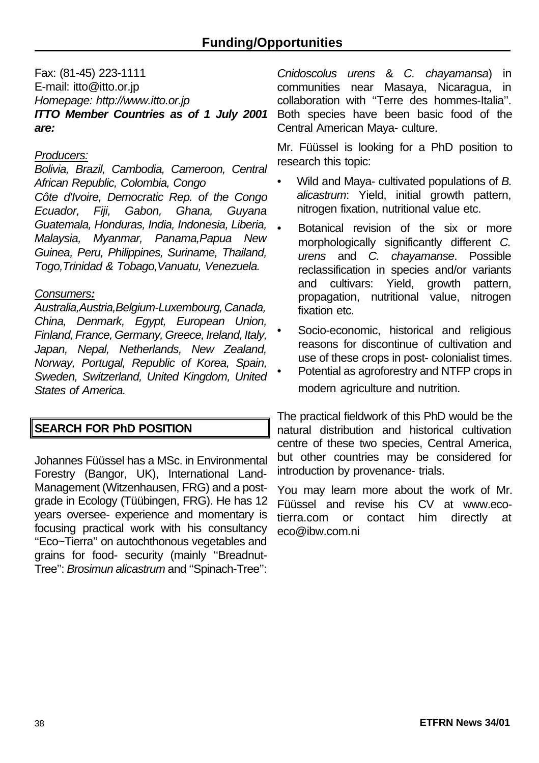Fax: (81-45) 223-1111
E-mail: itto@itto.or.jp
*Homepage: http://www.itto.or.jp*
***ITTO Member Countries as of 1 July 2001 are:***

*Producers:*
*Bolivia, Brazil, Cambodia, Cameroon, Central African Republic, Colombia, Congo Côte d'Ivoire, Democratic Rep. of the Congo Ecuador, Fiji, Gabon, Ghana, Guyana Guatemala, Honduras, India, Indonesia, Liberia, Malaysia, Myanmar, Panama,Papua New Guinea, Peru, Philippines, Suriname, Thailand, Togo,Trinidad & Tobago,Vanuatu, Venezuela.*

*Consumers:*
*Australia,Austria,Belgium-Luxembourg, Canada, China, Denmark, Egypt, European Union, Finland, France, Germany, Greece, Ireland, Italy, Japan, Nepal, Netherlands, New Zealand, Norway, Portugal, Republic of Korea, Spain, Sweden, Switzerland, United Kingdom, United States of America.*

## SEARCH FOR PhD POSITION

Johannes Füüssel has a MSc. in Environmental Forestry (Bangor, UK), International Land-Management (Witzenhausen, FRG) and a post-grade in Ecology (Tüübingen, FRG). He has 12 years oversee- experience and momentary is focusing practical work with his consultancy "Eco~Tierra" on autochthonous vegetables and grains for food- security (mainly "Breadnut-Tree": *Brosimun alicastrum* and "Spinach-Tree": *Cnidoscolus urens* & *C. chayamansa*) in communities near Masaya, Nicaragua, in collaboration with "Terre des hommes-Italia". Both species have been basic food of the Central American Maya- culture.

Mr. Füüssel is looking for a PhD position to research this topic:

- Wild and Maya- cultivated populations of *B. alicastrum*: Yield, initial growth pattern, nitrogen fixation, nutritional value etc.
- Botanical revision of the six or more morphologically significantly different *C. urens* and *C. chayamanse*. Possible reclassification in species and/or variants and cultivars: Yield, growth pattern, propagation, nutritional value, nitrogen fixation etc.
- Socio-economic, historical and religious reasons for discontinue of cultivation and use of these crops in post- colonialist times.
- Potential as agroforestry and NTFP crops in modern agriculture and nutrition.

The practical fieldwork of this PhD would be the natural distribution and historical cultivation centre of these two species, Central America, but other countries may be considered for introduction by provenance- trials.

You may learn more about the work of Mr. Füüssel and revise his CV at www.eco-tierra.com or contact him directly at eco@ibw.com.ni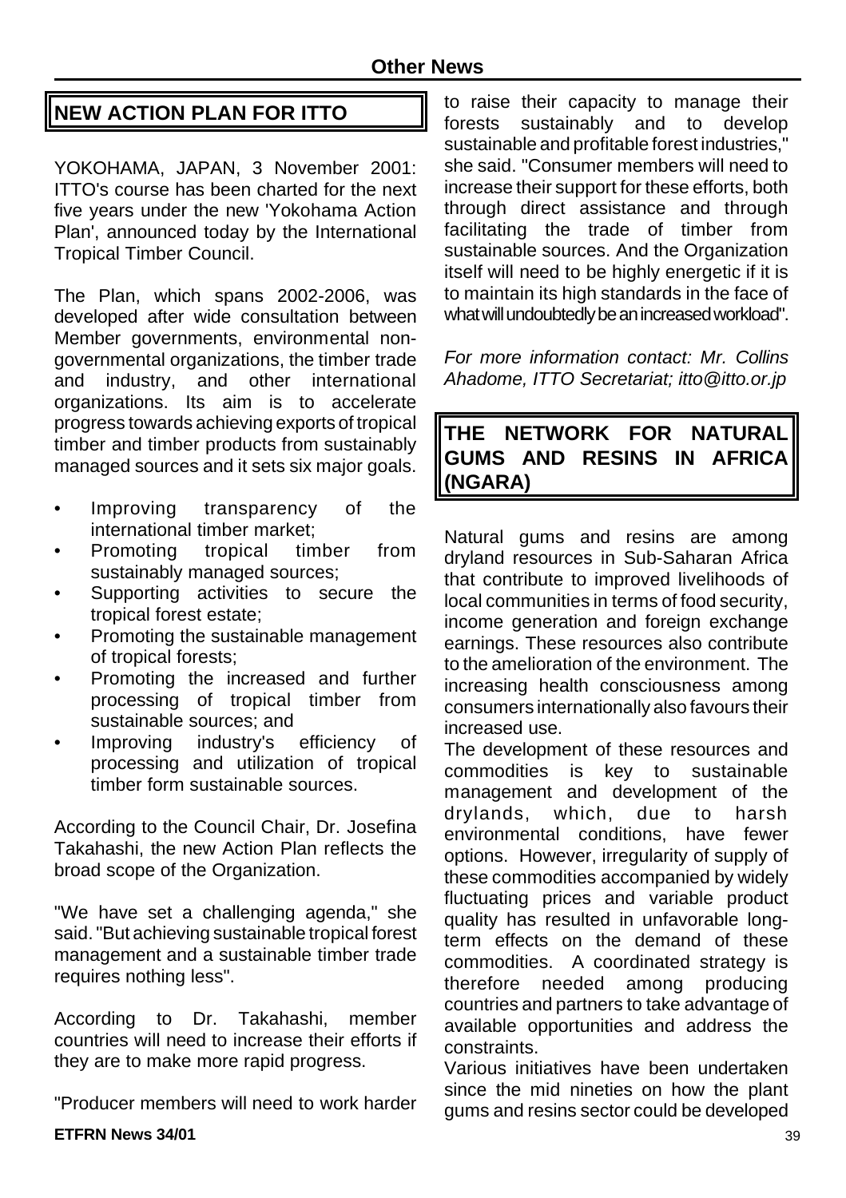## NEW ACTION PLAN FOR ITTO

YOKOHAMA, JAPAN, 3 November 2001: ITTO's course has been charted for the next five years under the new 'Yokohama Action Plan', announced today by the International Tropical Timber Council.

The Plan, which spans 2002-2006, was developed after wide consultation between Member governments, environmental non-governmental organizations, the timber trade and industry, and other international organizations. Its aim is to accelerate progress towards achieving exports of tropical timber and timber products from sustainably managed sources and it sets six major goals.

- Improving transparency of the international timber market;
- Promoting tropical timber from sustainably managed sources;
- Supporting activities to secure the tropical forest estate;
- Promoting the sustainable management of tropical forests;
- Promoting the increased and further processing of tropical timber from sustainable sources; and
- Improving industry's efficiency of processing and utilization of tropical timber form sustainable sources.

According to the Council Chair, Dr. Josefina Takahashi, the new Action Plan reflects the broad scope of the Organization.

"We have set a challenging agenda," she said. "But achieving sustainable tropical forest management and a sustainable timber trade requires nothing less".

According to Dr. Takahashi, member countries will need to increase their efforts if they are to make more rapid progress.

"Producer members will need to work harder to raise their capacity to manage their forests sustainably and to develop sustainable and profitable forest industries," she said. "Consumer members will need to increase their support for these efforts, both through direct assistance and through facilitating the trade of timber from sustainable sources. And the Organization itself will need to be highly energetic if it is to maintain its high standards in the face of what will undoubtedly be an increased workload".

*For more information contact: Mr. Collins Ahadome, ITTO Secretariat; itto@itto.or.jp*

## THE NETWORK FOR NATURAL GUMS AND RESINS IN AFRICA (NGARA)

Natural gums and resins are among dryland resources in Sub-Saharan Africa that contribute to improved livelihoods of local communities in terms of food security, income generation and foreign exchange earnings. These resources also contribute to the amelioration of the environment. The increasing health consciousness among consumers internationally also favours their increased use.

The development of these resources and commodities is key to sustainable management and development of the drylands, which, due to harsh environmental conditions, have fewer options. However, irregularity of supply of these commodities accompanied by widely fluctuating prices and variable product quality has resulted in unfavorable long-term effects on the demand of these commodities. A coordinated strategy is therefore needed among producing countries and partners to take advantage of available opportunities and address the constraints.

Various initiatives have been undertaken since the mid nineties on how the plant gums and resins sector could be developed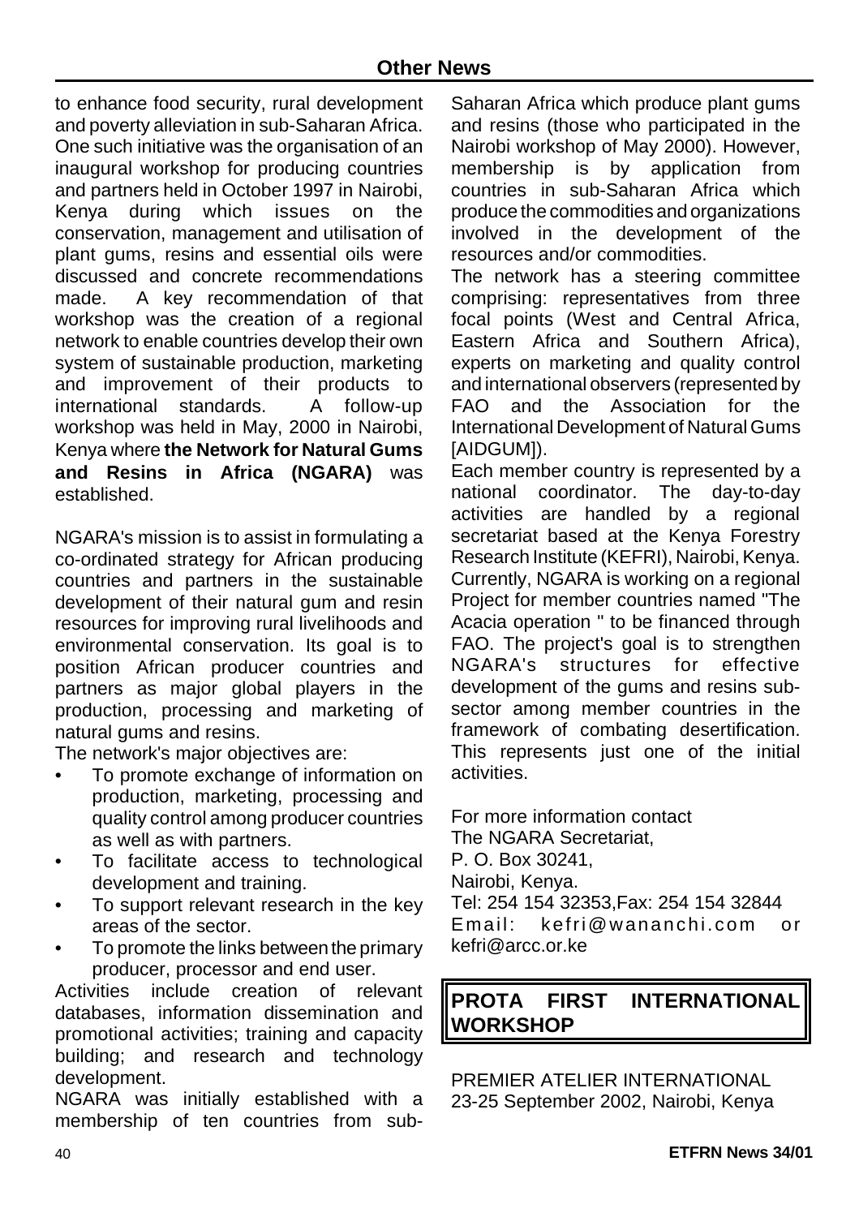to enhance food security, rural development and poverty alleviation in sub-Saharan Africa. One such initiative was the organisation of an inaugural workshop for producing countries and partners held in October 1997 in Nairobi, Kenya during which issues on the conservation, management and utilisation of plant gums, resins and essential oils were discussed and concrete recommendations made. A key recommendation of that workshop was the creation of a regional network to enable countries develop their own system of sustainable production, marketing and improvement of their products to international standards. A follow-up workshop was held in May, 2000 in Nairobi, Kenya where **the Network for Natural Gums and Resins in Africa (NGARA)** was established.

NGARA's mission is to assist in formulating a co-ordinated strategy for African producing countries and partners in the sustainable development of their natural gum and resin resources for improving rural livelihoods and environmental conservation. Its goal is to position African producer countries and partners as major global players in the production, processing and marketing of natural gums and resins.

The network's major objectives are:

- To promote exchange of information on production, marketing, processing and quality control among producer countries as well as with partners.
- To facilitate access to technological development and training.
- To support relevant research in the key areas of the sector.
- To promote the links between the primary producer, processor and end user.

Activities include creation of relevant databases, information dissemination and promotional activities; training and capacity building; and research and technology development.

NGARA was initially established with a membership of ten countries from sub-Saharan Africa which produce plant gums and resins (those who participated in the Nairobi workshop of May 2000). However, membership is by application from countries in sub-Saharan Africa which produce the commodities and organizations involved in the development of the resources and/or commodities.

The network has a steering committee comprising: representatives from three focal points (West and Central Africa, Eastern Africa and Southern Africa), experts on marketing and quality control and international observers (represented by FAO and the Association for the International Development of Natural Gums [AIDGUM]).

Each member country is represented by a national coordinator. The day-to-day activities are handled by a regional secretariat based at the Kenya Forestry Research Institute (KEFRI), Nairobi, Kenya. Currently, NGARA is working on a regional Project for member countries named "The Acacia operation " to be financed through FAO. The project's goal is to strengthen NGARA's structures for effective development of the gums and resins sub-sector among member countries in the framework of combating desertification. This represents just one of the initial activities.

For more information contact
The NGARA Secretariat,
P. O. Box 30241,
Nairobi, Kenya.
Tel: 254 154 32353,Fax: 254 154 32844
Email: kefri@wananchi.com or kefri@arcc.or.ke

## PROTA FIRST INTERNATIONAL WORKSHOP

PREMIER ATELIER INTERNATIONAL
23-25 September 2002, Nairobi, Kenya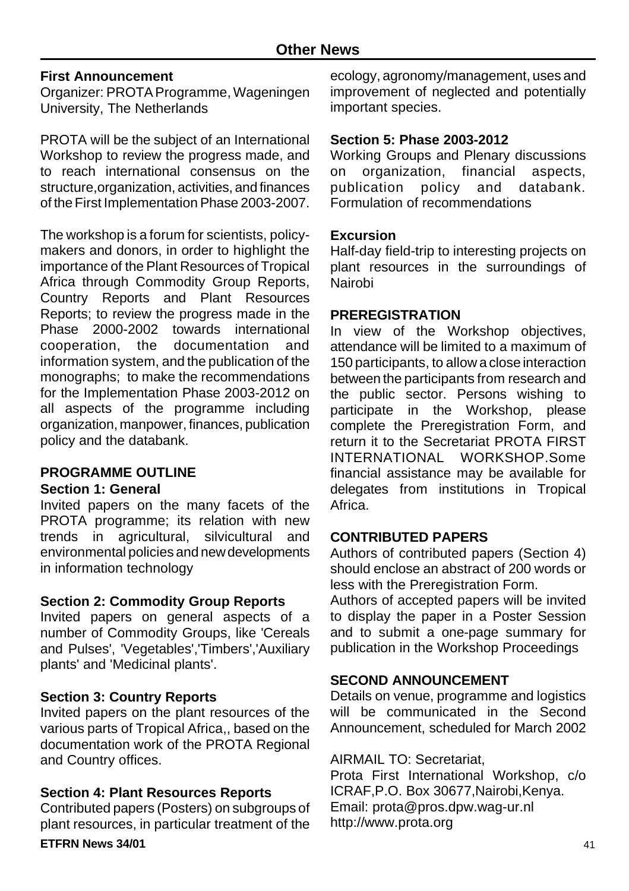## Other News

### First Announcement

Organizer: PROTA Programme, Wageningen University, The Netherlands

PROTA will be the subject of an International Workshop to review the progress made, and to reach international consensus on the structure,organization, activities, and finances of the First Implementation Phase 2003-2007.

The workshop is a forum for scientists, policy-makers and donors, in order to highlight the importance of the Plant Resources of Tropical Africa through Commodity Group Reports, Country Reports and Plant Resources Reports; to review the progress made in the Phase 2000-2002 towards international cooperation, the documentation and information system, and the publication of the monographs; to make the recommendations for the Implementation Phase 2003-2012 on all aspects of the programme including organization, manpower, finances, publication policy and the databank.

**PROGRAMME OUTLINE**

**Section 1: General**

Invited papers on the many facets of the PROTA programme; its relation with new trends in agricultural, silvicultural and environmental policies and new developments in information technology

**Section 2: Commodity Group Reports**

Invited papers on general aspects of a number of Commodity Groups, like 'Cereals and Pulses', 'Vegetables','Timbers','Auxiliary plants' and 'Medicinal plants'.

**Section 3: Country Reports**

Invited papers on the plant resources of the various parts of Tropical Africa,, based on the documentation work of the PROTA Regional and Country offices.

**Section 4: Plant Resources Reports**

Contributed papers (Posters) on subgroups of plant resources, in particular treatment of the ecology, agronomy/management, uses and improvement of neglected and potentially important species.

**Section 5: Phase 2003-2012**

Working Groups and Plenary discussions on organization, financial aspects, publication policy and databank. Formulation of recommendations

**Excursion**

Half-day field-trip to interesting projects on plant resources in the surroundings of Nairobi

**PREREGISTRATION**

In view of the Workshop objectives, attendance will be limited to a maximum of 150 participants, to allow a close interaction between the participants from research and the public sector. Persons wishing to participate in the Workshop, please complete the Preregistration Form, and return it to the Secretariat PROTA FIRST INTERNATIONAL WORKSHOP.Some financial assistance may be available for delegates from institutions in Tropical Africa.

**CONTRIBUTED PAPERS**

Authors of contributed papers (Section 4) should enclose an abstract of 200 words or less with the Preregistration Form.

Authors of accepted papers will be invited to display the paper in a Poster Session and to submit a one-page summary for publication in the Workshop Proceedings

**SECOND ANNOUNCEMENT**

Details on venue, programme and logistics will be communicated in the Second Announcement, scheduled for March 2002

AIRMAIL TO: Secretariat,
Prota First International Workshop, c/o ICRAF,P.O. Box 30677,Nairobi,Kenya.
Email: prota@pros.dpw.wag-ur.nl
http://www.prota.org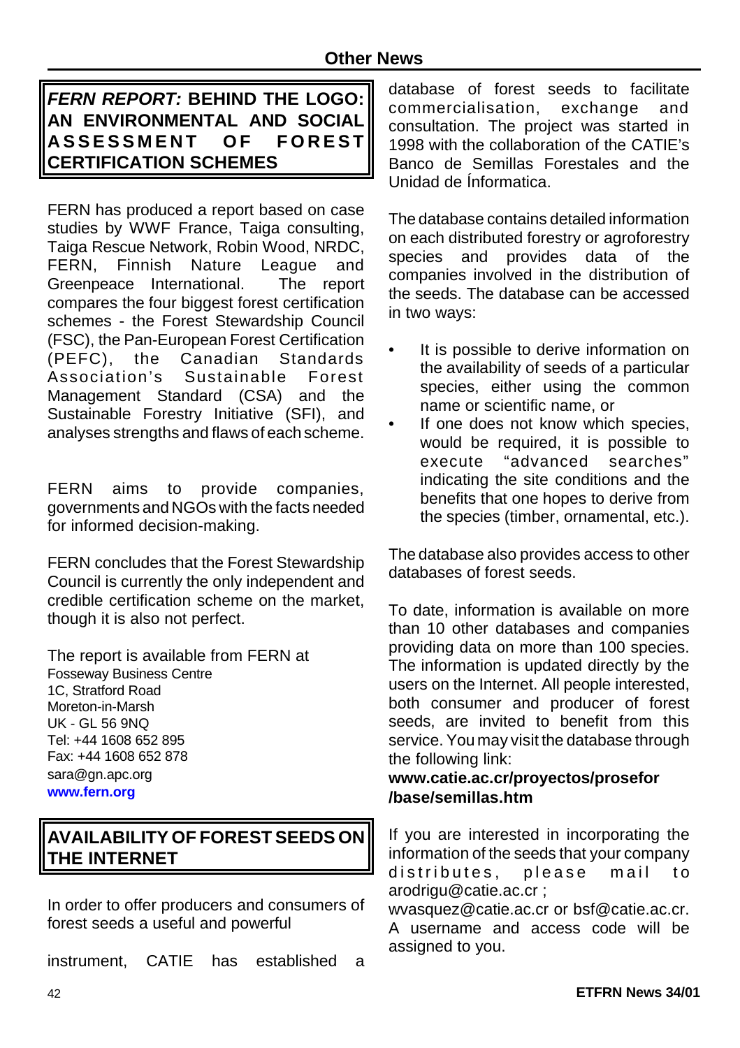## FERN REPORT: BEHIND THE LOGO: AN ENVIRONMENTAL AND SOCIAL ASSESSMENT OF FOREST CERTIFICATION SCHEMES

FERN has produced a report based on case studies by WWF France, Taiga consulting, Taiga Rescue Network, Robin Wood, NRDC, FERN, Finnish Nature League and Greenpeace International. The report compares the four biggest forest certification schemes - the Forest Stewardship Council (FSC), the Pan-European Forest Certification (PEFC), the Canadian Standards Association's Sustainable Forest Management Standard (CSA) and the Sustainable Forestry Initiative (SFI), and analyses strengths and flaws of each scheme.

FERN aims to provide companies, governments and NGOs with the facts needed for informed decision-making.

FERN concludes that the Forest Stewardship Council is currently the only independent and credible certification scheme on the market, though it is also not perfect.

The report is available from FERN at
Fosseway Business Centre
1C, Stratford Road
Moreton-in-Marsh
UK - GL 56 9NQ
Tel: +44 1608 652 895
Fax: +44 1608 652 878
sara@gn.apc.org
**www.fern.org**

## AVAILABILITY OF FOREST SEEDS ON THE INTERNET

In order to offer producers and consumers of forest seeds a useful and powerful instrument, CATIE has established a database of forest seeds to facilitate commercialisation, exchange and consultation. The project was started in 1998 with the collaboration of the CATIE's Banco de Semillas Forestales and the Unidad de Ínformatica.

The database contains detailed information on each distributed forestry or agroforestry species and provides data of the companies involved in the distribution of the seeds. The database can be accessed in two ways:

- It is possible to derive information on the availability of seeds of a particular species, either using the common name or scientific name, or
- If one does not know which species, would be required, it is possible to execute "advanced searches" indicating the site conditions and the benefits that one hopes to derive from the species (timber, ornamental, etc.).

The database also provides access to other databases of forest seeds.

To date, information is available on more than 10 other databases and companies providing data on more than 100 species. The information is updated directly by the users on the Internet. All people interested, both consumer and producer of forest seeds, are invited to benefit from this service. You may visit the database through the following link:
**www.catie.ac.cr/proyectos/prosefor/base/semillas.htm**

If you are interested in incorporating the information of the seeds that your company distributes, please mail to arodrigu@catie.ac.cr ; wvasquez@catie.ac.cr or bsf@catie.ac.cr. A username and access code will be assigned to you.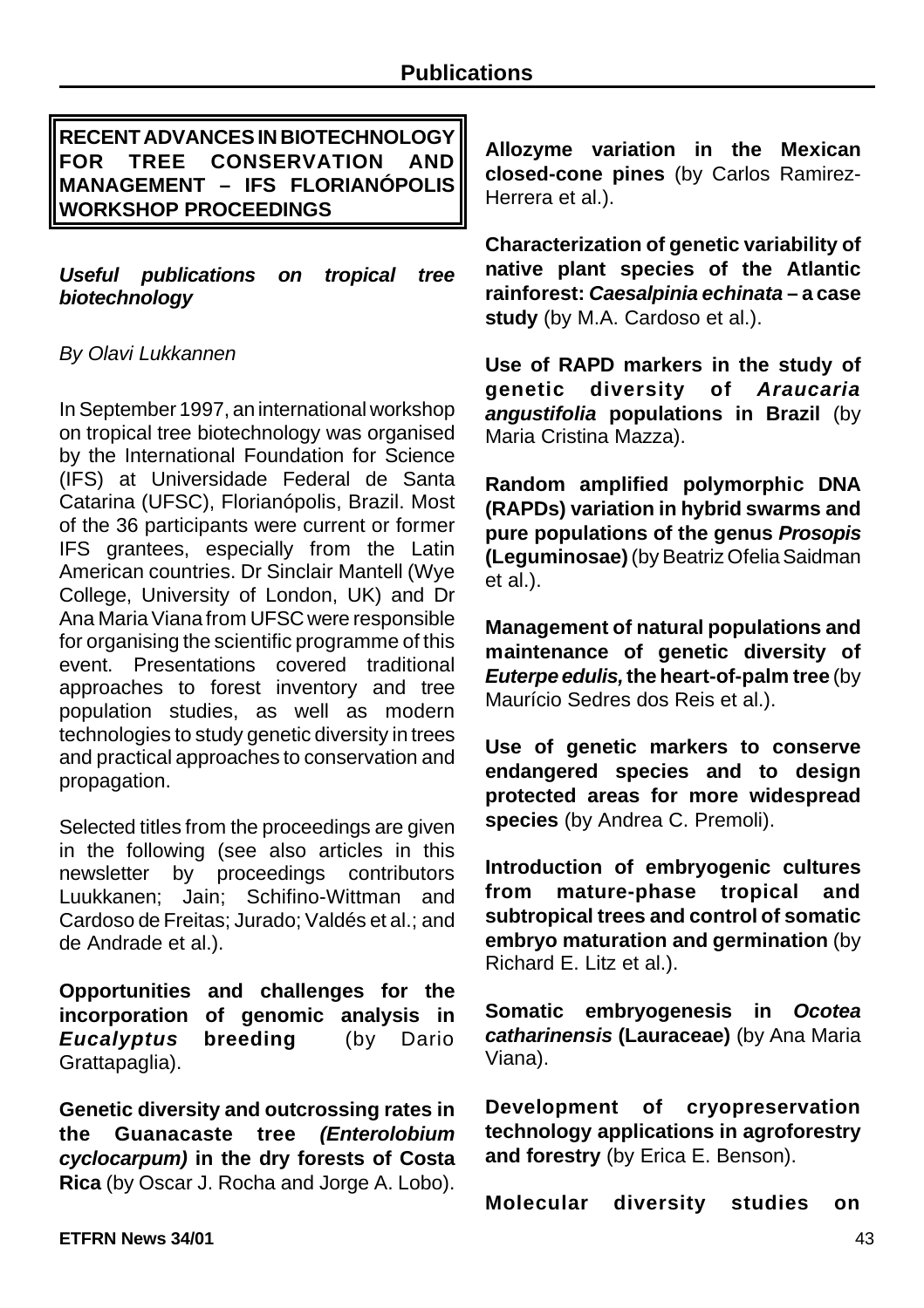## RECENT ADVANCES IN BIOTECHNOLOGY FOR TREE CONSERVATION AND MANAGEMENT – IFS FLORIANÓPOLIS WORKSHOP PROCEEDINGS

***Useful publications on tropical tree biotechnology***

*By Olavi Lukkannen*

In September 1997, an international workshop on tropical tree biotechnology was organised by the International Foundation for Science (IFS) at Universidade Federal de Santa Catarina (UFSC), Florianópolis, Brazil. Most of the 36 participants were current or former IFS grantees, especially from the Latin American countries. Dr Sinclair Mantell (Wye College, University of London, UK) and Dr Ana Maria Viana from UFSC were responsible for organising the scientific programme of this event. Presentations covered traditional approaches to forest inventory and tree population studies, as well as modern technologies to study genetic diversity in trees and practical approaches to conservation and propagation.

Selected titles from the proceedings are given in the following (see also articles in this newsletter by proceedings contributors Luukkanen; Jain; Schifino-Wittman and Cardoso de Freitas; Jurado; Valdés et al.; and de Andrade et al.).

**Opportunities and challenges for the incorporation of genomic analysis in *Eucalyptus* breeding** (by Dario Grattapaglia).

**Genetic diversity and outcrossing rates in the Guanacaste tree *(Enterolobium cyclocarpum)* in the dry forests of Costa Rica** (by Oscar J. Rocha and Jorge A. Lobo).

**Allozyme variation in the Mexican closed-cone pines** (by Carlos Ramirez-Herrera et al.).

**Characterization of genetic variability of native plant species of the Atlantic rainforest: *Caesalpinia echinata* – a case study** (by M.A. Cardoso et al.).

**Use of RAPD markers in the study of genetic diversity of *Araucaria angustifolia* populations in Brazil** (by Maria Cristina Mazza).

**Random amplified polymorphic DNA (RAPDs) variation in hybrid swarms and pure populations of the genus *Prosopis* (Leguminosae)** (by Beatriz Ofelia Saidman et al.).

**Management of natural populations and maintenance of genetic diversity of *Euterpe edulis,* the heart-of-palm tree** (by Maurício Sedres dos Reis et al.).

**Use of genetic markers to conserve endangered species and to design protected areas for more widespread species** (by Andrea C. Premoli).

**Introduction of embryogenic cultures from mature-phase tropical and subtropical trees and control of somatic embryo maturation and germination** (by Richard E. Litz et al.).

**Somatic embryogenesis in *Ocotea catharinensis* (Lauraceae)** (by Ana Maria Viana).

**Development of cryopreservation technology applications in agroforestry and forestry** (by Erica E. Benson).

**Molecular diversity studies on**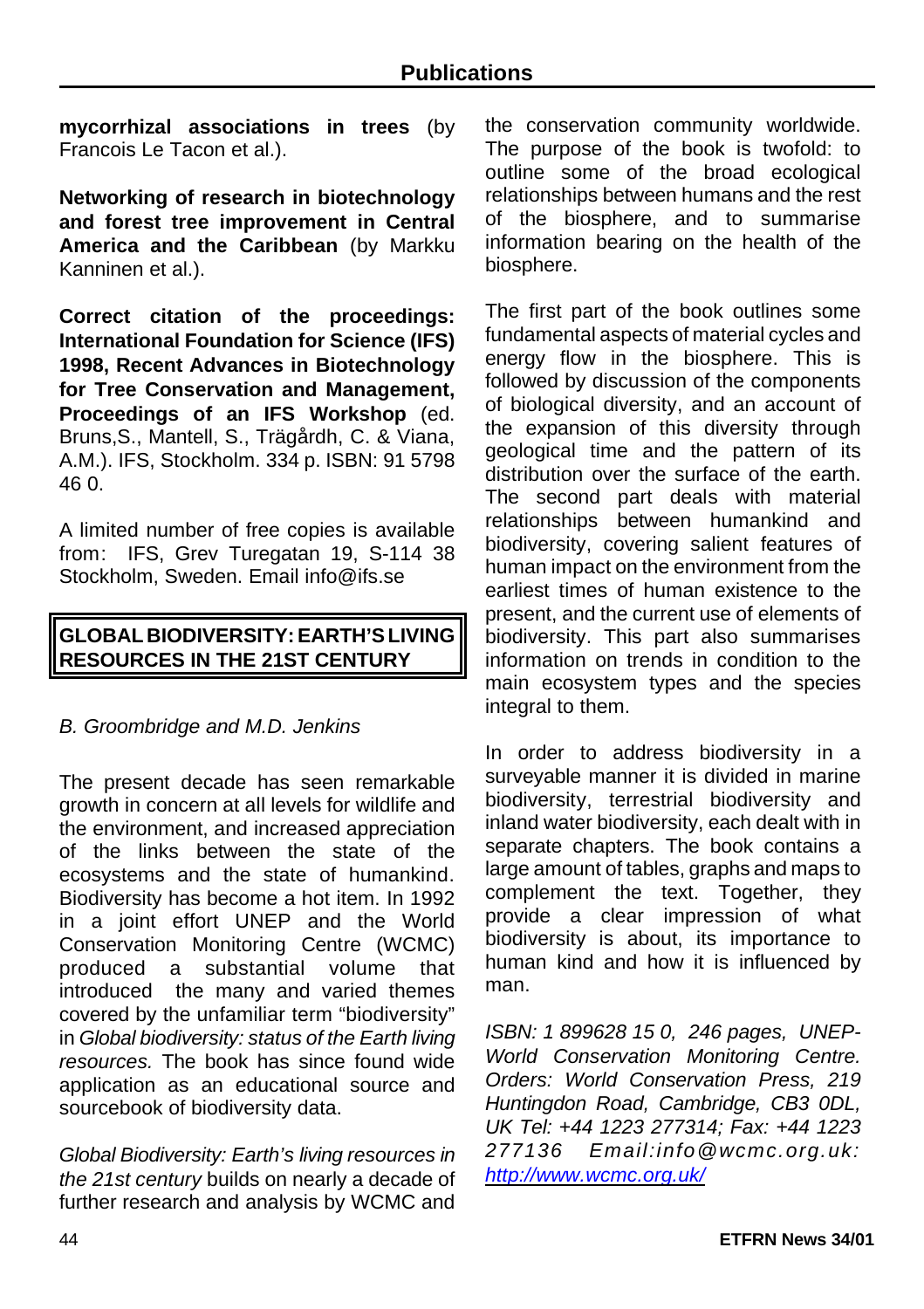**mycorrhizal associations in trees** (by Francois Le Tacon et al.).

**Networking of research in biotechnology and forest tree improvement in Central America and the Caribbean** (by Markku Kanninen et al.).

**Correct citation of the proceedings: International Foundation for Science (IFS) 1998, Recent Advances in Biotechnology for Tree Conservation and Management, Proceedings of an IFS Workshop** (ed. Bruns,S., Mantell, S., Trägårdh, C. & Viana, A.M.). IFS, Stockholm. 334 p. ISBN: 91 5798 46 0.

A limited number of free copies is available from: IFS, Grev Turegatan 19, S-114 38 Stockholm, Sweden. Email info@ifs.se

## GLOBAL BIODIVERSITY: EARTH'S LIVING RESOURCES IN THE 21ST CENTURY

*B. Groombridge and M.D. Jenkins*

The present decade has seen remarkable growth in concern at all levels for wildlife and the environment, and increased appreciation of the links between the state of the ecosystems and the state of humankind. Biodiversity has become a hot item. In 1992 in a joint effort UNEP and the World Conservation Monitoring Centre (WCMC) produced a substantial volume that introduced the many and varied themes covered by the unfamiliar term "biodiversity" in *Global biodiversity: status of the Earth living resources.* The book has since found wide application as an educational source and sourcebook of biodiversity data.

*Global Biodiversity: Earth's living resources in the 21st century* builds on nearly a decade of further research and analysis by WCMC and the conservation community worldwide. The purpose of the book is twofold: to outline some of the broad ecological relationships between humans and the rest of the biosphere, and to summarise information bearing on the health of the biosphere.

The first part of the book outlines some fundamental aspects of material cycles and energy flow in the biosphere. This is followed by discussion of the components of biological diversity, and an account of the expansion of this diversity through geological time and the pattern of its distribution over the surface of the earth. The second part deals with material relationships between humankind and biodiversity, covering salient features of human impact on the environment from the earliest times of human existence to the present, and the current use of elements of biodiversity. This part also summarises information on trends in condition to the main ecosystem types and the species integral to them.

In order to address biodiversity in a surveyable manner it is divided in marine biodiversity, terrestrial biodiversity and inland water biodiversity, each dealt with in separate chapters. The book contains a large amount of tables, graphs and maps to complement the text. Together, they provide a clear impression of what biodiversity is about, its importance to human kind and how it is influenced by man.

*ISBN: 1 899628 15 0, 246 pages, UNEP-World Conservation Monitoring Centre. Orders: World Conservation Press, 219 Huntingdon Road, Cambridge, CB3 0DL, UK Tel: +44 1223 277314; Fax: +44 1223 277136 Email:info@wcmc.org.uk: http://www.wcmc.org.uk/*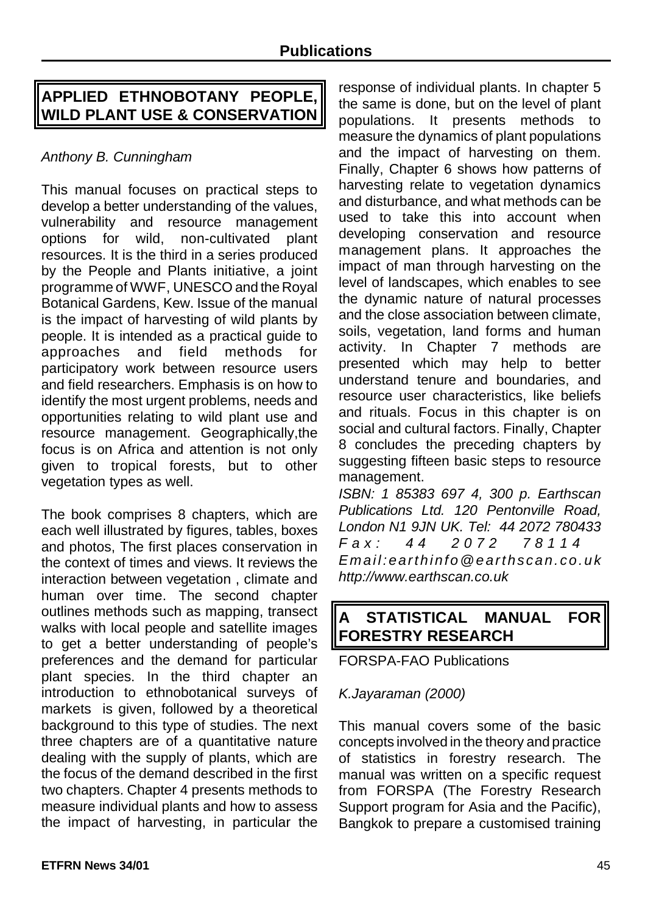## Publications

### APPLIED ETHNOBOTANY PEOPLE, WILD PLANT USE & CONSERVATION

*Anthony B. Cunningham*

This manual focuses on practical steps to develop a better understanding of the values, vulnerability and resource management options for wild, non-cultivated plant resources. It is the third in a series produced by the People and Plants initiative, a joint programme of WWF, UNESCO and the Royal Botanical Gardens, Kew. Issue of the manual is the impact of harvesting of wild plants by people. It is intended as a practical guide to approaches and field methods for participatory work between resource users and field researchers. Emphasis is on how to identify the most urgent problems, needs and opportunities relating to wild plant use and resource management. Geographically,the focus is on Africa and attention is not only given to tropical forests, but to other vegetation types as well.

The book comprises 8 chapters, which are each well illustrated by figures, tables, boxes and photos, The first places conservation in the context of times and views. It reviews the interaction between vegetation , climate and human over time. The second chapter outlines methods such as mapping, transect walks with local people and satellite images to get a better understanding of people's preferences and the demand for particular plant species. In the third chapter an introduction to ethnobotanical surveys of markets is given, followed by a theoretical background to this type of studies. The next three chapters are of a quantitative nature dealing with the supply of plants, which are the focus of the demand described in the first two chapters. Chapter 4 presents methods to measure individual plants and how to assess the impact of harvesting, in particular the response of individual plants. In chapter 5 the same is done, but on the level of plant populations. It presents methods to measure the dynamics of plant populations and the impact of harvesting on them. Finally, Chapter 6 shows how patterns of harvesting relate to vegetation dynamics and disturbance, and what methods can be used to take this into account when developing conservation and resource management plans. It approaches the impact of man through harvesting on the level of landscapes, which enables to see the dynamic nature of natural processes and the close association between climate, soils, vegetation, land forms and human activity. In Chapter 7 methods are presented which may help to better understand tenure and boundaries, and resource user characteristics, like beliefs and rituals. Focus in this chapter is on social and cultural factors. Finally, Chapter 8 concludes the preceding chapters by suggesting fifteen basic steps to resource management.

*ISBN: 1 85383 697 4, 300 p. Earthscan Publications Ltd. 120 Pentonville Road, London N1 9JN UK. Tel: 44 2072 780433 Fax: 44 2072 78114 Email:earthinfo@earthscan.co.uk http://www.earthscan.co.uk*

### A STATISTICAL MANUAL FOR FORESTRY RESEARCH

FORSPA-FAO Publications

*K.Jayaraman (2000)*

This manual covers some of the basic concepts involved in the theory and practice of statistics in forestry research. The manual was written on a specific request from FORSPA (The Forestry Research Support program for Asia and the Pacific), Bangkok to prepare a customised training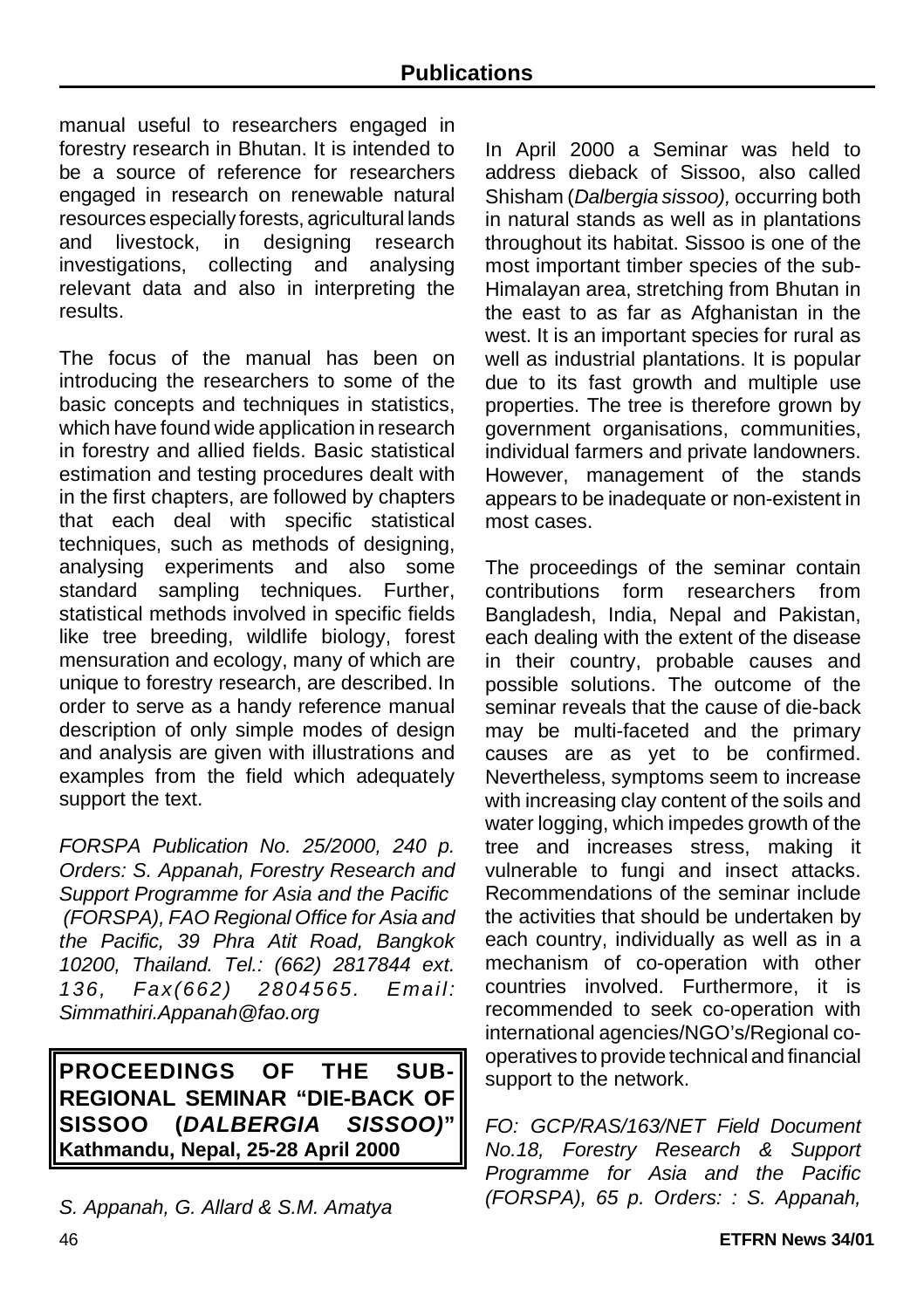manual useful to researchers engaged in forestry research in Bhutan. It is intended to be a source of reference for researchers engaged in research on renewable natural resources especially forests, agricultural lands and livestock, in designing research investigations, collecting and analysing relevant data and also in interpreting the results.

The focus of the manual has been on introducing the researchers to some of the basic concepts and techniques in statistics, which have found wide application in research in forestry and allied fields. Basic statistical estimation and testing procedures dealt with in the first chapters, are followed by chapters that each deal with specific statistical techniques, such as methods of designing, analysing experiments and also some standard sampling techniques. Further, statistical methods involved in specific fields like tree breeding, wildlife biology, forest mensuration and ecology, many of which are unique to forestry research, are described. In order to serve as a handy reference manual description of only simple modes of design and analysis are given with illustrations and examples from the field which adequately support the text.

*FORSPA Publication No. 25/2000, 240 p. Orders: S. Appanah, Forestry Research and Support Programme for Asia and the Pacific (FORSPA), FAO Regional Office for Asia and the Pacific, 39 Phra Atit Road, Bangkok 10200, Thailand. Tel.: (662) 2817844 ext. 136, Fax(662) 2804565. Email: Simmathiri.Appanah@fao.org*

## PROCEEDINGS OF THE SUB-REGIONAL SEMINAR "DIE-BACK OF SISSOO (*DALBERGIA SISSOO*)" Kathmandu, Nepal, 25-28 April 2000

*S. Appanah, G. Allard & S.M. Amatya*

In April 2000 a Seminar was held to address dieback of Sissoo, also called Shisham (*Dalbergia sissoo),* occurring both in natural stands as well as in plantations throughout its habitat. Sissoo is one of the most important timber species of the sub-Himalayan area, stretching from Bhutan in the east to as far as Afghanistan in the west. It is an important species for rural as well as industrial plantations. It is popular due to its fast growth and multiple use properties. The tree is therefore grown by government organisations, communities, individual farmers and private landowners. However, management of the stands appears to be inadequate or non-existent in most cases.

The proceedings of the seminar contain contributions form researchers from Bangladesh, India, Nepal and Pakistan, each dealing with the extent of the disease in their country, probable causes and possible solutions. The outcome of the seminar reveals that the cause of die-back may be multi-faceted and the primary causes are as yet to be confirmed. Nevertheless, symptoms seem to increase with increasing clay content of the soils and water logging, which impedes growth of the tree and increases stress, making it vulnerable to fungi and insect attacks. Recommendations of the seminar include the activities that should be undertaken by each country, individually as well as in a mechanism of co-operation with other countries involved. Furthermore, it is recommended to seek co-operation with international agencies/NGO's/Regional co-operatives to provide technical and financial support to the network.

*FO: GCP/RAS/163/NET Field Document No.18, Forestry Research & Support Programme for Asia and the Pacific (FORSPA), 65 p. Orders: : S. Appanah,*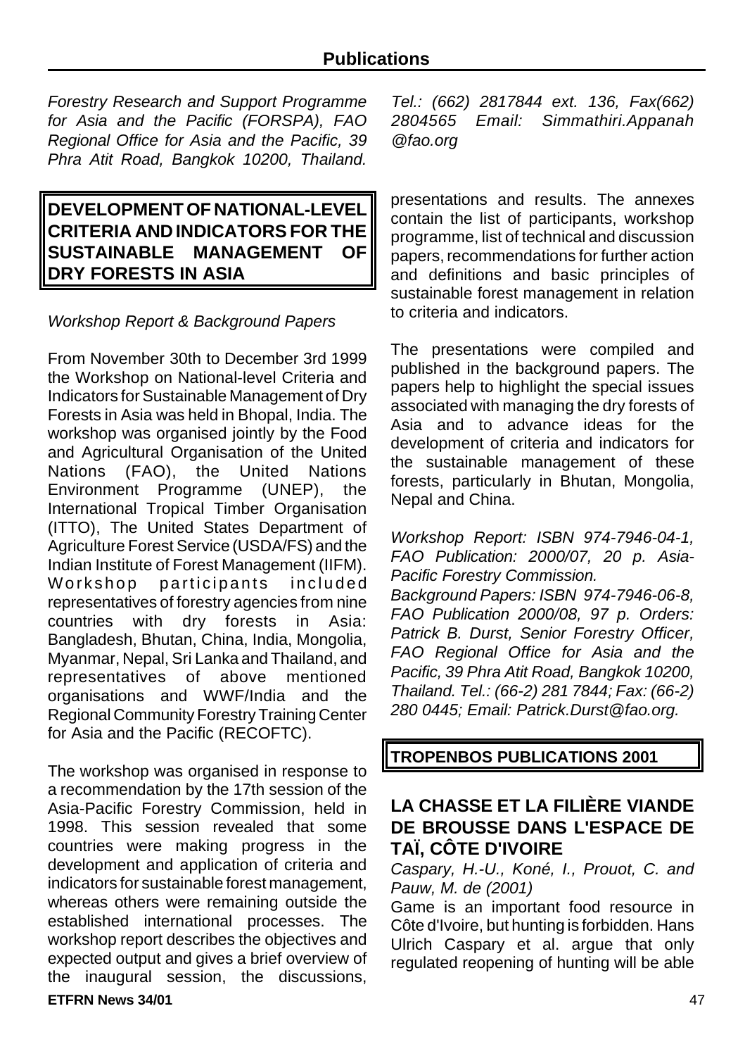*Forestry Research and Support Programme for Asia and the Pacific (FORSPA), FAO Regional Office for Asia and the Pacific, 39 Phra Atit Road, Bangkok 10200, Thailand. Tel.: (662) 2817844 ext. 136, Fax(662) 2804565 Email: Simmathiri.Appanah @fao.org*

## DEVELOPMENT OF NATIONAL-LEVEL CRITERIA AND INDICATORS FOR THE SUSTAINABLE MANAGEMENT OF DRY FORESTS IN ASIA

*Workshop Report & Background Papers*

From November 30th to December 3rd 1999 the Workshop on National-level Criteria and Indicators for Sustainable Management of Dry Forests in Asia was held in Bhopal, India. The workshop was organised jointly by the Food and Agricultural Organisation of the United Nations (FAO), the United Nations Environment Programme (UNEP), the International Tropical Timber Organisation (ITTO), The United States Department of Agriculture Forest Service (USDA/FS) and the Indian Institute of Forest Management (IIFM). Workshop participants included representatives of forestry agencies from nine countries with dry forests in Asia: Bangladesh, Bhutan, China, India, Mongolia, Myanmar, Nepal, Sri Lanka and Thailand, and representatives of above mentioned organisations and WWF/India and the Regional Community Forestry Training Center for Asia and the Pacific (RECOFTC).

The workshop was organised in response to a recommendation by the 17th session of the Asia-Pacific Forestry Commission, held in 1998. This session revealed that some countries were making progress in the development and application of criteria and indicators for sustainable forest management, whereas others were remaining outside the established international processes. The workshop report describes the objectives and expected output and gives a brief overview of the inaugural session, the discussions, presentations and results. The annexes contain the list of participants, workshop programme, list of technical and discussion papers, recommendations for further action and definitions and basic principles of sustainable forest management in relation to criteria and indicators.

The presentations were compiled and published in the background papers. The papers help to highlight the special issues associated with managing the dry forests of Asia and to advance ideas for the development of criteria and indicators for the sustainable management of these forests, particularly in Bhutan, Mongolia, Nepal and China.

*Workshop Report: ISBN 974-7946-04-1, FAO Publication: 2000/07, 20 p. Asia-Pacific Forestry Commission.*
*Background Papers: ISBN 974-7946-06-8, FAO Publication 2000/08, 97 p. Orders: Patrick B. Durst, Senior Forestry Officer, FAO Regional Office for Asia and the Pacific, 39 Phra Atit Road, Bangkok 10200, Thailand. Tel.: (66-2) 281 7844; Fax: (66-2) 280 0445; Email: Patrick.Durst@fao.org.*

## TROPENBOS PUBLICATIONS 2001

### LA CHASSE ET LA FILIÈRE VIANDE DE BROUSSE DANS L'ESPACE DE TAÏ, CÔTE D'IVOIRE

*Caspary, H.-U., Koné, I., Prouot, C. and Pauw, M. de (2001)*

Game is an important food resource in Côte d'Ivoire, but hunting is forbidden. Hans Ulrich Caspary et al. argue that only regulated reopening of hunting will be able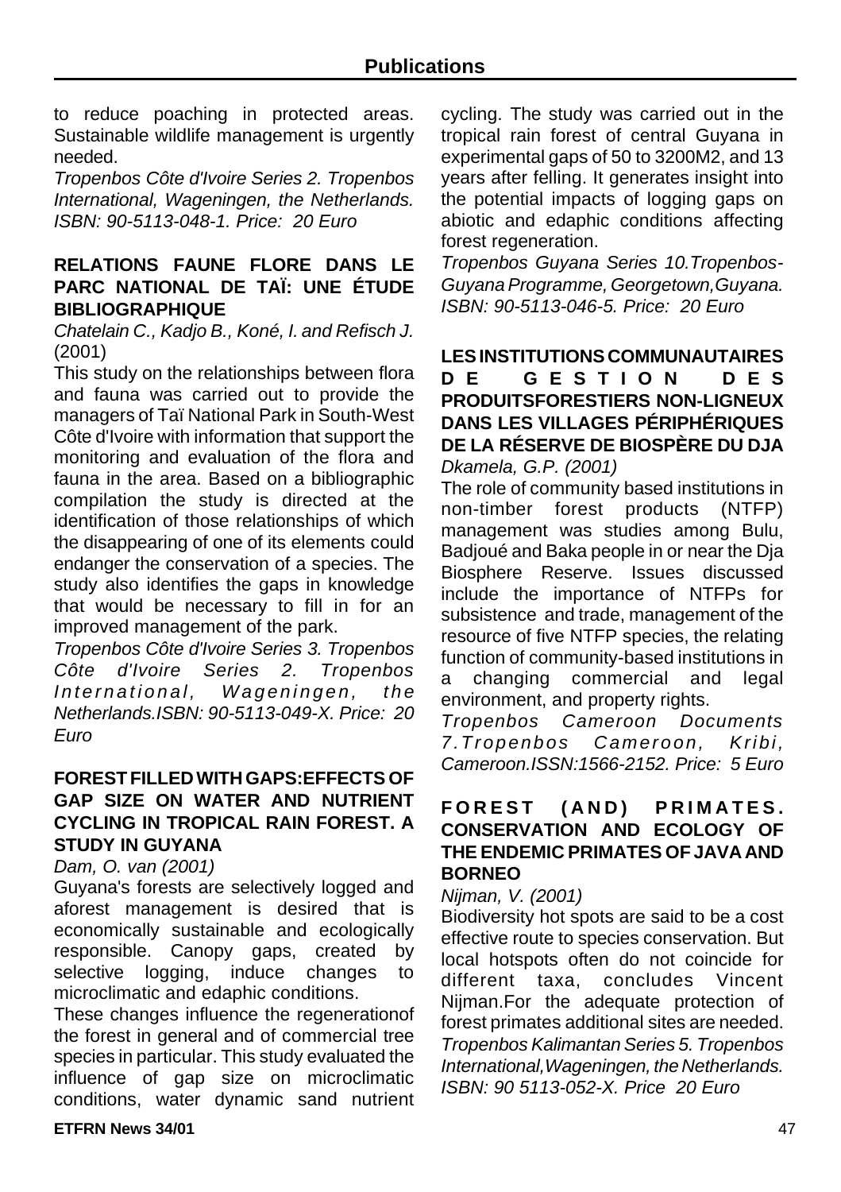to reduce poaching in protected areas. Sustainable wildlife management is urgently needed.

*Tropenbos Côte d'Ivoire Series 2. Tropenbos International, Wageningen, the Netherlands. ISBN: 90-5113-048-1. Price: 20 Euro*

**RELATIONS FAUNE FLORE DANS LE PARC NATIONAL DE TAÏ: UNE ÉTUDE BIBLIOGRAPHIQUE**

*Chatelain C., Kadjo B., Koné, I. and Refisch J.* (2001)

This study on the relationships between flora and fauna was carried out to provide the managers of Taï National Park in South-West Côte d'Ivoire with information that support the monitoring and evaluation of the flora and fauna in the area. Based on a bibliographic compilation the study is directed at the identification of those relationships of which the disappearing of one of its elements could endanger the conservation of a species. The study also identifies the gaps in knowledge that would be necessary to fill in for an improved management of the park.

*Tropenbos Côte d'Ivoire Series 3. Tropenbos Côte d'Ivoire Series 2. Tropenbos International, Wageningen, the Netherlands.ISBN: 90-5113-049-X. Price: 20 Euro*

**FOREST FILLED WITH GAPS:EFFECTS OF GAP SIZE ON WATER AND NUTRIENT CYCLING IN TROPICAL RAIN FOREST. A STUDY IN GUYANA**

*Dam, O. van (2001)*

Guyana's forests are selectively logged and aforest management is desired that is economically sustainable and ecologically responsible. Canopy gaps, created by selective logging, induce changes to microclimatic and edaphic conditions.

These changes influence the regenerationof the forest in general and of commercial tree species in particular. This study evaluated the influence of gap size on microclimatic conditions, water dynamic sand nutrient cycling. The study was carried out in the tropical rain forest of central Guyana in experimental gaps of 50 to 3200M2, and 13 years after felling. It generates insight into the potential impacts of logging gaps on abiotic and edaphic conditions affecting forest regeneration.

*Tropenbos Guyana Series 10.Tropenbos-Guyana Programme, Georgetown,Guyana. ISBN: 90-5113-046-5. Price: 20 Euro*

**LES INSTITUTIONS COMMUNAUTAIRES DE GESTION DES PRODUITSFORESTIERS NON-LIGNEUX DANS LES VILLAGES PÉRIPHÉRIQUES DE LA RÉSERVE DE BIOSPÈRE DU DJA**

*Dkamela, G.P. (2001)*

The role of community based institutions in non-timber forest products (NTFP) management was studies among Bulu, Badjoué and Baka people in or near the Dja Biosphere Reserve. Issues discussed include the importance of NTFPs for subsistence and trade, management of the resource of five NTFP species, the relating function of community-based institutions in a changing commercial and legal environment, and property rights.

*Tropenbos Cameroon Documents 7.Tropenbos Cameroon, Kribi, Cameroon.ISSN:1566-2152. Price: 5 Euro*

**FOREST (AND) PRIMATES. CONSERVATION AND ECOLOGY OF THE ENDEMIC PRIMATES OF JAVA AND BORNEO**

*Nijman, V. (2001)*

Biodiversity hot spots are said to be a cost effective route to species conservation. But local hotspots often do not coincide for different taxa, concludes Vincent Nijman.For the adequate protection of forest primates additional sites are needed.

*Tropenbos Kalimantan Series 5. Tropenbos International,Wageningen, the Netherlands. ISBN: 90 5113-052-X. Price 20 Euro*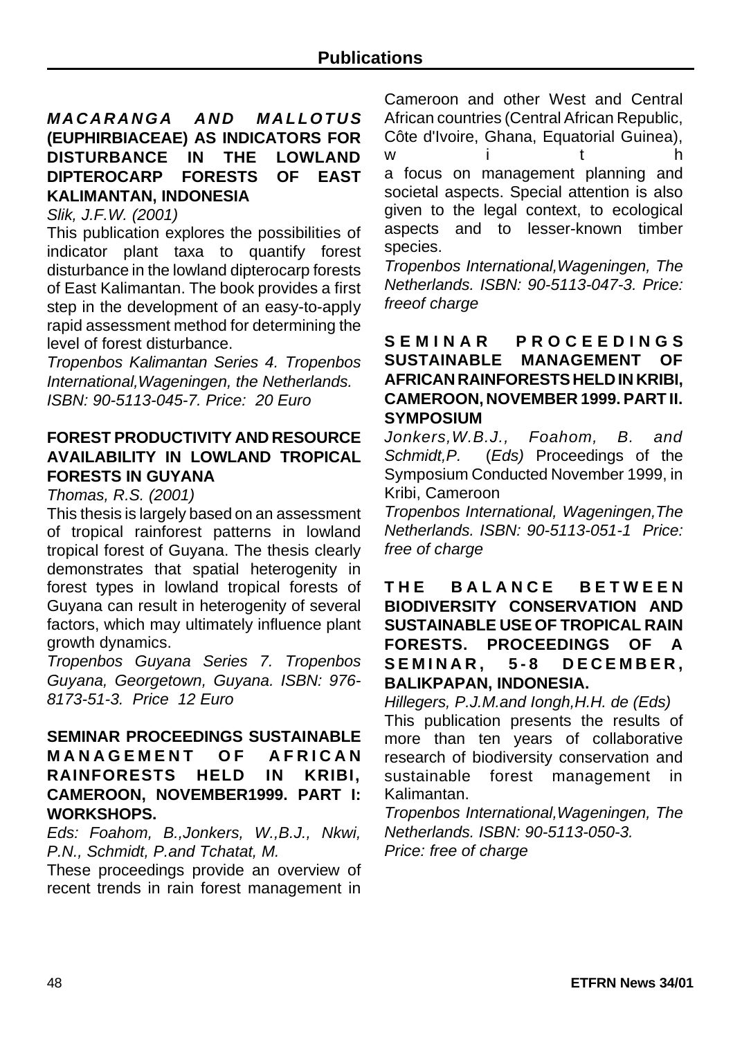## Publications

### *MACARANGA AND MALLOTUS* (EUPHIRBIACEAE) AS INDICATORS FOR DISTURBANCE IN THE LOWLAND DIPTEROCARP FORESTS OF EAST KALIMANTAN, INDONESIA

*Slik, J.F.W. (2001)*

This publication explores the possibilities of indicator plant taxa to quantify forest disturbance in the lowland dipterocarp forests of East Kalimantan. The book provides a first step in the development of an easy-to-apply rapid assessment method for determining the level of forest disturbance.

*Tropenbos Kalimantan Series 4. Tropenbos International,Wageningen, the Netherlands. ISBN: 90-5113-045-7. Price: 20 Euro*

### FOREST PRODUCTIVITY AND RESOURCE AVAILABILITY IN LOWLAND TROPICAL FORESTS IN GUYANA

*Thomas, R.S. (2001)*

This thesis is largely based on an assessment of tropical rainforest patterns in lowland tropical forest of Guyana. The thesis clearly demonstrates that spatial heterogenity in forest types in lowland tropical forests of Guyana can result in heterogenity of several factors, which may ultimately influence plant growth dynamics.

*Tropenbos Guyana Series 7. Tropenbos Guyana, Georgetown, Guyana. ISBN: 976-8173-51-3. Price 12 Euro*

### SEMINAR PROCEEDINGS SUSTAINABLE MANAGEMENT OF AFRICAN RAINFORESTS HELD IN KRIBI, CAMEROON, NOVEMBER1999. PART I: WORKSHOPS.

*Eds: Foahom, B.,Jonkers, W.,B.J., Nkwi, P.N., Schmidt, P.and Tchatat, M.*

These proceedings provide an overview of recent trends in rain forest management in Cameroon and other West and Central African countries (Central African Republic, Côte d'Ivoire, Ghana, Equatorial Guinea), with a focus on management planning and societal aspects. Special attention is also given to the legal context, to ecological aspects and to lesser-known timber species.

*Tropenbos International,Wageningen, The Netherlands. ISBN: 90-5113-047-3. Price: freeof charge*

### SEMINAR PROCEEDINGS SUSTAINABLE MANAGEMENT OF AFRICAN RAINFORESTS HELD IN KRIBI, CAMEROON, NOVEMBER 1999. PART II. SYMPOSIUM

*Jonkers,W.B.J., Foahom, B. and Schmidt,P.* (*Eds)* Proceedings of the Symposium Conducted November 1999, in Kribi, Cameroon

*Tropenbos International, Wageningen,The Netherlands. ISBN: 90-5113-051-1 Price: free of charge*

### THE BALANCE BETWEEN BIODIVERSITY CONSERVATION AND SUSTAINABLE USE OF TROPICAL RAIN FORESTS. PROCEEDINGS OF A SEMINAR, 5-8 DECEMBER, BALIKPAPAN, INDONESIA.

*Hillegers, P.J.M.and Iongh,H.H. de (Eds)*

This publication presents the results of more than ten years of collaborative research of biodiversity conservation and sustainable forest management in Kalimantan.

*Tropenbos International,Wageningen, The Netherlands. ISBN: 90-5113-050-3.*
*Price: free of charge*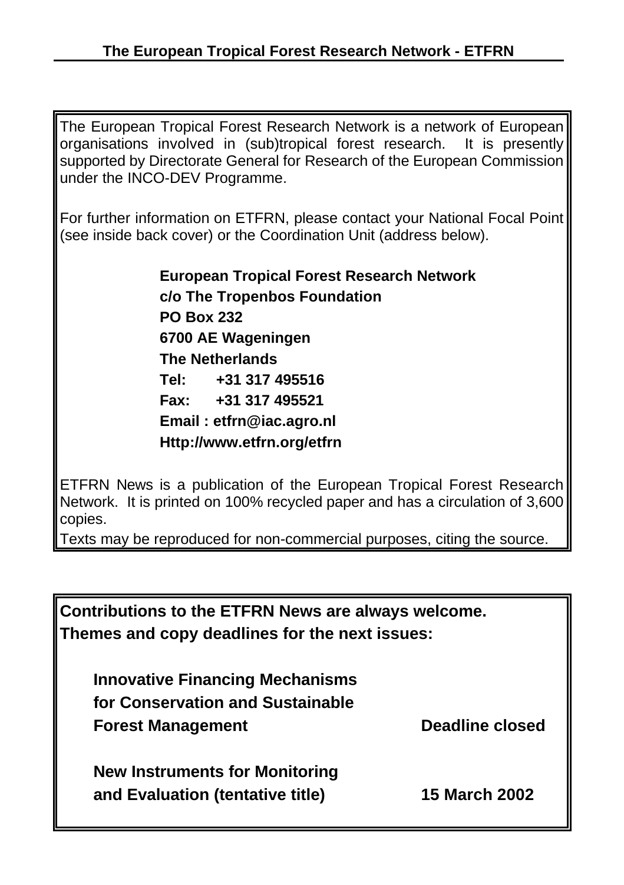## The European Tropical Forest Research Network - ETFRN

The European Tropical Forest Research Network is a network of European organisations involved in (sub)tropical forest research. It is presently supported by Directorate General for Research of the European Commission under the INCO-DEV Programme.

For further information on ETFRN, please contact your National Focal Point (see inside back cover) or the Coordination Unit (address below).

**European Tropical Forest Research Network**
**c/o The Tropenbos Foundation**
**PO Box 232**
**6700 AE Wageningen**
**The Netherlands**
**Tel: +31 317 495516**
**Fax: +31 317 495521**
**Email : etfrn@iac.agro.nl**
**Http://www.etfrn.org/etfrn**

ETFRN News is a publication of the European Tropical Forest Research Network. It is printed on 100% recycled paper and has a circulation of 3,600 copies.

Texts may be reproduced for non-commercial purposes, citing the source.

**Contributions to the ETFRN News are always welcome.**
**Themes and copy deadlines for the next issues:**

| | |
|---|---|
| **Innovative Financing Mechanisms for Conservation and Sustainable Forest Management** | **Deadline closed** |
| **New Instruments for Monitoring and Evaluation (tentative title)** | **15 March 2002** |